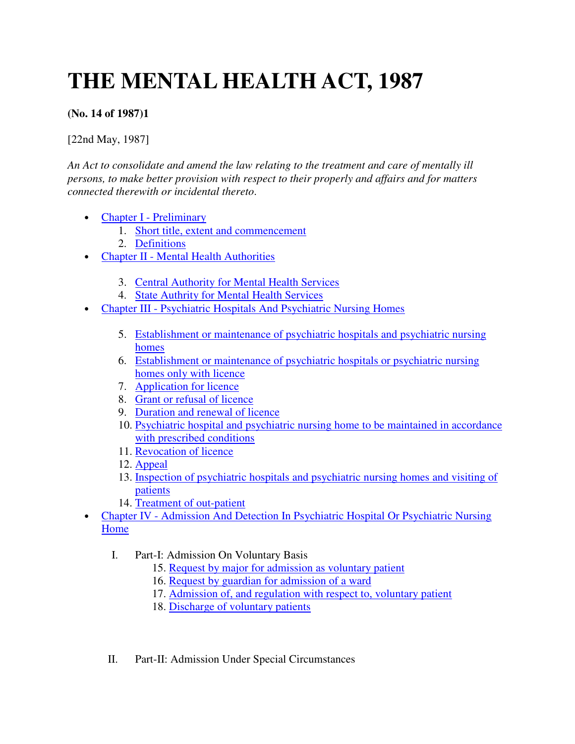# THE MENTAL HEALTH ACT, 1987

**(No. 14 of 1987)1**

[22nd May, 1987]

*An Act to consolidate and amend the law relating to the treatment and care of mentally ill persons, to make better provision with respect to their properly and affairs and for matters connected therewith or incidental thereto.*

- Chapter I - Preliminary
  1. Short title, extent and commencement
  2. Definitions
- Chapter II - Mental Health Authorities
  3. Central Authority for Mental Health Services
  4. State Authrity for Mental Health Services
- Chapter III - Psychiatric Hospitals And Psychiatric Nursing Homes
  5. Establishment or maintenance of psychiatric hospitals and psychiatric nursing homes
  6. Establishment or maintenance of psychiatric hospitals or psychiatric nursing homes only with licence
  7. Application for licence
  8. Grant or refusal of licence
  9. Duration and renewal of licence
  10. Psychiatric hospital and psychiatric nursing home to be maintained in accordance with prescribed conditions
  11. Revocation of licence
  12. Appeal
  13. Inspection of psychiatric hospitals and psychiatric nursing homes and visiting of patients
  14. Treatment of out-patient
- Chapter IV - Admission And Detection In Psychiatric Hospital Or Psychiatric Nursing Home
  - I. Part-I: Admission On Voluntary Basis
    15. Request by major for admission as voluntary patient
    16. Request by guardian for admission of a ward
    17. Admission of, and regulation with respect to, voluntary patient
    18. Discharge of voluntary patients
  - II. Part-II: Admission Under Special Circumstances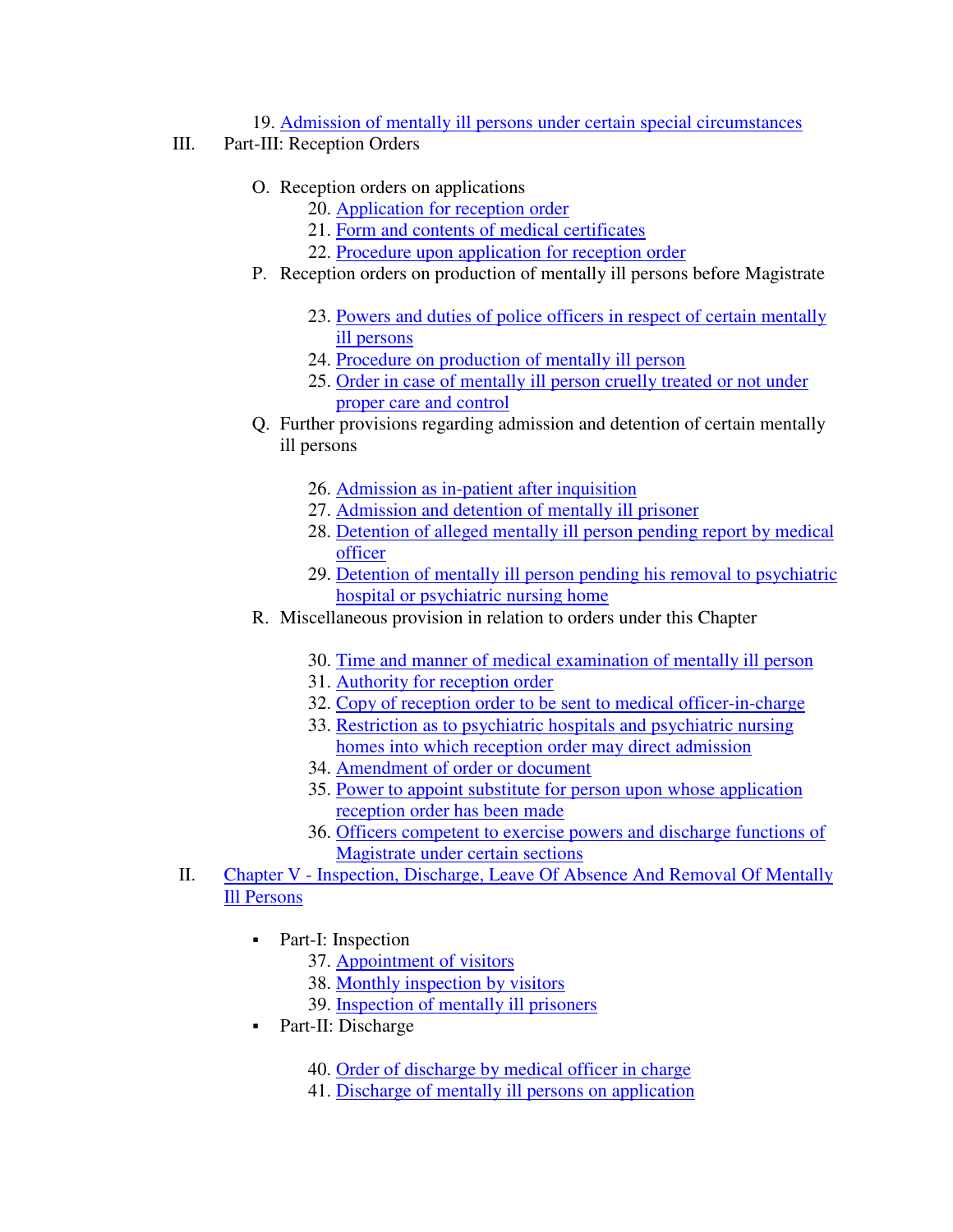19. Admission of mentally ill persons under certain special circumstances

III. Part-III: Reception Orders

   O. Reception orders on applications
      20. Application for reception order
      21. Form and contents of medical certificates
      22. Procedure upon application for reception order
   P. Reception orders on production of mentally ill persons before Magistrate
      23. Powers and duties of police officers in respect of certain mentally ill persons
      24. Procedure on production of mentally ill person
      25. Order in case of mentally ill person cruelly treated or not under proper care and control
   Q. Further provisions regarding admission and detention of certain mentally ill persons
      26. Admission as in-patient after inquisition
      27. Admission and detention of mentally ill prisoner
      28. Detention of alleged mentally ill person pending report by medical officer
      29. Detention of mentally ill person pending his removal to psychiatric hospital or psychiatric nursing home
   R. Miscellaneous provision in relation to orders under this Chapter
      30. Time and manner of medical examination of mentally ill person
      31. Authority for reception order
      32. Copy of reception order to be sent to medical officer-in-charge
      33. Restriction as to psychiatric hospitals and psychiatric nursing homes into which reception order may direct admission
      34. Amendment of order or document
      35. Power to appoint substitute for person upon whose application reception order has been made
      36. Officers competent to exercise powers and discharge functions of Magistrate under certain sections

II. Chapter V - Inspection, Discharge, Leave Of Absence And Removal Of Mentally Ill Persons

   - Part-I: Inspection
      37. Appointment of visitors
      38. Monthly inspection by visitors
      39. Inspection of mentally ill prisoners
   - Part-II: Discharge
      40. Order of discharge by medical officer in charge
      41. Discharge of mentally ill persons on application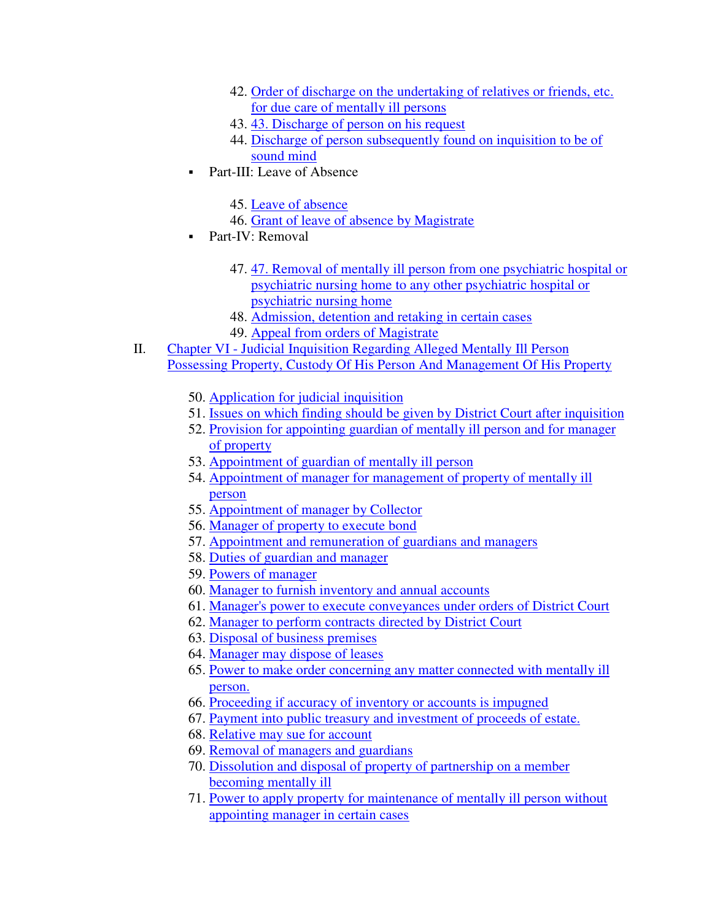42. Order of discharge on the undertaking of relatives or friends, etc. for due care of mentally ill persons
43. 43. Discharge of person on his request
44. Discharge of person subsequently found on inquisition to be of sound mind

- Part-III: Leave of Absence

45. Leave of absence
46. Grant of leave of absence by Magistrate

- Part-IV: Removal

47. 47. Removal of mentally ill person from one psychiatric hospital or psychiatric nursing home to any other psychiatric hospital or psychiatric nursing home
48. Admission, detention and retaking in certain cases
49. Appeal from orders of Magistrate

II. Chapter VI - Judicial Inquisition Regarding Alleged Mentally Ill Person Possessing Property, Custody Of His Person And Management Of His Property

50. Application for judicial inquisition
51. Issues on which finding should be given by District Court after inquisition
52. Provision for appointing guardian of mentally ill person and for manager of property
53. Appointment of guardian of mentally ill person
54. Appointment of manager for management of property of mentally ill person
55. Appointment of manager by Collector
56. Manager of property to execute bond
57. Appointment and remuneration of guardians and managers
58. Duties of guardian and manager
59. Powers of manager
60. Manager to furnish inventory and annual accounts
61. Manager's power to execute conveyances under orders of District Court
62. Manager to perform contracts directed by District Court
63. Disposal of business premises
64. Manager may dispose of leases
65. Power to make order concerning any matter connected with mentally ill person.
66. Proceeding if accuracy of inventory or accounts is impugned
67. Payment into public treasury and investment of proceeds of estate.
68. Relative may sue for account
69. Removal of managers and guardians
70. Dissolution and disposal of property of partnership on a member becoming mentally ill
71. Power to apply property for maintenance of mentally ill person without appointing manager in certain cases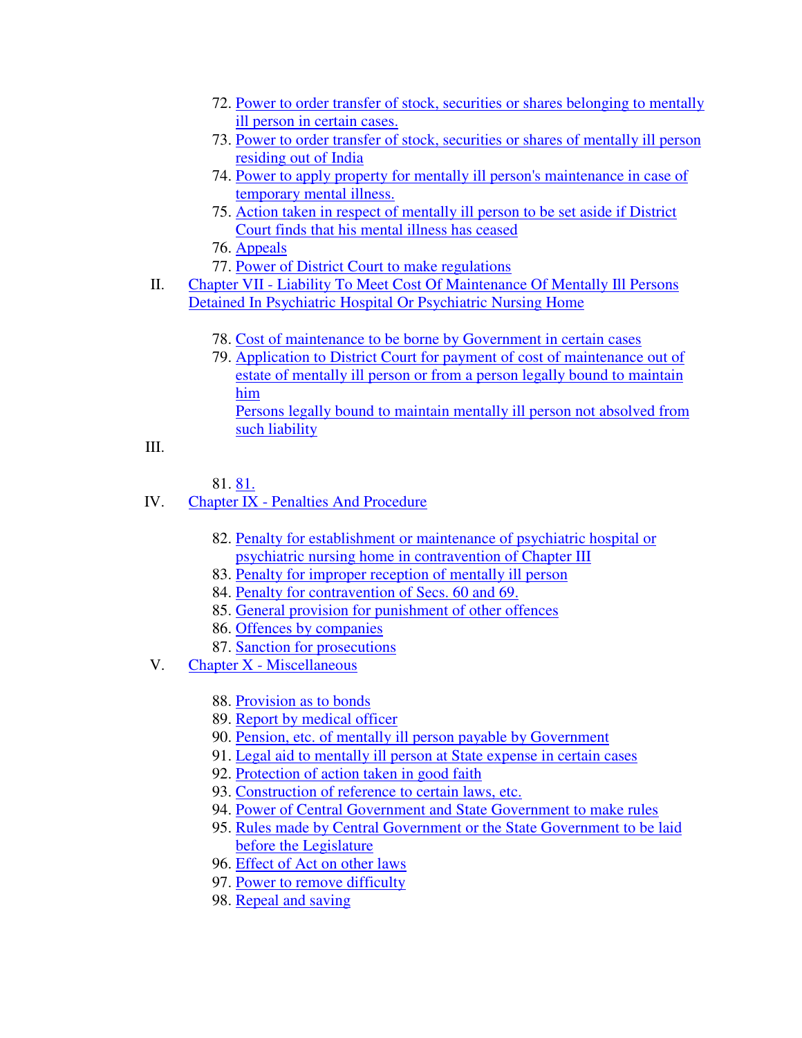72. Power to order transfer of stock, securities or shares belonging to mentally ill person in certain cases.
73. Power to order transfer of stock, securities or shares of mentally ill person residing out of India
74. Power to apply property for mentally ill person's maintenance in case of temporary mental illness.
75. Action taken in respect of mentally ill person to be set aside if District Court finds that his mental illness has ceased
76. Appeals
77. Power of District Court to make regulations

II. Chapter VII - Liability To Meet Cost Of Maintenance Of Mentally Ill Persons Detained In Psychiatric Hospital Or Psychiatric Nursing Home

78. Cost of maintenance to be borne by Government in certain cases
79. Application to District Court for payment of cost of maintenance out of estate of mentally ill person or from a person legally bound to maintain him
    Persons legally bound to maintain mentally ill person not absolved from such liability

III.

81. 81.

IV. Chapter IX - Penalties And Procedure

82. Penalty for establishment or maintenance of psychiatric hospital or psychiatric nursing home in contravention of Chapter III
83. Penalty for improper reception of mentally ill person
84. Penalty for contravention of Secs. 60 and 69.
85. General provision for punishment of other offences
86. Offences by companies
87. Sanction for prosecutions

V. Chapter X - Miscellaneous

88. Provision as to bonds
89. Report by medical officer
90. Pension, etc. of mentally ill person payable by Government
91. Legal aid to mentally ill person at State expense in certain cases
92. Protection of action taken in good faith
93. Construction of reference to certain laws, etc.
94. Power of Central Government and State Government to make rules
95. Rules made by Central Government or the State Government to be laid before the Legislature
96. Effect of Act on other laws
97. Power to remove difficulty
98. Repeal and saving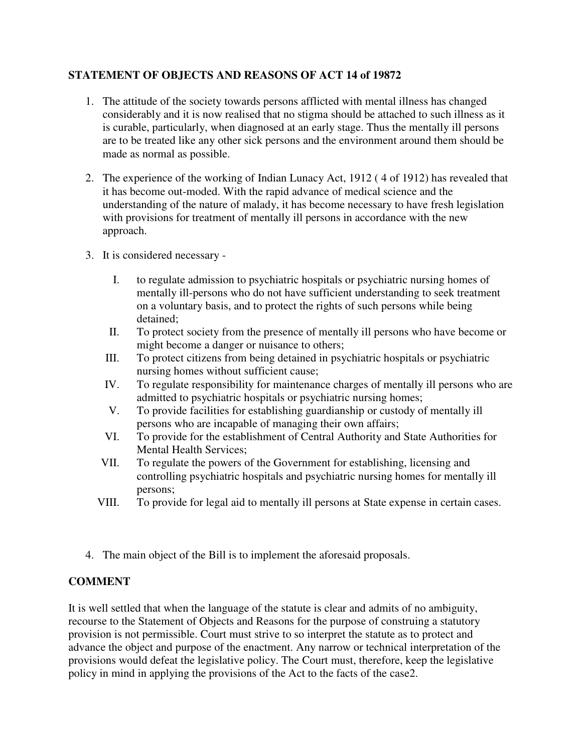## STATEMENT OF OBJECTS AND REASONS OF ACT 14 of 1987[2]

1. The attitude of the society towards persons afflicted with mental illness has changed considerably and it is now realised that no stigma should be attached to such illness as it is curable, particularly, when diagnosed at an early stage. Thus the mentally ill persons are to be treated like any other sick persons and the environment around them should be made as normal as possible.

2. The experience of the working of Indian Lunacy Act, 1912 ( 4 of 1912) has revealed that it has become out-moded. With the rapid advance of medical science and the understanding of the nature of malady, it has become necessary to have fresh legislation with provisions for treatment of mentally ill persons in accordance with the new approach.

3. It is considered necessary -

   I. to regulate admission to psychiatric hospitals or psychiatric nursing homes of mentally ill-persons who do not have sufficient understanding to seek treatment on a voluntary basis, and to protect the rights of such persons while being detained;

   II. To protect society from the presence of mentally ill persons who have become or might become a danger or nuisance to others;

   III. To protect citizens from being detained in psychiatric hospitals or psychiatric nursing homes without sufficient cause;

   IV. To regulate responsibility for maintenance charges of mentally ill persons who are admitted to psychiatric hospitals or psychiatric nursing homes;

   V. To provide facilities for establishing guardianship or custody of mentally ill persons who are incapable of managing their own affairs;

   VI. To provide for the establishment of Central Authority and State Authorities for Mental Health Services;

   VII. To regulate the powers of the Government for establishing, licensing and controlling psychiatric hospitals and psychiatric nursing homes for mentally ill persons;

   VIII. To provide for legal aid to mentally ill persons at State expense in certain cases.

4. The main object of the Bill is to implement the aforesaid proposals.

## COMMENT

It is well settled that when the language of the statute is clear and admits of no ambiguity, recourse to the Statement of Objects and Reasons for the purpose of construing a statutory provision is not permissible. Court must strive to so interpret the statute as to protect and advance the object and purpose of the enactment. Any narrow or technical interpretation of the provisions would defeat the legislative policy. The Court must, therefore, keep the legislative policy in mind in applying the provisions of the Act to the facts of the case[2].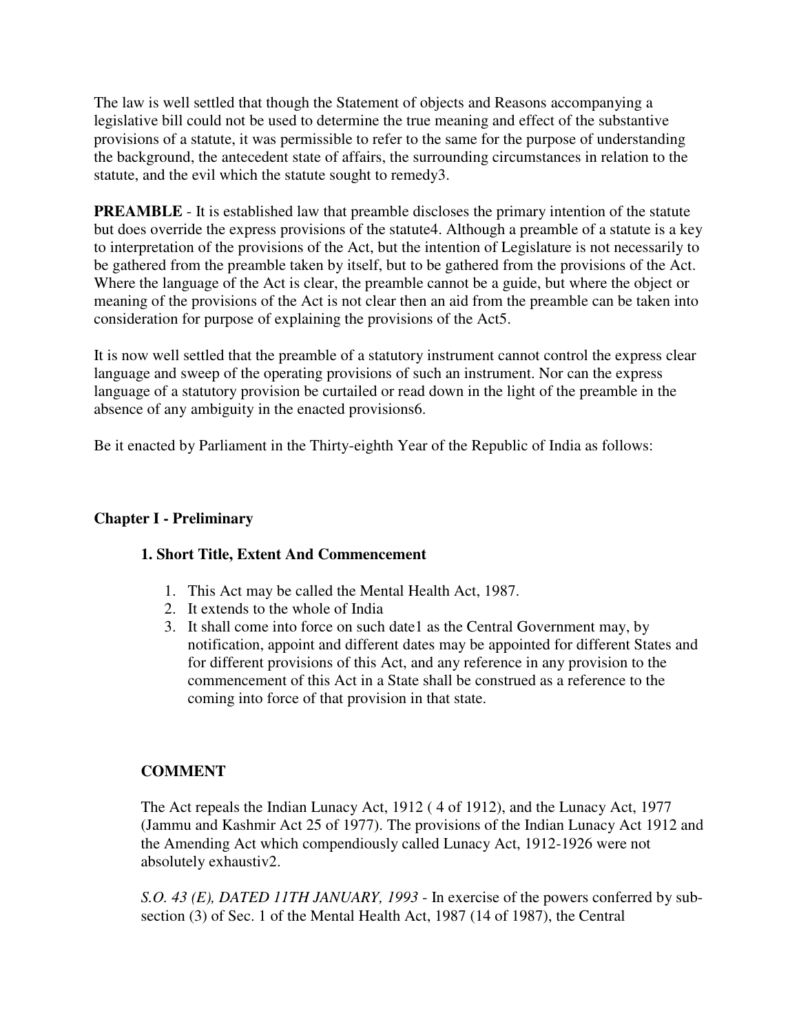The law is well settled that though the Statement of objects and Reasons accompanying a legislative bill could not be used to determine the true meaning and effect of the substantive provisions of a statute, it was permissible to refer to the same for the purpose of understanding the background, the antecedent state of affairs, the surrounding circumstances in relation to the statute, and the evil which the statute sought to remedy[3].

**PREAMBLE** - It is established law that preamble discloses the primary intention of the statute but does override the express provisions of the statute[4]. Although a preamble of a statute is a key to interpretation of the provisions of the Act, but the intention of Legislature is not necessarily to be gathered from the preamble taken by itself, but to be gathered from the provisions of the Act. Where the language of the Act is clear, the preamble cannot be a guide, but where the object or meaning of the provisions of the Act is not clear then an aid from the preamble can be taken into consideration for purpose of explaining the provisions of the Act[5].

It is now well settled that the preamble of a statutory instrument cannot control the express clear language and sweep of the operating provisions of such an instrument. Nor can the express language of a statutory provision be curtailed or read down in the light of the preamble in the absence of any ambiguity in the enacted provisions[6].

Be it enacted by Parliament in the Thirty-eighth Year of the Republic of India as follows:

## Chapter I - Preliminary

### 1. Short Title, Extent And Commencement

1. This Act may be called the Mental Health Act, 1987.
2. It extends to the whole of India
3. It shall come into force on such date[1] as the Central Government may, by notification, appoint and different dates may be appointed for different States and for different provisions of this Act, and any reference in any provision to the commencement of this Act in a State shall be construed as a reference to the coming into force of that provision in that state.

### COMMENT

The Act repeals the Indian Lunacy Act, 1912 ( 4 of 1912), and the Lunacy Act, 1977 (Jammu and Kashmir Act 25 of 1977). The provisions of the Indian Lunacy Act 1912 and the Amending Act which compendiously called Lunacy Act, 1912-1926 were not absolutely exhaustiv[2].

*S.O. 43 (E), DATED 11TH JANUARY, 1993* - In exercise of the powers conferred by sub-section (3) of Sec. 1 of the Mental Health Act, 1987 (14 of 1987), the Central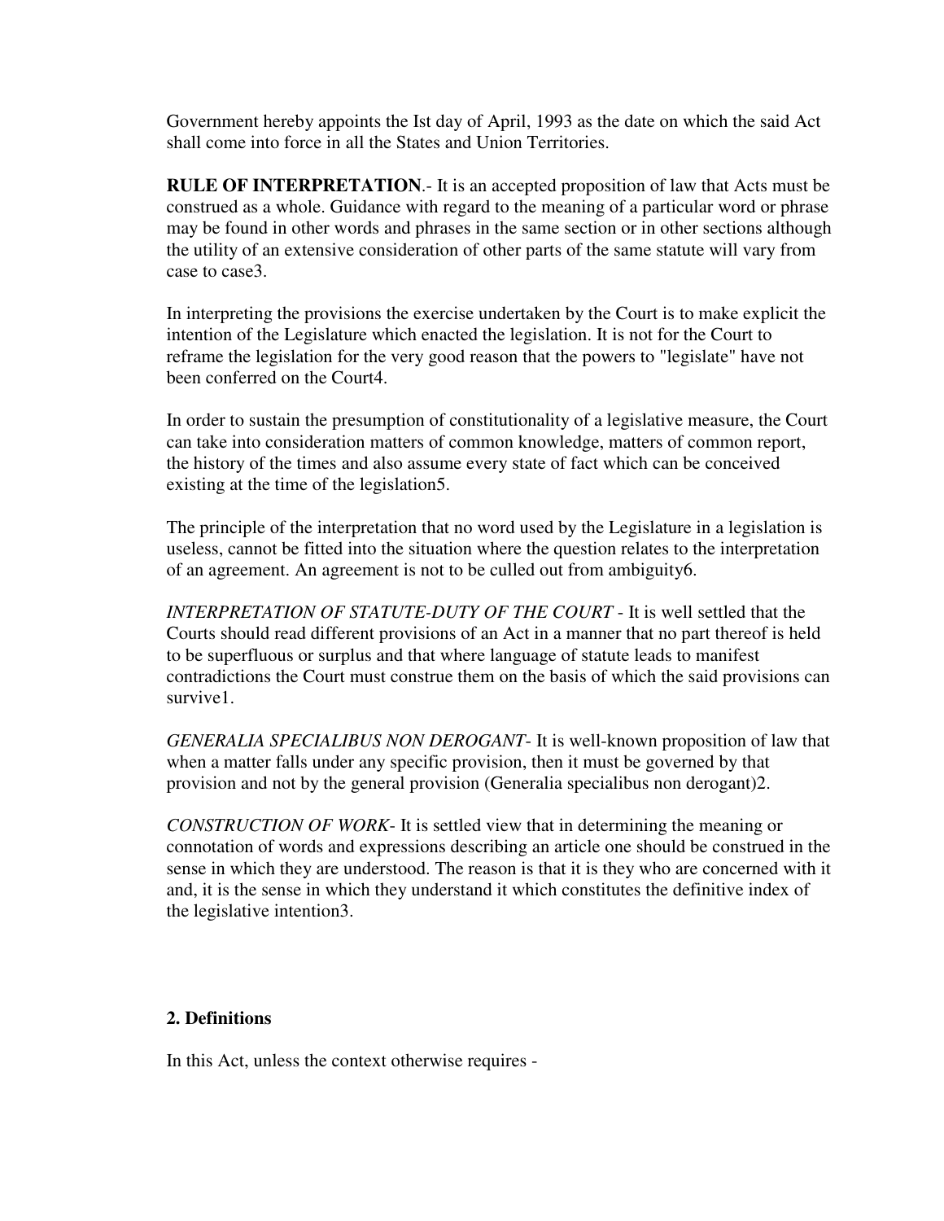Government hereby appoints the Ist day of April, 1993 as the date on which the said Act shall come into force in all the States and Union Territories.

**RULE OF INTERPRETATION**.- It is an accepted proposition of law that Acts must be construed as a whole. Guidance with regard to the meaning of a particular word or phrase may be found in other words and phrases in the same section or in other sections although the utility of an extensive consideration of other parts of the same statute will vary from case to case[3].

In interpreting the provisions the exercise undertaken by the Court is to make explicit the intention of the Legislature which enacted the legislation. It is not for the Court to reframe the legislation for the very good reason that the powers to "legislate" have not been conferred on the Court[4].

In order to sustain the presumption of constitutionality of a legislative measure, the Court can take into consideration matters of common knowledge, matters of common report, the history of the times and also assume every state of fact which can be conceived existing at the time of the legislation[5].

The principle of the interpretation that no word used by the Legislature in a legislation is useless, cannot be fitted into the situation where the question relates to the interpretation of an agreement. An agreement is not to be culled out from ambiguity[6].

*INTERPRETATION OF STATUTE-DUTY OF THE COURT* - It is well settled that the Courts should read different provisions of an Act in a manner that no part thereof is held to be superfluous or surplus and that where language of statute leads to manifest contradictions the Court must construe them on the basis of which the said provisions can survive[1].

*GENERALIA SPECIALIBUS NON DEROGANT*- It is well-known proposition of law that when a matter falls under any specific provision, then it must be governed by that provision and not by the general provision (Generalia specialibus non derogant)[2].

*CONSTRUCTION OF WORK*- It is settled view that in determining the meaning or connotation of words and expressions describing an article one should be construed in the sense in which they are understood. The reason is that it is they who are concerned with it and, it is the sense in which they understand it which constitutes the definitive index of the legislative intention[3].

## 2. Definitions

In this Act, unless the context otherwise requires -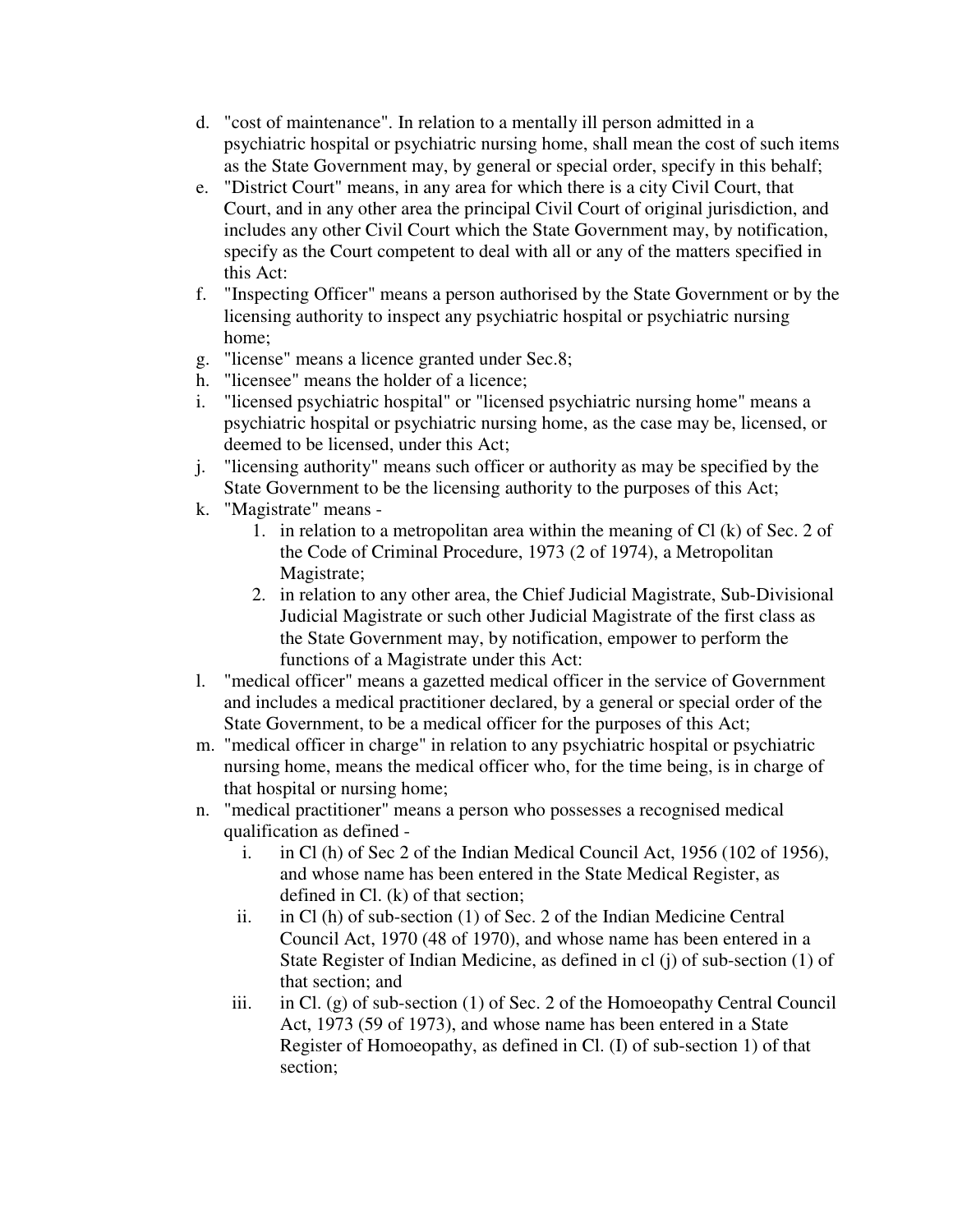d. "cost of maintenance". In relation to a mentally ill person admitted in a psychiatric hospital or psychiatric nursing home, shall mean the cost of such items as the State Government may, by general or special order, specify in this behalf;
e. "District Court" means, in any area for which there is a city Civil Court, that Court, and in any other area the principal Civil Court of original jurisdiction, and includes any other Civil Court which the State Government may, by notification, specify as the Court competent to deal with all or any of the matters specified in this Act:
f. "Inspecting Officer" means a person authorised by the State Government or by the licensing authority to inspect any psychiatric hospital or psychiatric nursing home;
g. "license" means a licence granted under Sec.8;
h. "licensee" means the holder of a licence;
i. "licensed psychiatric hospital" or "licensed psychiatric nursing home" means a psychiatric hospital or psychiatric nursing home, as the case may be, licensed, or deemed to be licensed, under this Act;
j. "licensing authority" means such officer or authority as may be specified by the State Government to be the licensing authority to the purposes of this Act;
k. "Magistrate" means -
    1. in relation to a metropolitan area within the meaning of Cl (k) of Sec. 2 of the Code of Criminal Procedure, 1973 (2 of 1974), a Metropolitan Magistrate;
    2. in relation to any other area, the Chief Judicial Magistrate, Sub-Divisional Judicial Magistrate or such other Judicial Magistrate of the first class as the State Government may, by notification, empower to perform the functions of a Magistrate under this Act:
l. "medical officer" means a gazetted medical officer in the service of Government and includes a medical practitioner declared, by a general or special order of the State Government, to be a medical officer for the purposes of this Act;
m. "medical officer in charge" in relation to any psychiatric hospital or psychiatric nursing home, means the medical officer who, for the time being, is in charge of that hospital or nursing home;
n. "medical practitioner" means a person who possesses a recognised medical qualification as defined -
    i. in Cl (h) of Sec 2 of the Indian Medical Council Act, 1956 (102 of 1956), and whose name has been entered in the State Medical Register, as defined in Cl. (k) of that section;
    ii. in Cl (h) of sub-section (1) of Sec. 2 of the Indian Medicine Central Council Act, 1970 (48 of 1970), and whose name has been entered in a State Register of Indian Medicine, as defined in cl (j) of sub-section (1) of that section; and
    iii. in Cl. (g) of sub-section (1) of Sec. 2 of the Homoeopathy Central Council Act, 1973 (59 of 1973), and whose name has been entered in a State Register of Homoeopathy, as defined in Cl. (I) of sub-section 1) of that section;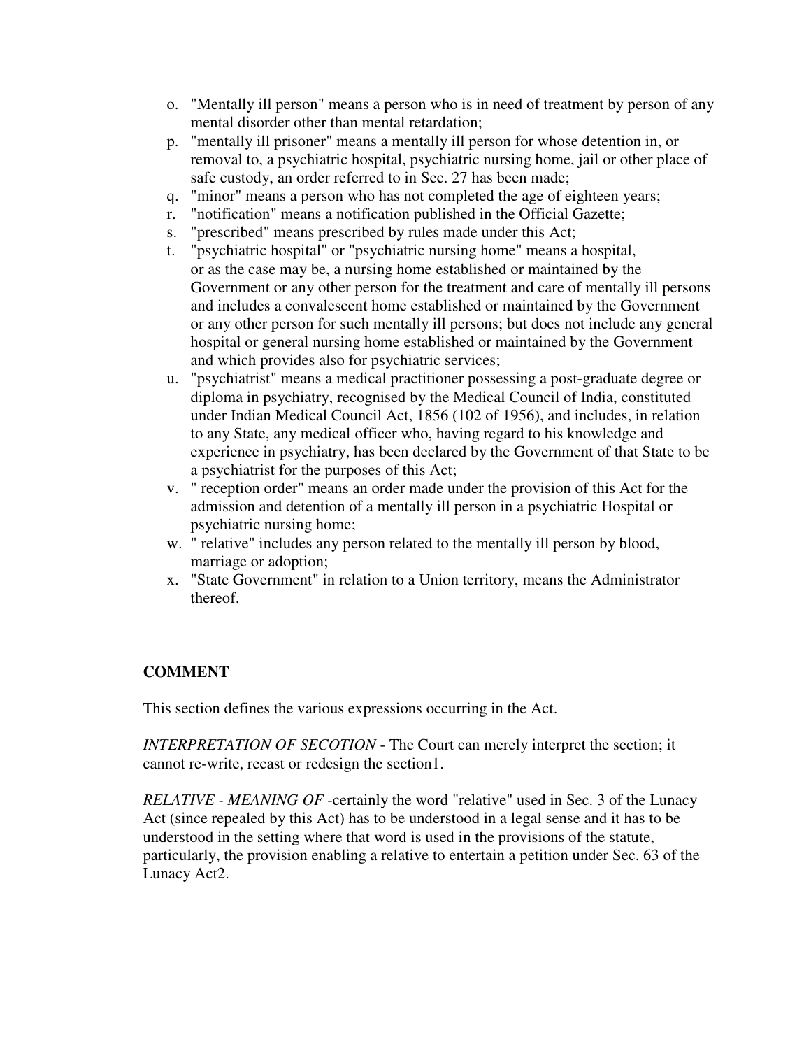o. "Mentally ill person" means a person who is in need of treatment by person of any mental disorder other than mental retardation;
p. "mentally ill prisoner" means a mentally ill person for whose detention in, or removal to, a psychiatric hospital, psychiatric nursing home, jail or other place of safe custody, an order referred to in Sec. 27 has been made;
q. "minor" means a person who has not completed the age of eighteen years;
r. "notification" means a notification published in the Official Gazette;
s. "prescribed" means prescribed by rules made under this Act;
t. "psychiatric hospital" or "psychiatric nursing home" means a hospital, or as the case may be, a nursing home established or maintained by the Government or any other person for the treatment and care of mentally ill persons and includes a convalescent home established or maintained by the Government or any other person for such mentally ill persons; but does not include any general hospital or general nursing home established or maintained by the Government and which provides also for psychiatric services;
u. "psychiatrist" means a medical practitioner possessing a post-graduate degree or diploma in psychiatry, recognised by the Medical Council of India, constituted under Indian Medical Council Act, 1856 (102 of 1956), and includes, in relation to any State, any medical officer who, having regard to his knowledge and experience in psychiatry, has been declared by the Government of that State to be a psychiatrist for the purposes of this Act;
v. " reception order" means an order made under the provision of this Act for the admission and detention of a mentally ill person in a psychiatric Hospital or psychiatric nursing home;
w. " relative" includes any person related to the mentally ill person by blood, marriage or adoption;
x. "State Government" in relation to a Union territory, means the Administrator thereof.

**COMMENT**

This section defines the various expressions occurring in the Act.

*INTERPRETATION OF SECOTION* - The Court can merely interpret the section; it cannot re-write, recast or redesign the section[1].

*RELATIVE - MEANING OF* -certainly the word "relative" used in Sec. 3 of the Lunacy Act (since repealed by this Act) has to be understood in a legal sense and it has to be understood in the setting where that word is used in the provisions of the statute, particularly, the provision enabling a relative to entertain a petition under Sec. 63 of the Lunacy Act[2].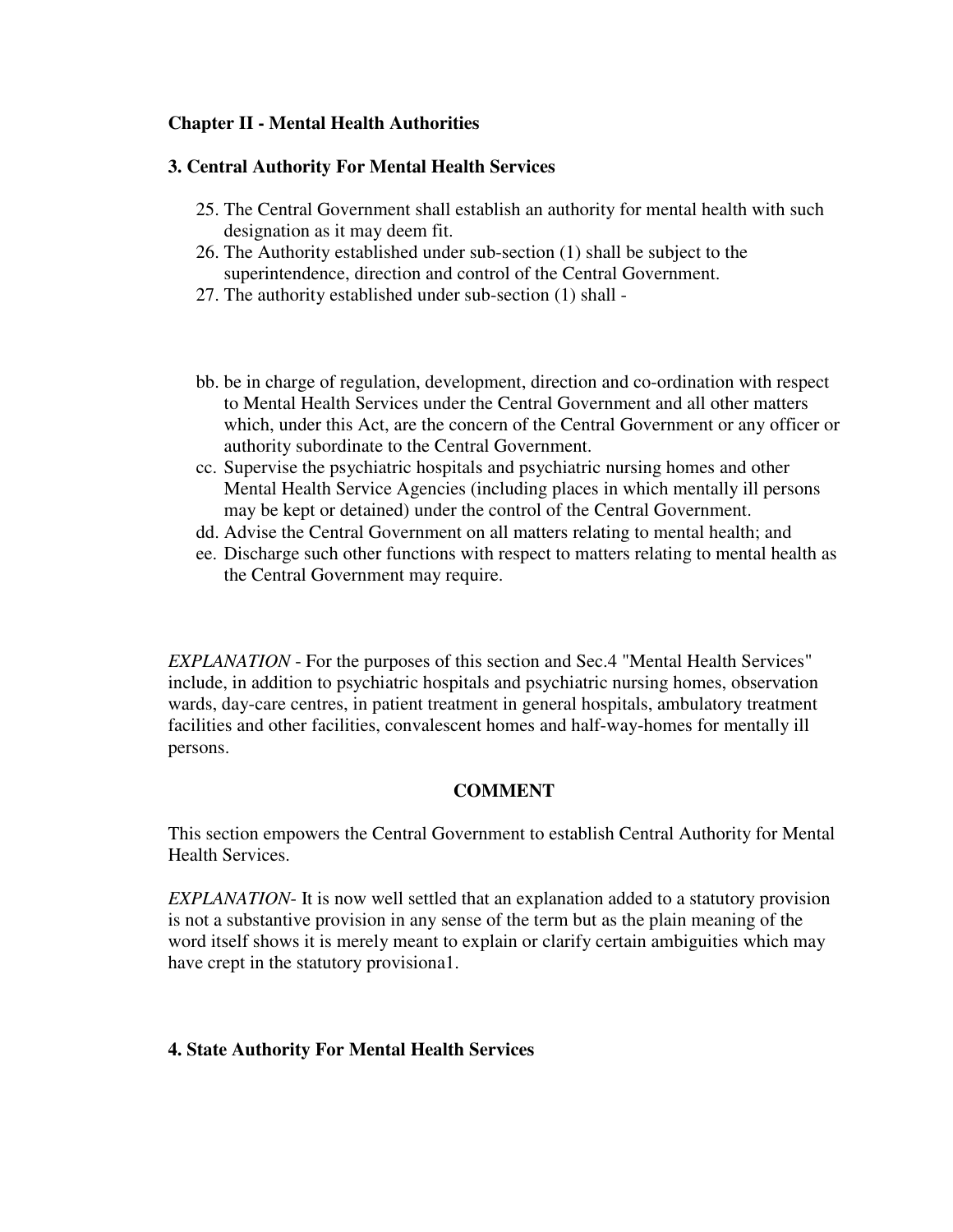**Chapter II - Mental Health Authorities**

**3. Central Authority For Mental Health Services**

25. The Central Government shall establish an authority for mental health with such designation as it may deem fit.
26. The Authority established under sub-section (1) shall be subject to the superintendence, direction and control of the Central Government.
27. The authority established under sub-section (1) shall -

bb. be in charge of regulation, development, direction and co-ordination with respect to Mental Health Services under the Central Government and all other matters which, under this Act, are the concern of the Central Government or any officer or authority subordinate to the Central Government.

cc. Supervise the psychiatric hospitals and psychiatric nursing homes and other Mental Health Service Agencies (including places in which mentally ill persons may be kept or detained) under the control of the Central Government.

dd. Advise the Central Government on all matters relating to mental health; and

ee. Discharge such other functions with respect to matters relating to mental health as the Central Government may require.

*EXPLANATION* - For the purposes of this section and Sec.4 "Mental Health Services" include, in addition to psychiatric hospitals and psychiatric nursing homes, observation wards, day-care centres, in patient treatment in general hospitals, ambulatory treatment facilities and other facilities, convalescent homes and half-way-homes for mentally ill persons.

**COMMENT**

This section empowers the Central Government to establish Central Authority for Mental Health Services.

*EXPLANATION*- It is now well settled that an explanation added to a statutory provision is not a substantive provision in any sense of the term but as the plain meaning of the word itself shows it is merely meant to explain or clarify certain ambiguities which may have crept in the statutory provisiona1.

**4. State Authority For Mental Health Services**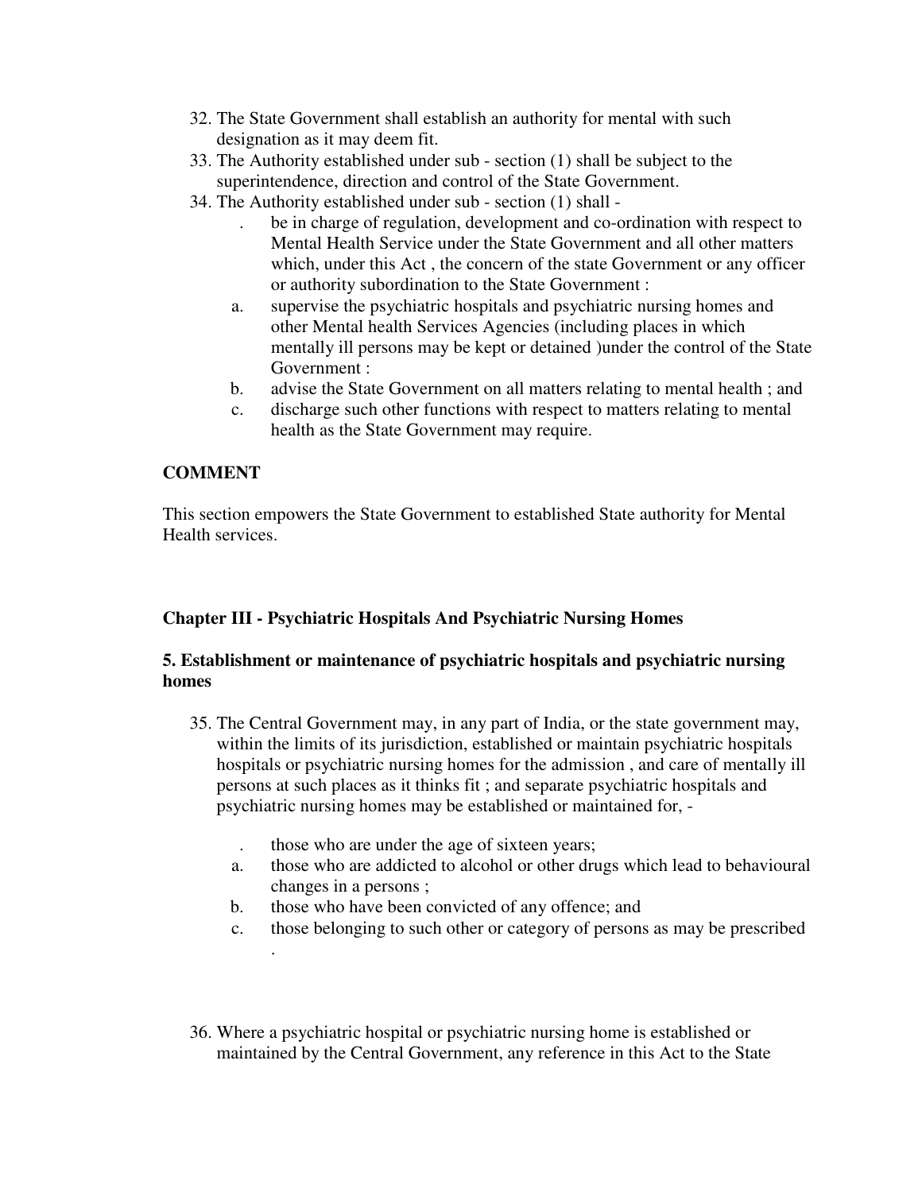32. The State Government shall establish an authority for mental with such designation as it may deem fit.
33. The Authority established under sub - section (1) shall be subject to the superintendence, direction and control of the State Government.
34. The Authority established under sub - section (1) shall -
    . be in charge of regulation, development and co-ordination with respect to Mental Health Service under the State Government and all other matters which, under this Act , the concern of the state Government or any officer or authority subordination to the State Government :
    a. supervise the psychiatric hospitals and psychiatric nursing homes and other Mental health Services Agencies (including places in which mentally ill persons may be kept or detained )under the control of the State Government :
    b. advise the State Government on all matters relating to mental health ; and
    c. discharge such other functions with respect to matters relating to mental health as the State Government may require.

**COMMENT**

This section empowers the State Government to established State authority for Mental Health services.

### Chapter III - Psychiatric Hospitals And Psychiatric Nursing Homes

#### 5. Establishment or maintenance of psychiatric hospitals and psychiatric nursing homes

35. The Central Government may, in any part of India, or the state government may, within the limits of its jurisdiction, established or maintain psychiatric hospitals hospitals or psychiatric nursing homes for the admission , and care of mentally ill persons at such places as it thinks fit ; and separate psychiatric hospitals and psychiatric nursing homes may be established or maintained for, -
    . those who are under the age of sixteen years;
    a. those who are addicted to alcohol or other drugs which lead to behavioural changes in a persons ;
    b. those who have been convicted of any offence; and
    c. those belonging to such other or category of persons as may be prescribed .

36. Where a psychiatric hospital or psychiatric nursing home is established or maintained by the Central Government, any reference in this Act to the State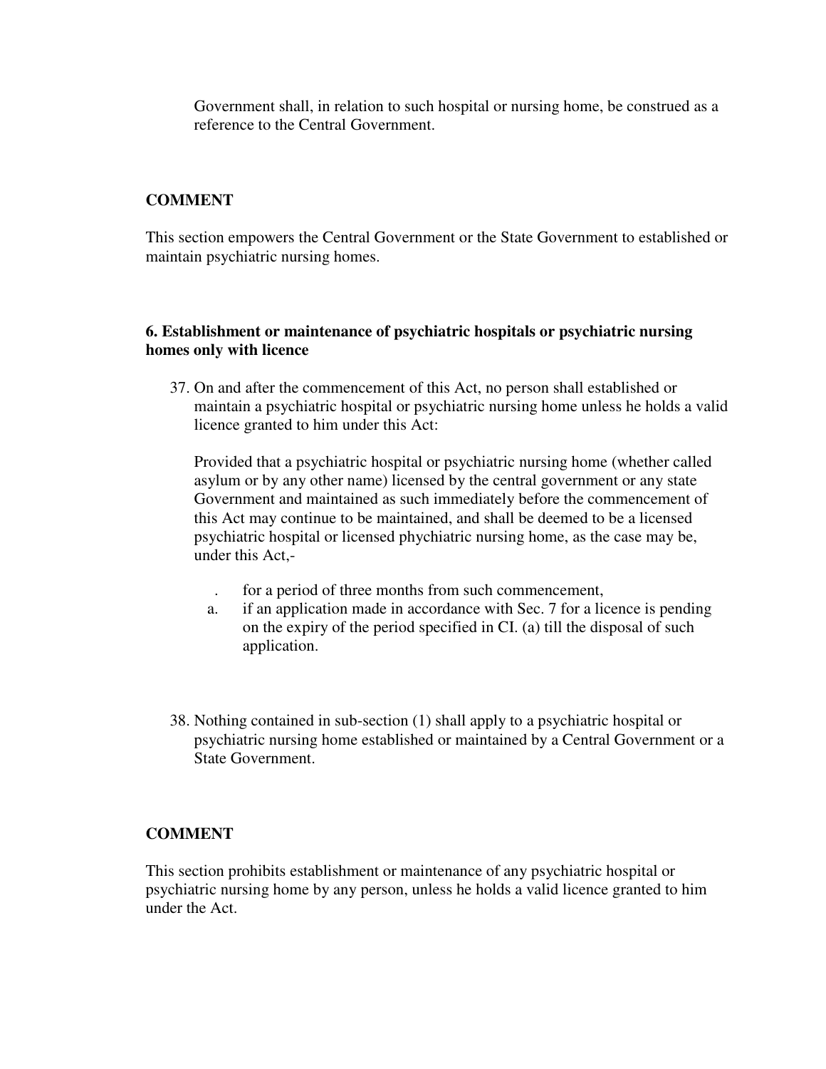Government shall, in relation to such hospital or nursing home, be construed as a reference to the Central Government.

**COMMENT**

This section empowers the Central Government or the State Government to established or maintain psychiatric nursing homes.

**6. Establishment or maintenance of psychiatric hospitals or psychiatric nursing homes only with licence**

37. On and after the commencement of this Act, no person shall established or maintain a psychiatric hospital or psychiatric nursing home unless he holds a valid licence granted to him under this Act:

    Provided that a psychiatric hospital or psychiatric nursing home (whether called asylum or by any other name) licensed by the central government or any state Government and maintained as such immediately before the commencement of this Act may continue to be maintained, and shall be deemed to be a licensed psychiatric hospital or licensed phychiatric nursing home, as the case may be, under this Act,-

    . for a period of three months from such commencement,

    a. if an application made in accordance with Sec. 7 for a licence is pending on the expiry of the period specified in CI. (a) till the disposal of such application.

38. Nothing contained in sub-section (1) shall apply to a psychiatric hospital or psychiatric nursing home established or maintained by a Central Government or a State Government.

**COMMENT**

This section prohibits establishment or maintenance of any psychiatric hospital or psychiatric nursing home by any person, unless he holds a valid licence granted to him under the Act.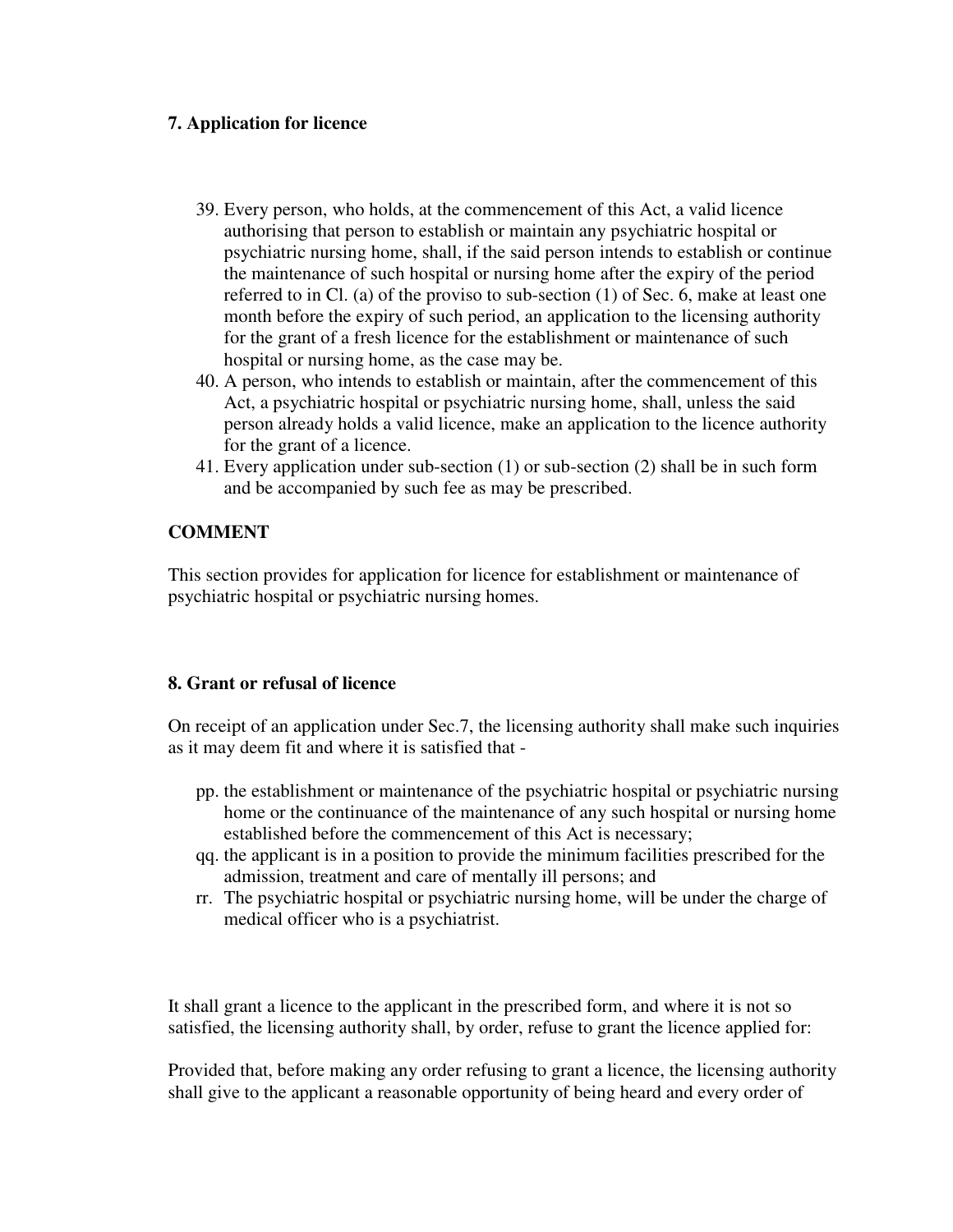**7. Application for licence**

39. Every person, who holds, at the commencement of this Act, a valid licence authorising that person to establish or maintain any psychiatric hospital or psychiatric nursing home, shall, if the said person intends to establish or continue the maintenance of such hospital or nursing home after the expiry of the period referred to in Cl. (a) of the proviso to sub-section (1) of Sec. 6, make at least one month before the expiry of such period, an application to the licensing authority for the grant of a fresh licence for the establishment or maintenance of such hospital or nursing home, as the case may be.
40. A person, who intends to establish or maintain, after the commencement of this Act, a psychiatric hospital or psychiatric nursing home, shall, unless the said person already holds a valid licence, make an application to the licence authority for the grant of a licence.
41. Every application under sub-section (1) or sub-section (2) shall be in such form and be accompanied by such fee as may be prescribed.

**COMMENT**

This section provides for application for licence for establishment or maintenance of psychiatric hospital or psychiatric nursing homes.

**8. Grant or refusal of licence**

On receipt of an application under Sec.7, the licensing authority shall make such inquiries as it may deem fit and where it is satisfied that -

pp. the establishment or maintenance of the psychiatric hospital or psychiatric nursing home or the continuance of the maintenance of any such hospital or nursing home established before the commencement of this Act is necessary;

qq. the applicant is in a position to provide the minimum facilities prescribed for the admission, treatment and care of mentally ill persons; and

rr. The psychiatric hospital or psychiatric nursing home, will be under the charge of medical officer who is a psychiatrist.

It shall grant a licence to the applicant in the prescribed form, and where it is not so satisfied, the licensing authority shall, by order, refuse to grant the licence applied for:

Provided that, before making any order refusing to grant a licence, the licensing authority shall give to the applicant a reasonable opportunity of being heard and every order of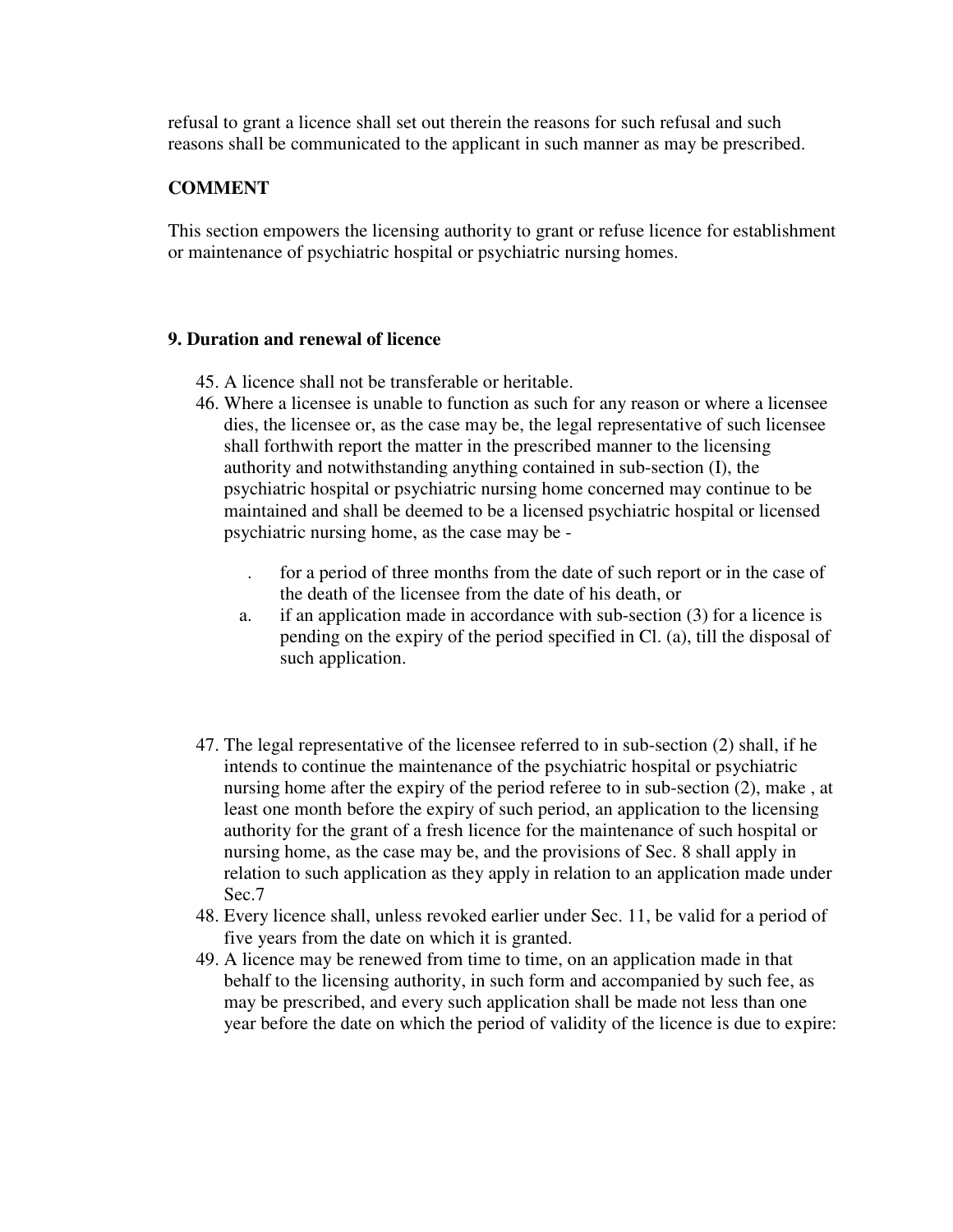refusal to grant a licence shall set out therein the reasons for such refusal and such reasons shall be communicated to the applicant in such manner as may be prescribed.

**COMMENT**

This section empowers the licensing authority to grant or refuse licence for establishment or maintenance of psychiatric hospital or psychiatric nursing homes.

**9. Duration and renewal of licence**

45. A licence shall not be transferable or heritable.
46. Where a licensee is unable to function as such for any reason or where a licensee dies, the licensee or, as the case may be, the legal representative of such licensee shall forthwith report the matter in the prescribed manner to the licensing authority and notwithstanding anything contained in sub-section (I), the psychiatric hospital or psychiatric nursing home concerned may continue to be maintained and shall be deemed to be a licensed psychiatric hospital or licensed psychiatric nursing home, as the case may be -

    . for a period of three months from the date of such report or in the case of the death of the licensee from the date of his death, or

    a. if an application made in accordance with sub-section (3) for a licence is pending on the expiry of the period specified in Cl. (a), till the disposal of such application.

47. The legal representative of the licensee referred to in sub-section (2) shall, if he intends to continue the maintenance of the psychiatric hospital or psychiatric nursing home after the expiry of the period referee to in sub-section (2), make , at least one month before the expiry of such period, an application to the licensing authority for the grant of a fresh licence for the maintenance of such hospital or nursing home, as the case may be, and the provisions of Sec. 8 shall apply in relation to such application as they apply in relation to an application made under Sec.7
48. Every licence shall, unless revoked earlier under Sec. 11, be valid for a period of five years from the date on which it is granted.
49. A licence may be renewed from time to time, on an application made in that behalf to the licensing authority, in such form and accompanied by such fee, as may be prescribed, and every such application shall be made not less than one year before the date on which the period of validity of the licence is due to expire: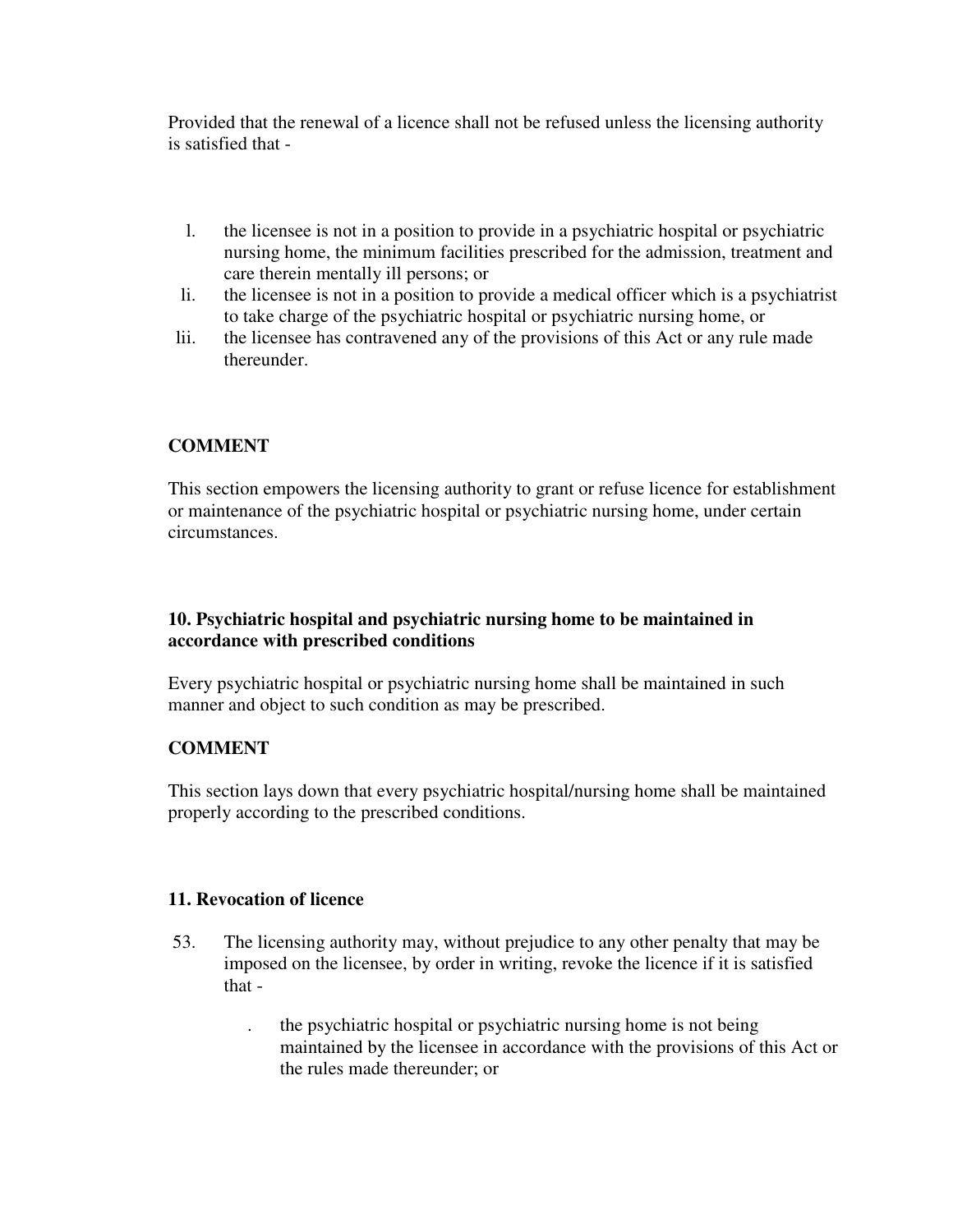Provided that the renewal of a licence shall not be refused unless the licensing authority is satisfied that -

l. the licensee is not in a position to provide in a psychiatric hospital or psychiatric nursing home, the minimum facilities prescribed for the admission, treatment and care therein mentally ill persons; or
li. the licensee is not in a position to provide a medical officer which is a psychiatrist to take charge of the psychiatric hospital or psychiatric nursing home, or
lii. the licensee has contravened any of the provisions of this Act or any rule made thereunder.

**COMMENT**

This section empowers the licensing authority to grant or refuse licence for establishment or maintenance of the psychiatric hospital or psychiatric nursing home, under certain circumstances.

**10. Psychiatric hospital and psychiatric nursing home to be maintained in accordance with prescribed conditions**

Every psychiatric hospital or psychiatric nursing home shall be maintained in such manner and object to such condition as may be prescribed.

**COMMENT**

This section lays down that every psychiatric hospital/nursing home shall be maintained properly according to the prescribed conditions.

**11. Revocation of licence**

53. The licensing authority may, without prejudice to any other penalty that may be imposed on the licensee, by order in writing, revoke the licence if it is satisfied that -

   . the psychiatric hospital or psychiatric nursing home is not being maintained by the licensee in accordance with the provisions of this Act or the rules made thereunder; or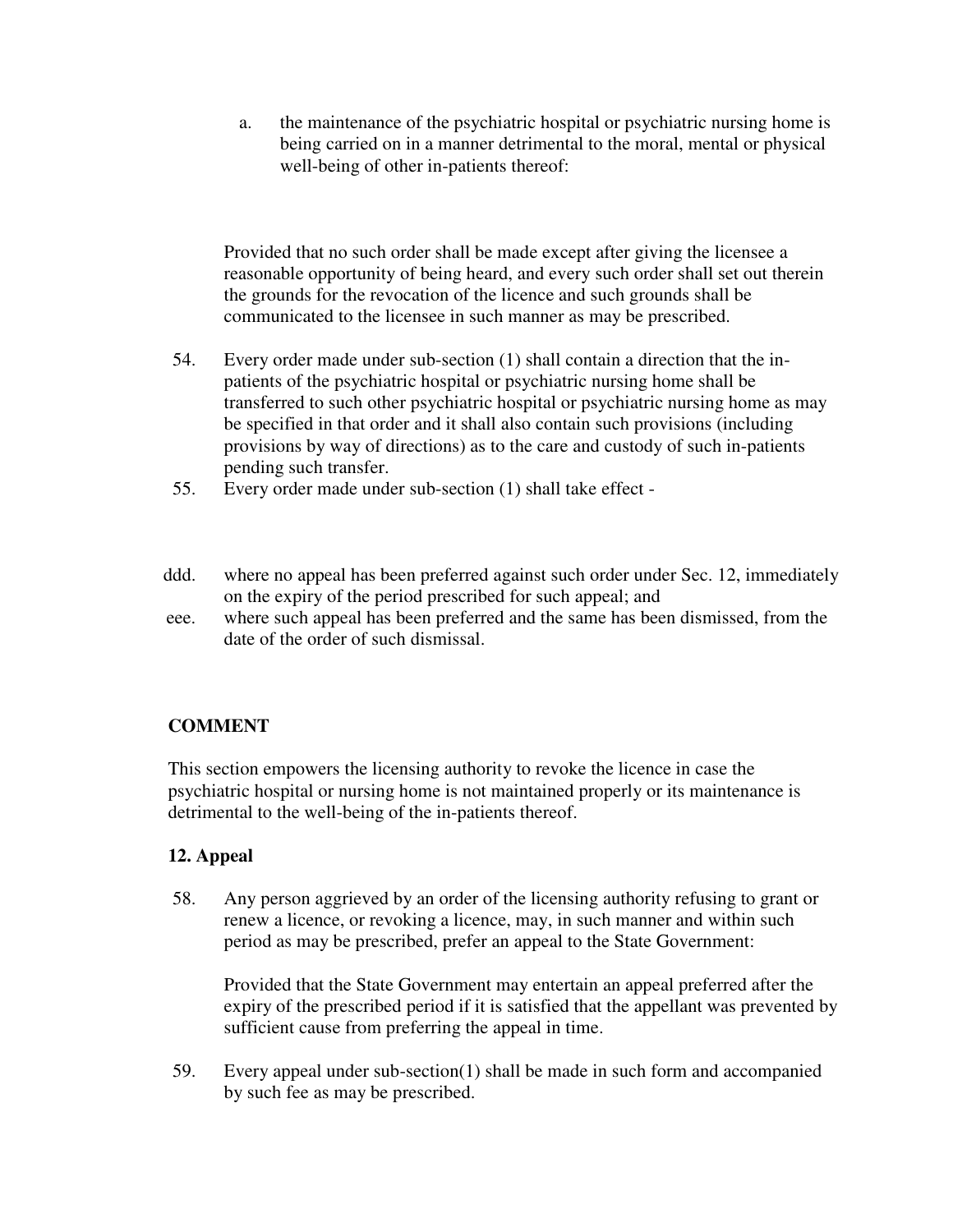a. the maintenance of the psychiatric hospital or psychiatric nursing home is being carried on in a manner detrimental to the moral, mental or physical well-being of other in-patients thereof:

Provided that no such order shall be made except after giving the licensee a reasonable opportunity of being heard, and every such order shall set out therein the grounds for the revocation of the licence and such grounds shall be communicated to the licensee in such manner as may be prescribed.

54. Every order made under sub-section (1) shall contain a direction that the in-patients of the psychiatric hospital or psychiatric nursing home shall be transferred to such other psychiatric hospital or psychiatric nursing home as may be specified in that order and it shall also contain such provisions (including provisions by way of directions) as to the care and custody of such in-patients pending such transfer.

55. Every order made under sub-section (1) shall take effect -

ddd. where no appeal has been preferred against such order under Sec. 12, immediately on the expiry of the period prescribed for such appeal; and

eee. where such appeal has been preferred and the same has been dismissed, from the date of the order of such dismissal.

**COMMENT**

This section empowers the licensing authority to revoke the licence in case the psychiatric hospital or nursing home is not maintained properly or its maintenance is detrimental to the well-being of the in-patients thereof.

**12. Appeal**

58. Any person aggrieved by an order of the licensing authority refusing to grant or renew a licence, or revoking a licence, may, in such manner and within such period as may be prescribed, prefer an appeal to the State Government:

Provided that the State Government may entertain an appeal preferred after the expiry of the prescribed period if it is satisfied that the appellant was prevented by sufficient cause from preferring the appeal in time.

59. Every appeal under sub-section(1) shall be made in such form and accompanied by such fee as may be prescribed.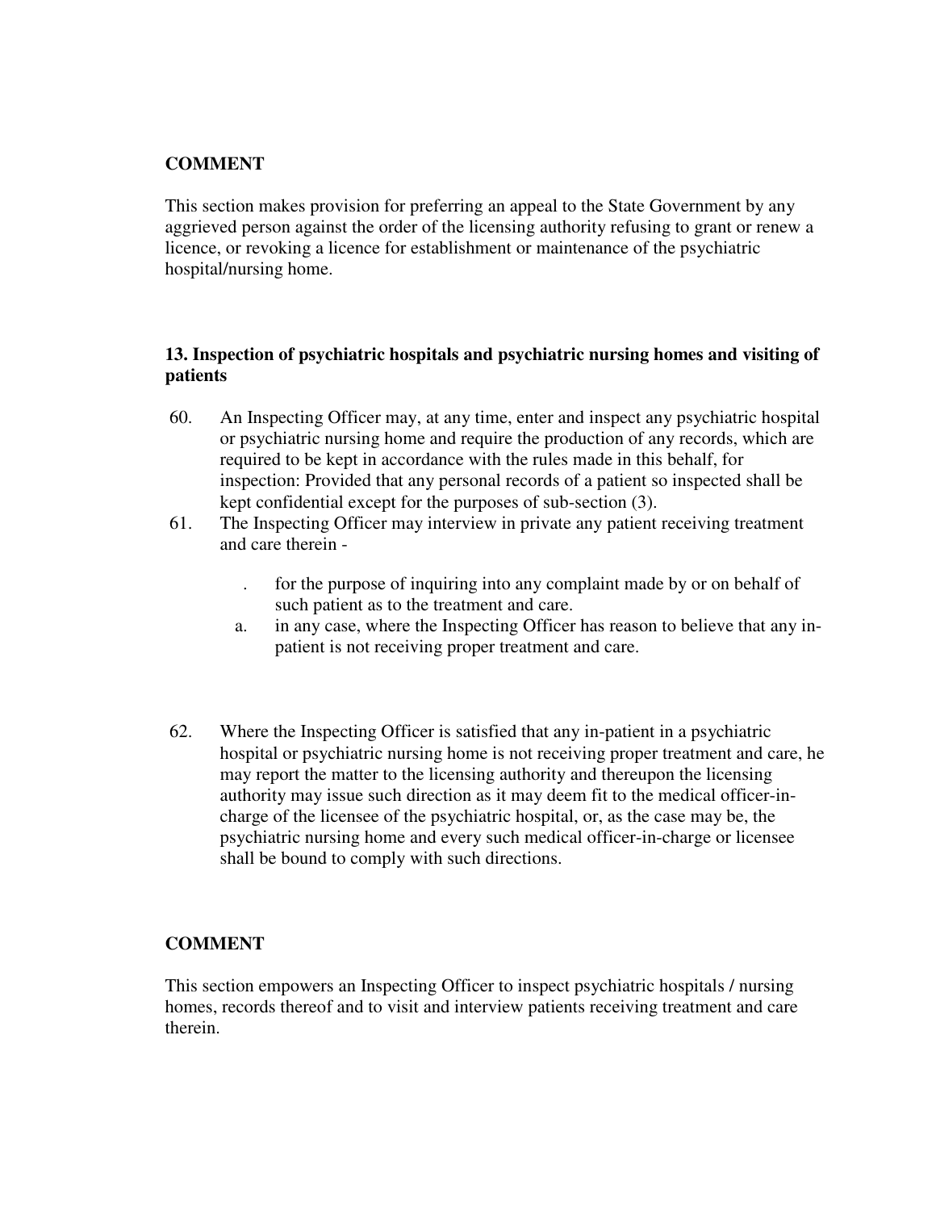**COMMENT**

This section makes provision for preferring an appeal to the State Government by any aggrieved person against the order of the licensing authority refusing to grant or renew a licence, or revoking a licence for establishment or maintenance of the psychiatric hospital/nursing home.

**13. Inspection of psychiatric hospitals and psychiatric nursing homes and visiting of patients**

60. An Inspecting Officer may, at any time, enter and inspect any psychiatric hospital or psychiatric nursing home and require the production of any records, which are required to be kept in accordance with the rules made in this behalf, for inspection: Provided that any personal records of a patient so inspected shall be kept confidential except for the purposes of sub-section (3).
61. The Inspecting Officer may interview in private any patient receiving treatment and care therein -

    . for the purpose of inquiring into any complaint made by or on behalf of such patient as to the treatment and care.
    a. in any case, where the Inspecting Officer has reason to believe that any in-patient is not receiving proper treatment and care.

62. Where the Inspecting Officer is satisfied that any in-patient in a psychiatric hospital or psychiatric nursing home is not receiving proper treatment and care, he may report the matter to the licensing authority and thereupon the licensing authority may issue such direction as it may deem fit to the medical officer-in-charge of the licensee of the psychiatric hospital, or, as the case may be, the psychiatric nursing home and every such medical officer-in-charge or licensee shall be bound to comply with such directions.

**COMMENT**

This section empowers an Inspecting Officer to inspect psychiatric hospitals / nursing homes, records thereof and to visit and interview patients receiving treatment and care therein.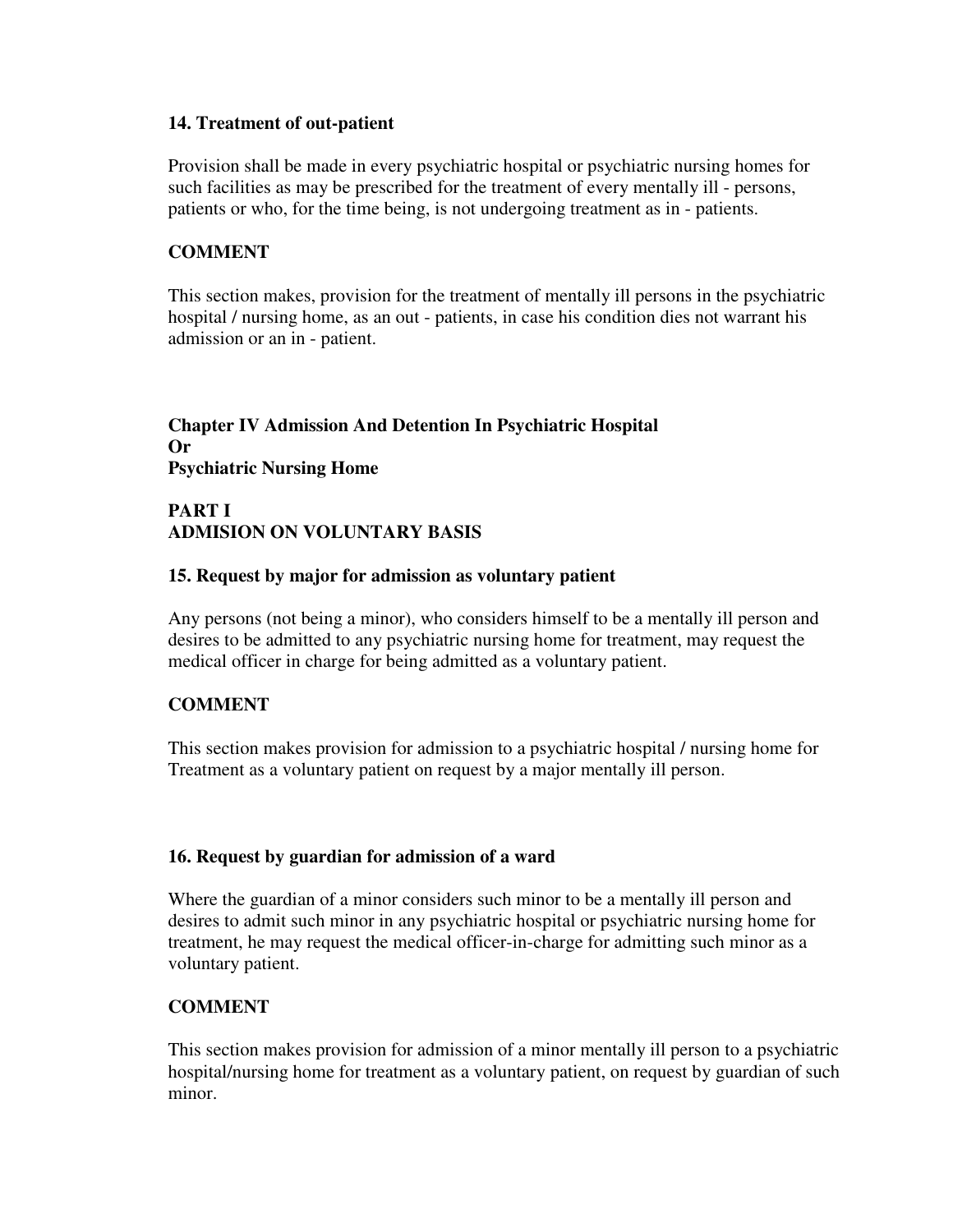### 14. Treatment of out-patient

Provision shall be made in every psychiatric hospital or psychiatric nursing homes for such facilities as may be prescribed for the treatment of every mentally ill - persons, patients or who, for the time being, is not undergoing treatment as in - patients.

### COMMENT

This section makes, provision for the treatment of mentally ill persons in the psychiatric hospital / nursing home, as an out - patients, in case his condition dies not warrant his admission or an in - patient.

## Chapter IV Admission And Detention In Psychiatric Hospital Or Psychiatric Nursing Home

## PART I
## ADMISION ON VOLUNTARY BASIS

### 15. Request by major for admission as voluntary patient

Any persons (not being a minor), who considers himself to be a mentally ill person and desires to be admitted to any psychiatric nursing home for treatment, may request the medical officer in charge for being admitted as a voluntary patient.

### COMMENT

This section makes provision for admission to a psychiatric hospital / nursing home for Treatment as a voluntary patient on request by a major mentally ill person.

### 16. Request by guardian for admission of a ward

Where the guardian of a minor considers such minor to be a mentally ill person and desires to admit such minor in any psychiatric hospital or psychiatric nursing home for treatment, he may request the medical officer-in-charge for admitting such minor as a voluntary patient.

### COMMENT

This section makes provision for admission of a minor mentally ill person to a psychiatric hospital/nursing home for treatment as a voluntary patient, on request by guardian of such minor.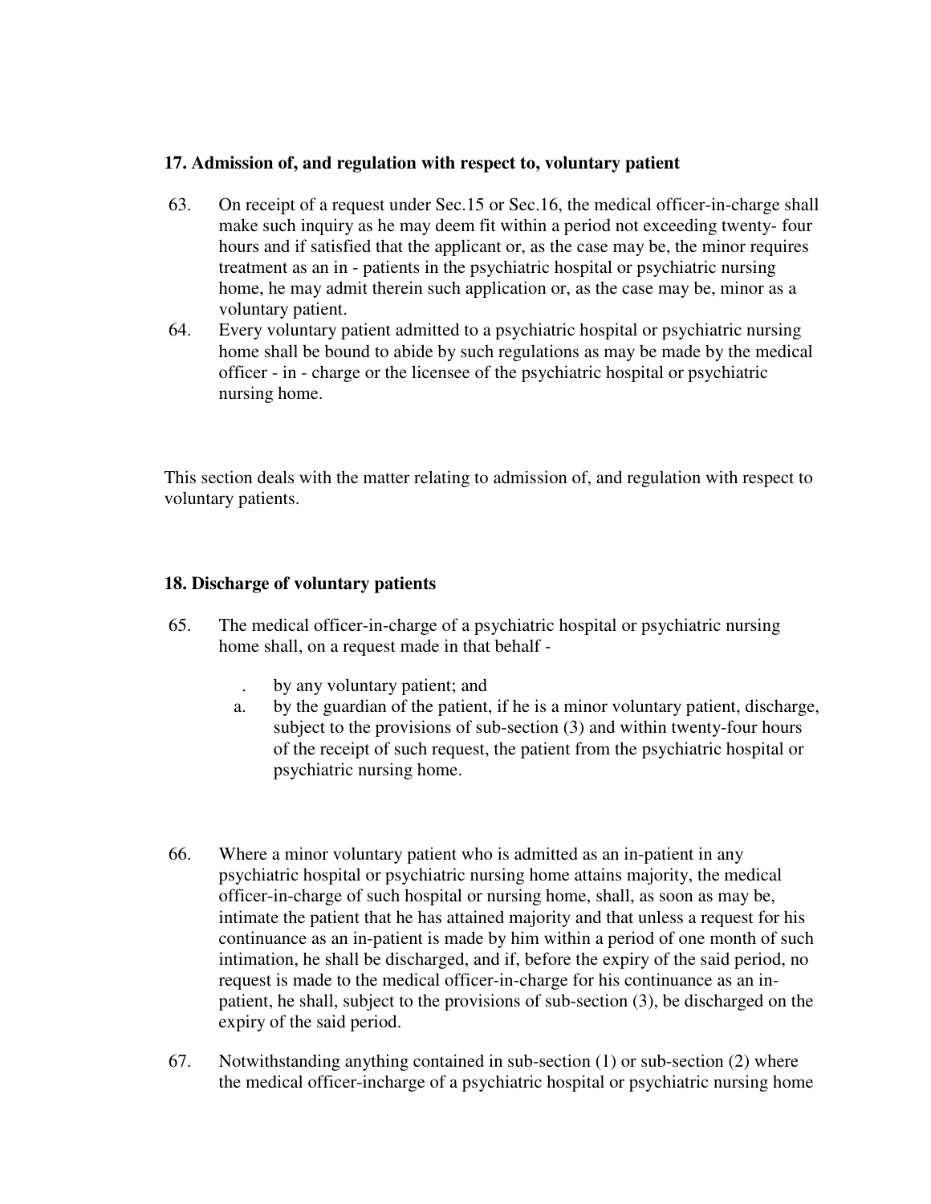**17. Admission of, and regulation with respect to, voluntary patient**

63. On receipt of a request under Sec.15 or Sec.16, the medical officer-in-charge shall make such inquiry as he may deem fit within a period not exceeding twenty- four hours and if satisfied that the applicant or, as the case may be, the minor requires treatment as an in - patients in the psychiatric hospital or psychiatric nursing home, he may admit therein such application or, as the case may be, minor as a voluntary patient.
64. Every voluntary patient admitted to a psychiatric hospital or psychiatric nursing home shall be bound to abide by such regulations as may be made by the medical officer - in - charge or the licensee of the psychiatric hospital or psychiatric nursing home.

This section deals with the matter relating to admission of, and regulation with respect to voluntary patients.

**18. Discharge of voluntary patients**

65. The medical officer-in-charge of a psychiatric hospital or psychiatric nursing home shall, on a request made in that behalf -

    . by any voluntary patient; and
    a. by the guardian of the patient, if he is a minor voluntary patient, discharge, subject to the provisions of sub-section (3) and within twenty-four hours of the receipt of such request, the patient from the psychiatric hospital or psychiatric nursing home.

66. Where a minor voluntary patient who is admitted as an in-patient in any psychiatric hospital or psychiatric nursing home attains majority, the medical officer-in-charge of such hospital or nursing home, shall, as soon as may be, intimate the patient that he has attained majority and that unless a request for his continuance as an in-patient is made by him within a period of one month of such intimation, he shall be discharged, and if, before the expiry of the said period, no request is made to the medical officer-in-charge for his continuance as an in-patient, he shall, subject to the provisions of sub-section (3), be discharged on the expiry of the said period.
67. Notwithstanding anything contained in sub-section (1) or sub-section (2) where the medical officer-incharge of a psychiatric hospital or psychiatric nursing home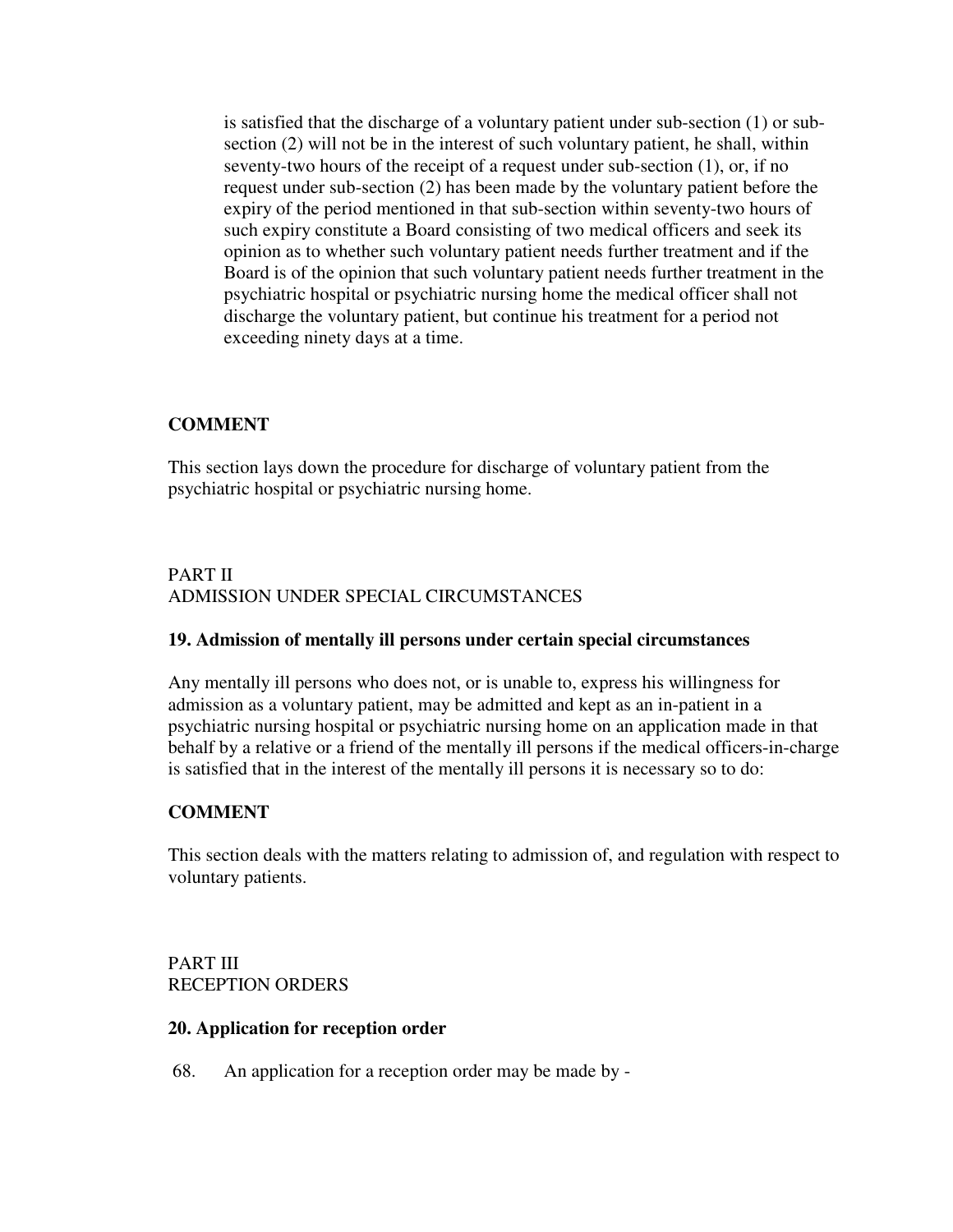is satisfied that the discharge of a voluntary patient under sub-section (1) or sub-section (2) will not be in the interest of such voluntary patient, he shall, within seventy-two hours of the receipt of a request under sub-section (1), or, if no request under sub-section (2) has been made by the voluntary patient before the expiry of the period mentioned in that sub-section within seventy-two hours of such expiry constitute a Board consisting of two medical officers and seek its opinion as to whether such voluntary patient needs further treatment and if the Board is of the opinion that such voluntary patient needs further treatment in the psychiatric hospital or psychiatric nursing home the medical officer shall not discharge the voluntary patient, but continue his treatment for a period not exceeding ninety days at a time.

**COMMENT**

This section lays down the procedure for discharge of voluntary patient from the psychiatric hospital or psychiatric nursing home.

PART II
ADMISSION UNDER SPECIAL CIRCUMSTANCES

**19. Admission of mentally ill persons under certain special circumstances**

Any mentally ill persons who does not, or is unable to, express his willingness for admission as a voluntary patient, may be admitted and kept as an in-patient in a psychiatric nursing hospital or psychiatric nursing home on an application made in that behalf by a relative or a friend of the mentally ill persons if the medical officers-in-charge is satisfied that in the interest of the mentally ill persons it is necessary so to do:

**COMMENT**

This section deals with the matters relating to admission of, and regulation with respect to voluntary patients.

PART III
RECEPTION ORDERS

**20. Application for reception order**

68. An application for a reception order may be made by -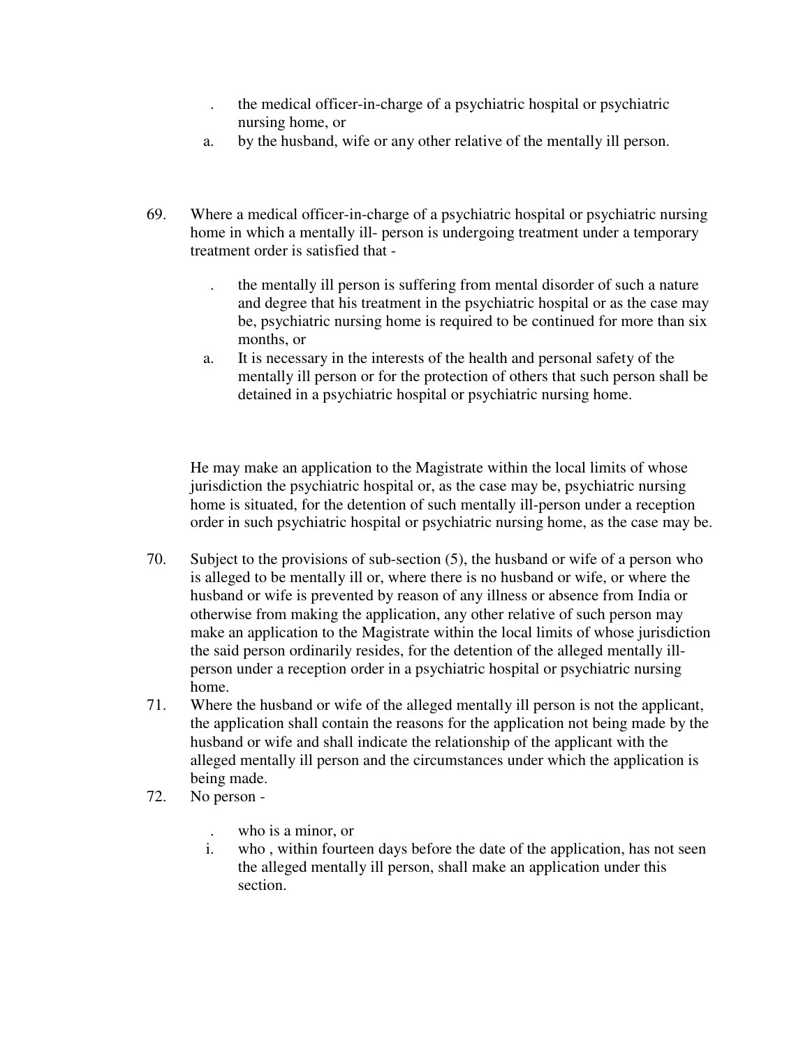. the medical officer-in-charge of a psychiatric hospital or psychiatric nursing home, or
a. by the husband, wife or any other relative of the mentally ill person.

69. Where a medical officer-in-charge of a psychiatric hospital or psychiatric nursing home in which a mentally ill- person is undergoing treatment under a temporary treatment order is satisfied that -

 . the mentally ill person is suffering from mental disorder of such a nature and degree that his treatment in the psychiatric hospital or as the case may be, psychiatric nursing home is required to be continued for more than six months, or
 a. It is necessary in the interests of the health and personal safety of the mentally ill person or for the protection of others that such person shall be detained in a psychiatric hospital or psychiatric nursing home.

 He may make an application to the Magistrate within the local limits of whose jurisdiction the psychiatric hospital or, as the case may be, psychiatric nursing home is situated, for the detention of such mentally ill-person under a reception order in such psychiatric hospital or psychiatric nursing home, as the case may be.

70. Subject to the provisions of sub-section (5), the husband or wife of a person who is alleged to be mentally ill or, where there is no husband or wife, or where the husband or wife is prevented by reason of any illness or absence from India or otherwise from making the application, any other relative of such person may make an application to the Magistrate within the local limits of whose jurisdiction the said person ordinarily resides, for the detention of the alleged mentally ill-person under a reception order in a psychiatric hospital or psychiatric nursing home.
71. Where the husband or wife of the alleged mentally ill person is not the applicant, the application shall contain the reasons for the application not being made by the husband or wife and shall indicate the relationship of the applicant with the alleged mentally ill person and the circumstances under which the application is being made.
72. No person -

 . who is a minor, or
 i. who , within fourteen days before the date of the application, has not seen the alleged mentally ill person, shall make an application under this section.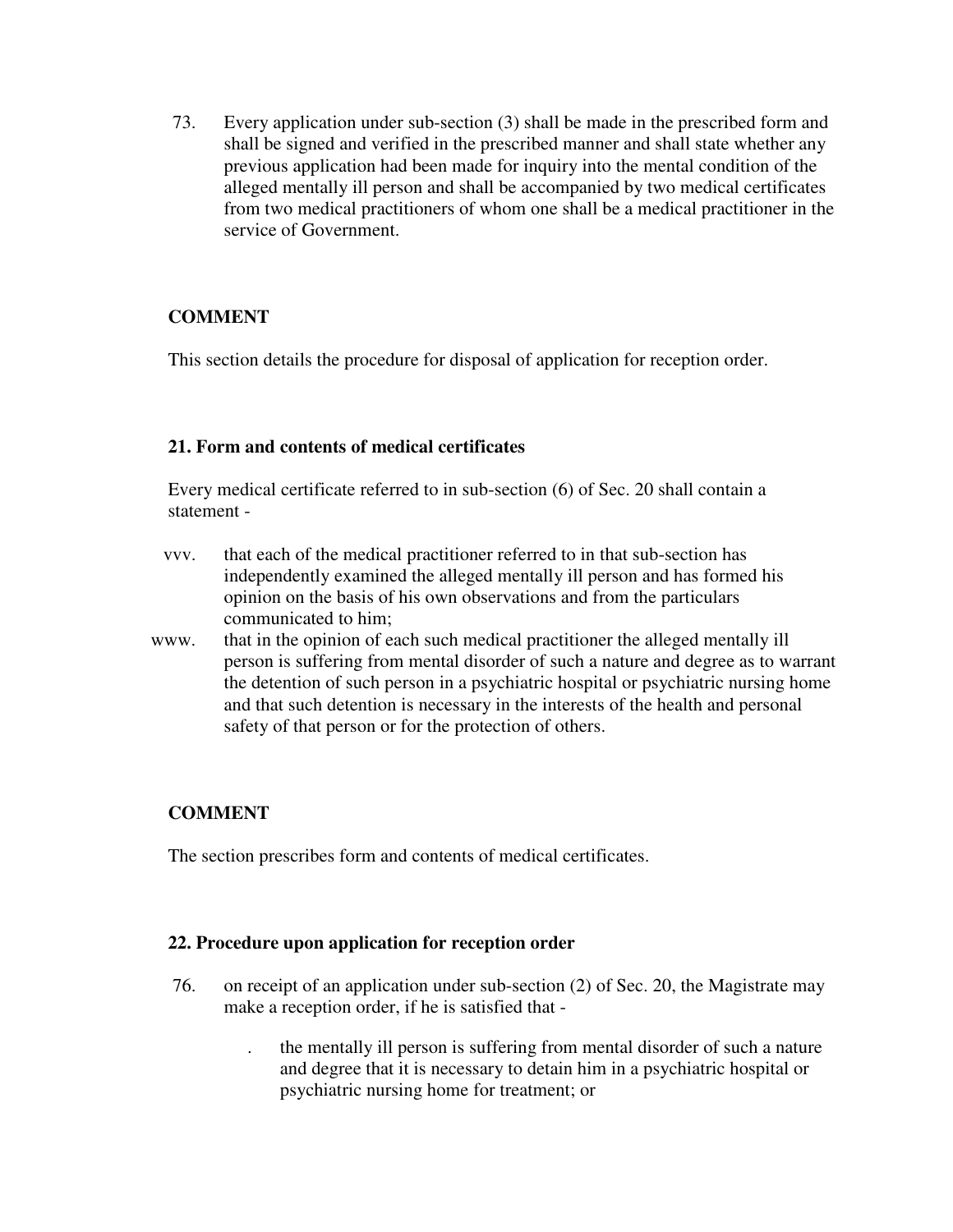73. Every application under sub-section (3) shall be made in the prescribed form and shall be signed and verified in the prescribed manner and shall state whether any previous application had been made for inquiry into the mental condition of the alleged mentally ill person and shall be accompanied by two medical certificates from two medical practitioners of whom one shall be a medical practitioner in the service of Government.

**COMMENT**

This section details the procedure for disposal of application for reception order.

**21. Form and contents of medical certificates**

Every medical certificate referred to in sub-section (6) of Sec. 20 shall contain a statement -

vvv. that each of the medical practitioner referred to in that sub-section has independently examined the alleged mentally ill person and has formed his opinion on the basis of his own observations and from the particulars communicated to him;

www. that in the opinion of each such medical practitioner the alleged mentally ill person is suffering from mental disorder of such a nature and degree as to warrant the detention of such person in a psychiatric hospital or psychiatric nursing home and that such detention is necessary in the interests of the health and personal safety of that person or for the protection of others.

**COMMENT**

The section prescribes form and contents of medical certificates.

**22. Procedure upon application for reception order**

76. on receipt of an application under sub-section (2) of Sec. 20, the Magistrate may make a reception order, if he is satisfied that -

. the mentally ill person is suffering from mental disorder of such a nature and degree that it is necessary to detain him in a psychiatric hospital or psychiatric nursing home for treatment; or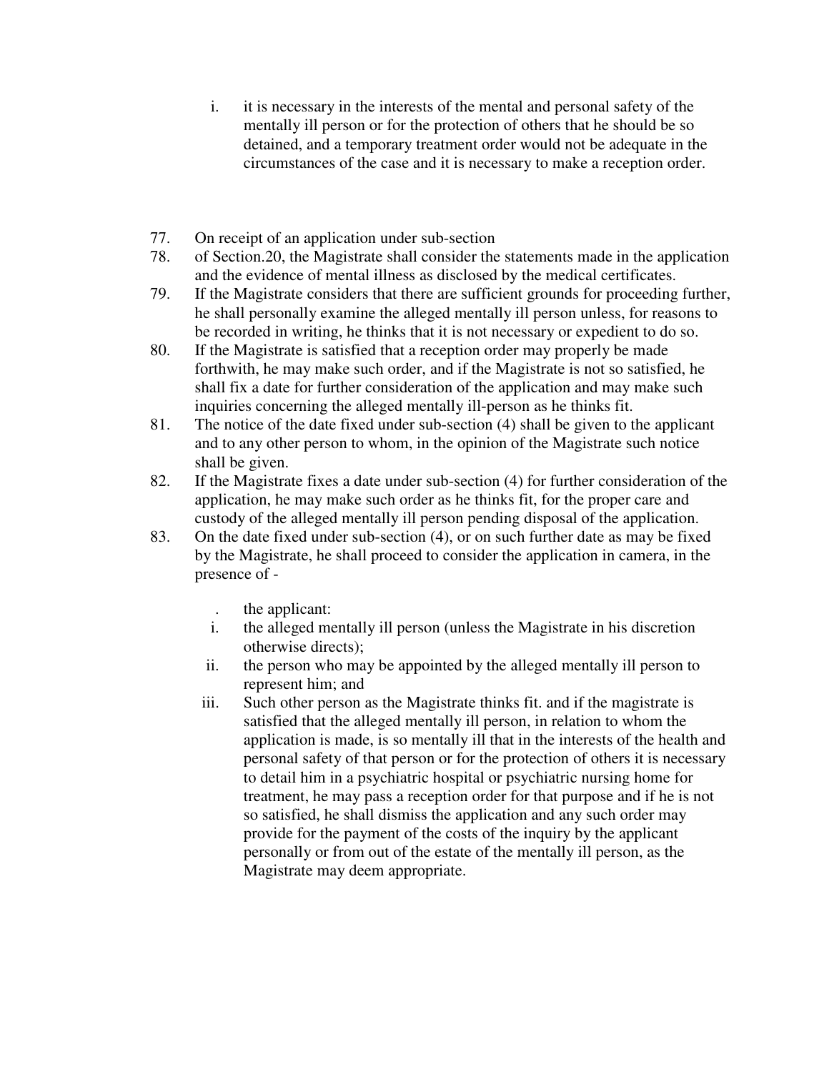i. it is necessary in the interests of the mental and personal safety of the mentally ill person or for the protection of others that he should be so detained, and a temporary treatment order would not be adequate in the circumstances of the case and it is necessary to make a reception order.

77. On receipt of an application under sub-section
78. of Section.20, the Magistrate shall consider the statements made in the application and the evidence of mental illness as disclosed by the medical certificates.
79. If the Magistrate considers that there are sufficient grounds for proceeding further, he shall personally examine the alleged mentally ill person unless, for reasons to be recorded in writing, he thinks that it is not necessary or expedient to do so.
80. If the Magistrate is satisfied that a reception order may properly be made forthwith, he may make such order, and if the Magistrate is not so satisfied, he shall fix a date for further consideration of the application and may make such inquiries concerning the alleged mentally ill-person as he thinks fit.
81. The notice of the date fixed under sub-section (4) shall be given to the applicant and to any other person to whom, in the opinion of the Magistrate such notice shall be given.
82. If the Magistrate fixes a date under sub-section (4) for further consideration of the application, he may make such order as he thinks fit, for the proper care and custody of the alleged mentally ill person pending disposal of the application.
83. On the date fixed under sub-section (4), or on such further date as may be fixed by the Magistrate, he shall proceed to consider the application in camera, in the presence of -

   . the applicant:
   i. the alleged mentally ill person (unless the Magistrate in his discretion otherwise directs);
   ii. the person who may be appointed by the alleged mentally ill person to represent him; and
   iii. Such other person as the Magistrate thinks fit. and if the magistrate is satisfied that the alleged mentally ill person, in relation to whom the application is made, is so mentally ill that in the interests of the health and personal safety of that person or for the protection of others it is necessary to detail him in a psychiatric hospital or psychiatric nursing home for treatment, he may pass a reception order for that purpose and if he is not so satisfied, he shall dismiss the application and any such order may provide for the payment of the costs of the inquiry by the applicant personally or from out of the estate of the mentally ill person, as the Magistrate may deem appropriate.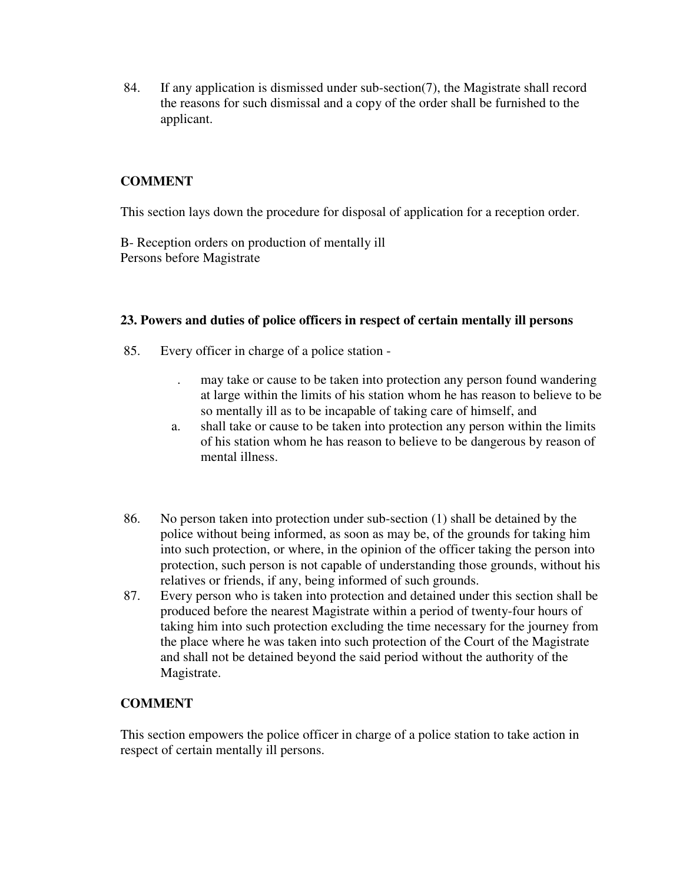84. If any application is dismissed under sub-section(7), the Magistrate shall record the reasons for such dismissal and a copy of the order shall be furnished to the applicant.

**COMMENT**

This section lays down the procedure for disposal of application for a reception order.

B- Reception orders on production of mentally ill
Persons before Magistrate

**23. Powers and duties of police officers in respect of certain mentally ill persons**

85. Every officer in charge of a police station -

   . may take or cause to be taken into protection any person found wandering at large within the limits of his station whom he has reason to believe to be so mentally ill as to be incapable of taking care of himself, and

   a. shall take or cause to be taken into protection any person within the limits of his station whom he has reason to believe to be dangerous by reason of mental illness.

86. No person taken into protection under sub-section (1) shall be detained by the police without being informed, as soon as may be, of the grounds for taking him into such protection, or where, in the opinion of the officer taking the person into protection, such person is not capable of understanding those grounds, without his relatives or friends, if any, being informed of such grounds.

87. Every person who is taken into protection and detained under this section shall be produced before the nearest Magistrate within a period of twenty-four hours of taking him into such protection excluding the time necessary for the journey from the place where he was taken into such protection of the Court of the Magistrate and shall not be detained beyond the said period without the authority of the Magistrate.

**COMMENT**

This section empowers the police officer in charge of a police station to take action in respect of certain mentally ill persons.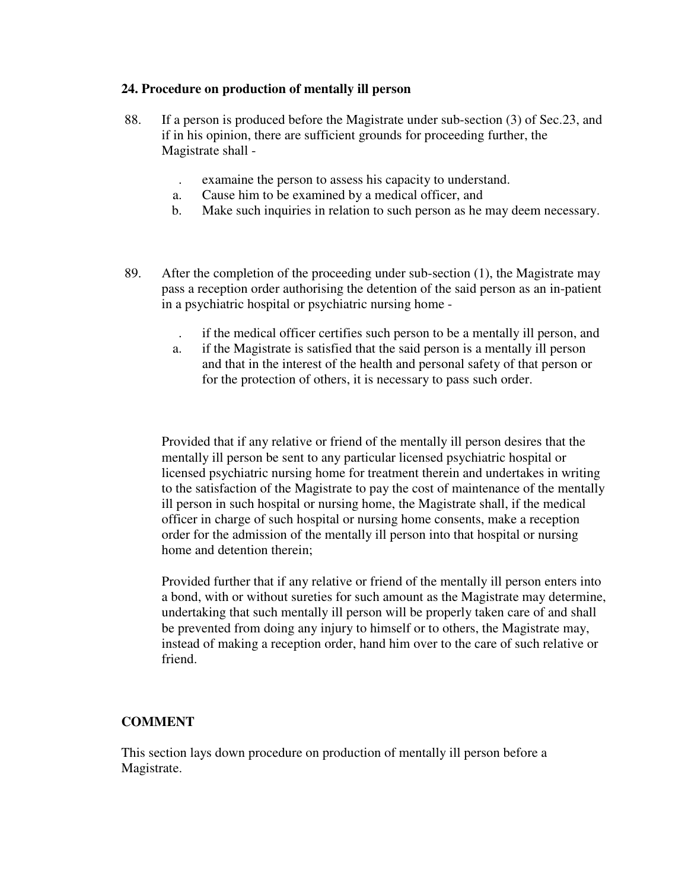**24. Procedure on production of mentally ill person**

88. If a person is produced before the Magistrate under sub-section (3) of Sec.23, and if in his opinion, there are sufficient grounds for proceeding further, the Magistrate shall -

   . examaine the person to assess his capacity to understand.
   a. Cause him to be examined by a medical officer, and
   b. Make such inquiries in relation to such person as he may deem necessary.

89. After the completion of the proceeding under sub-section (1), the Magistrate may pass a reception order authorising the detention of the said person as an in-patient in a psychiatric hospital or psychiatric nursing home -

   . if the medical officer certifies such person to be a mentally ill person, and
   a. if the Magistrate is satisfied that the said person is a mentally ill person and that in the interest of the health and personal safety of that person or for the protection of others, it is necessary to pass such order.

Provided that if any relative or friend of the mentally ill person desires that the mentally ill person be sent to any particular licensed psychiatric hospital or licensed psychiatric nursing home for treatment therein and undertakes in writing to the satisfaction of the Magistrate to pay the cost of maintenance of the mentally ill person in such hospital or nursing home, the Magistrate shall, if the medical officer in charge of such hospital or nursing home consents, make a reception order for the admission of the mentally ill person into that hospital or nursing home and detention therein;

Provided further that if any relative or friend of the mentally ill person enters into a bond, with or without sureties for such amount as the Magistrate may determine, undertaking that such mentally ill person will be properly taken care of and shall be prevented from doing any injury to himself or to others, the Magistrate may, instead of making a reception order, hand him over to the care of such relative or friend.

**COMMENT**

This section lays down procedure on production of mentally ill person before a Magistrate.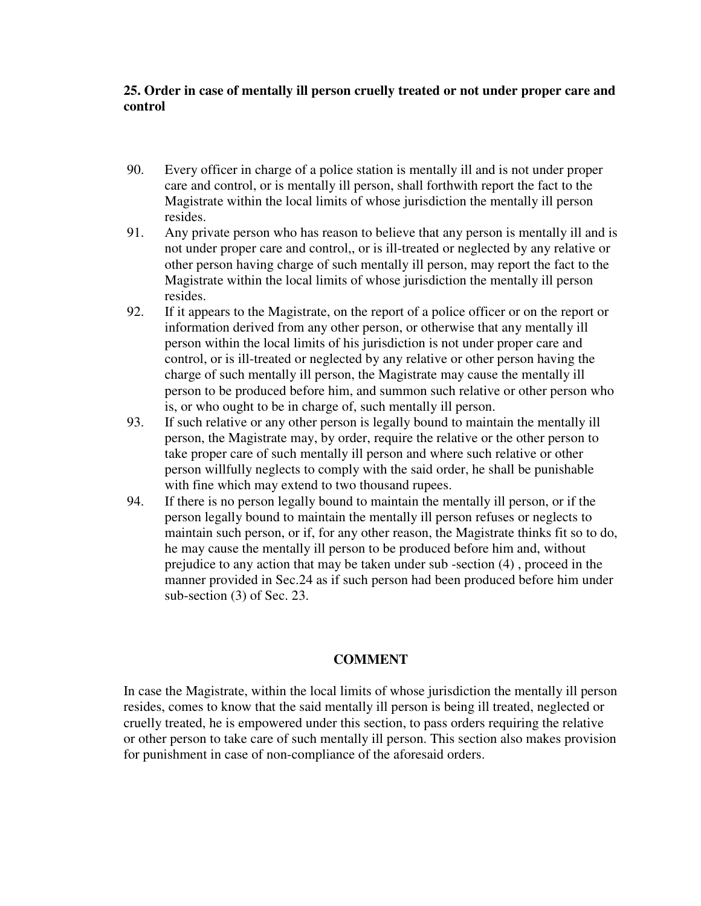**25. Order in case of mentally ill person cruelly treated or not under proper care and control**

90. Every officer in charge of a police station is mentally ill and is not under proper care and control, or is mentally ill person, shall forthwith report the fact to the Magistrate within the local limits of whose jurisdiction the mentally ill person resides.
91. Any private person who has reason to believe that any person is mentally ill and is not under proper care and control,, or is ill-treated or neglected by any relative or other person having charge of such mentally ill person, may report the fact to the Magistrate within the local limits of whose jurisdiction the mentally ill person resides.
92. If it appears to the Magistrate, on the report of a police officer or on the report or information derived from any other person, or otherwise that any mentally ill person within the local limits of his jurisdiction is not under proper care and control, or is ill-treated or neglected by any relative or other person having the charge of such mentally ill person, the Magistrate may cause the mentally ill person to be produced before him, and summon such relative or other person who is, or who ought to be in charge of, such mentally ill person.
93. If such relative or any other person is legally bound to maintain the mentally ill person, the Magistrate may, by order, require the relative or the other person to take proper care of such mentally ill person and where such relative or other person willfully neglects to comply with the said order, he shall be punishable with fine which may extend to two thousand rupees.
94. If there is no person legally bound to maintain the mentally ill person, or if the person legally bound to maintain the mentally ill person refuses or neglects to maintain such person, or if, for any other reason, the Magistrate thinks fit so to do, he may cause the mentally ill person to be produced before him and, without prejudice to any action that may be taken under sub -section (4) , proceed in the manner provided in Sec.24 as if such person had been produced before him under sub-section (3) of Sec. 23.

**COMMENT**

In case the Magistrate, within the local limits of whose jurisdiction the mentally ill person resides, comes to know that the said mentally ill person is being ill treated, neglected or cruelly treated, he is empowered under this section, to pass orders requiring the relative or other person to take care of such mentally ill person. This section also makes provision for punishment in case of non-compliance of the aforesaid orders.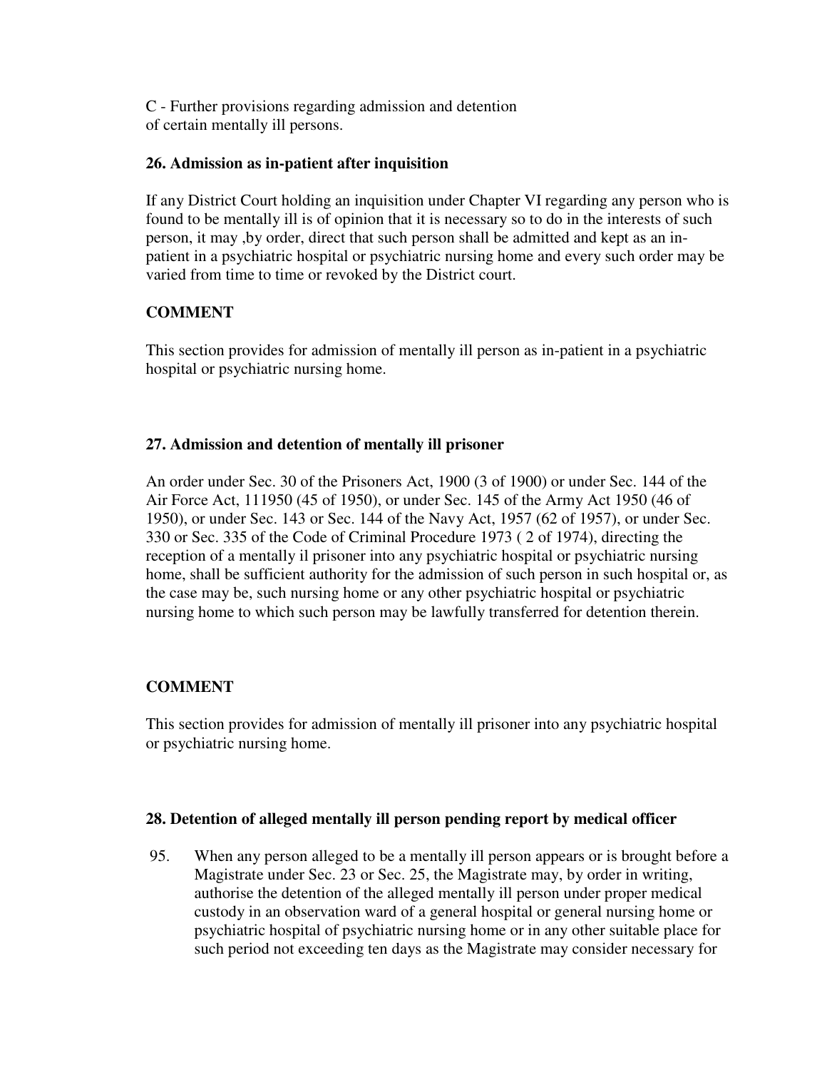C - Further provisions regarding admission and detention of certain mentally ill persons.

**26. Admission as in-patient after inquisition**

If any District Court holding an inquisition under Chapter VI regarding any person who is found to be mentally ill is of opinion that it is necessary so to do in the interests of such person, it may ,by order, direct that such person shall be admitted and kept as an in-patient in a psychiatric hospital or psychiatric nursing home and every such order may be varied from time to time or revoked by the District court.

**COMMENT**

This section provides for admission of mentally ill person as in-patient in a psychiatric hospital or psychiatric nursing home.

**27. Admission and detention of mentally ill prisoner**

An order under Sec. 30 of the Prisoners Act, 1900 (3 of 1900) or under Sec. 144 of the Air Force Act, 111950 (45 of 1950), or under Sec. 145 of the Army Act 1950 (46 of 1950), or under Sec. 143 or Sec. 144 of the Navy Act, 1957 (62 of 1957), or under Sec. 330 or Sec. 335 of the Code of Criminal Procedure 1973 ( 2 of 1974), directing the reception of a mentally il prisoner into any psychiatric hospital or psychiatric nursing home, shall be sufficient authority for the admission of such person in such hospital or, as the case may be, such nursing home or any other psychiatric hospital or psychiatric nursing home to which such person may be lawfully transferred for detention therein.

**COMMENT**

This section provides for admission of mentally ill prisoner into any psychiatric hospital or psychiatric nursing home.

**28. Detention of alleged mentally ill person pending report by medical officer**

95. When any person alleged to be a mentally ill person appears or is brought before a Magistrate under Sec. 23 or Sec. 25, the Magistrate may, by order in writing, authorise the detention of the alleged mentally ill person under proper medical custody in an observation ward of a general hospital or general nursing home or psychiatric hospital of psychiatric nursing home or in any other suitable place for such period not exceeding ten days as the Magistrate may consider necessary for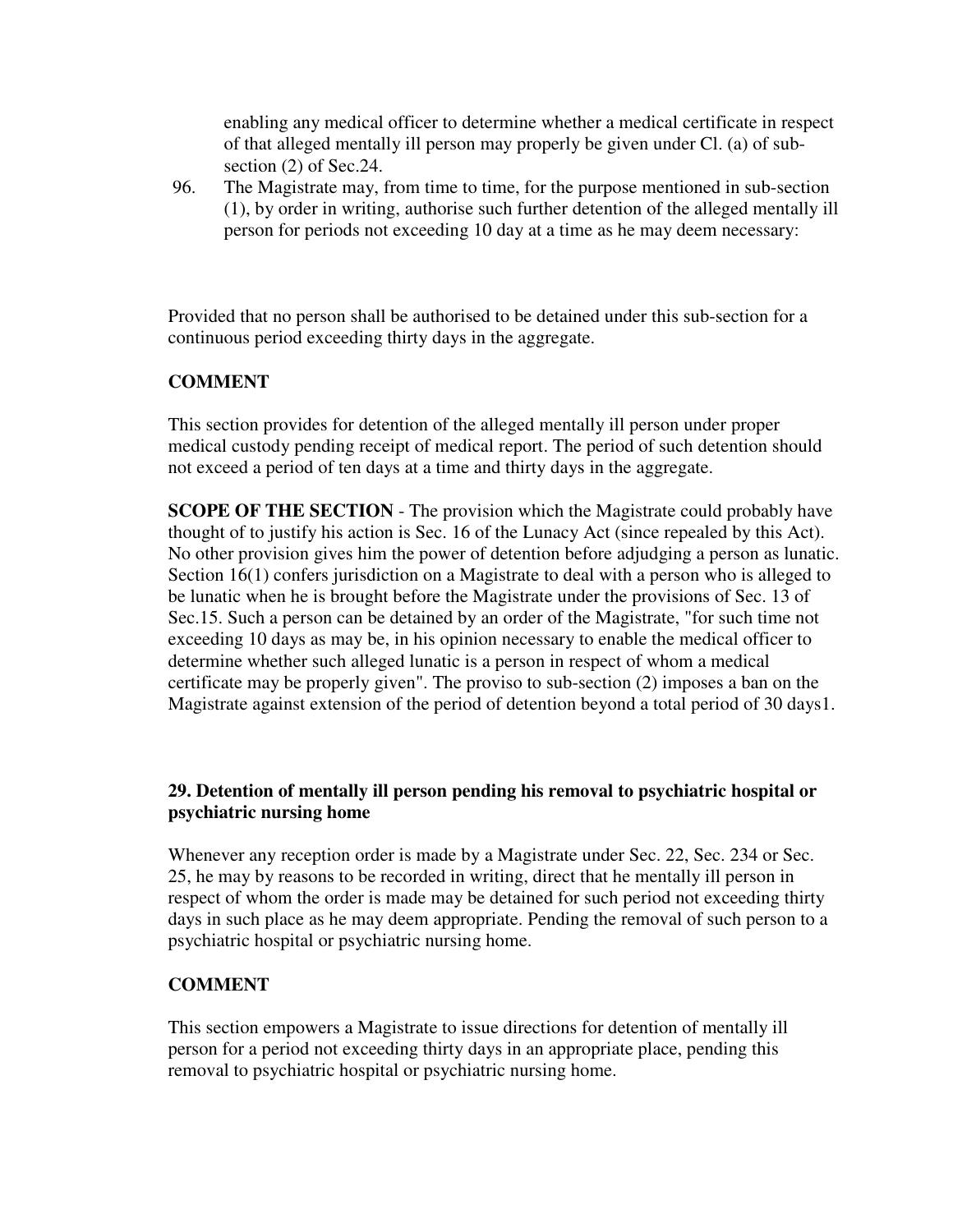enabling any medical officer to determine whether a medical certificate in respect of that alleged mentally ill person may properly be given under Cl. (a) of sub-section (2) of Sec.24.

96. The Magistrate may, from time to time, for the purpose mentioned in sub-section (1), by order in writing, authorise such further detention of the alleged mentally ill person for periods not exceeding 10 day at a time as he may deem necessary:

Provided that no person shall be authorised to be detained under this sub-section for a continuous period exceeding thirty days in the aggregate.

**COMMENT**

This section provides for detention of the alleged mentally ill person under proper medical custody pending receipt of medical report. The period of such detention should not exceed a period of ten days at a time and thirty days in the aggregate.

**SCOPE OF THE SECTION** - The provision which the Magistrate could probably have thought of to justify his action is Sec. 16 of the Lunacy Act (since repealed by this Act). No other provision gives him the power of detention before adjudging a person as lunatic. Section 16(1) confers jurisdiction on a Magistrate to deal with a person who is alleged to be lunatic when he is brought before the Magistrate under the provisions of Sec. 13 of Sec.15. Such a person can be detained by an order of the Magistrate, "for such time not exceeding 10 days as may be, in his opinion necessary to enable the medical officer to determine whether such alleged lunatic is a person in respect of whom a medical certificate may be properly given". The proviso to sub-section (2) imposes a ban on the Magistrate against extension of the period of detention beyond a total period of 30 days1.

### 29. Detention of mentally ill person pending his removal to psychiatric hospital or psychiatric nursing home

Whenever any reception order is made by a Magistrate under Sec. 22, Sec. 234 or Sec. 25, he may by reasons to be recorded in writing, direct that he mentally ill person in respect of whom the order is made may be detained for such period not exceeding thirty days in such place as he may deem appropriate. Pending the removal of such person to a psychiatric hospital or psychiatric nursing home.

**COMMENT**

This section empowers a Magistrate to issue directions for detention of mentally ill person for a period not exceeding thirty days in an appropriate place, pending this removal to psychiatric hospital or psychiatric nursing home.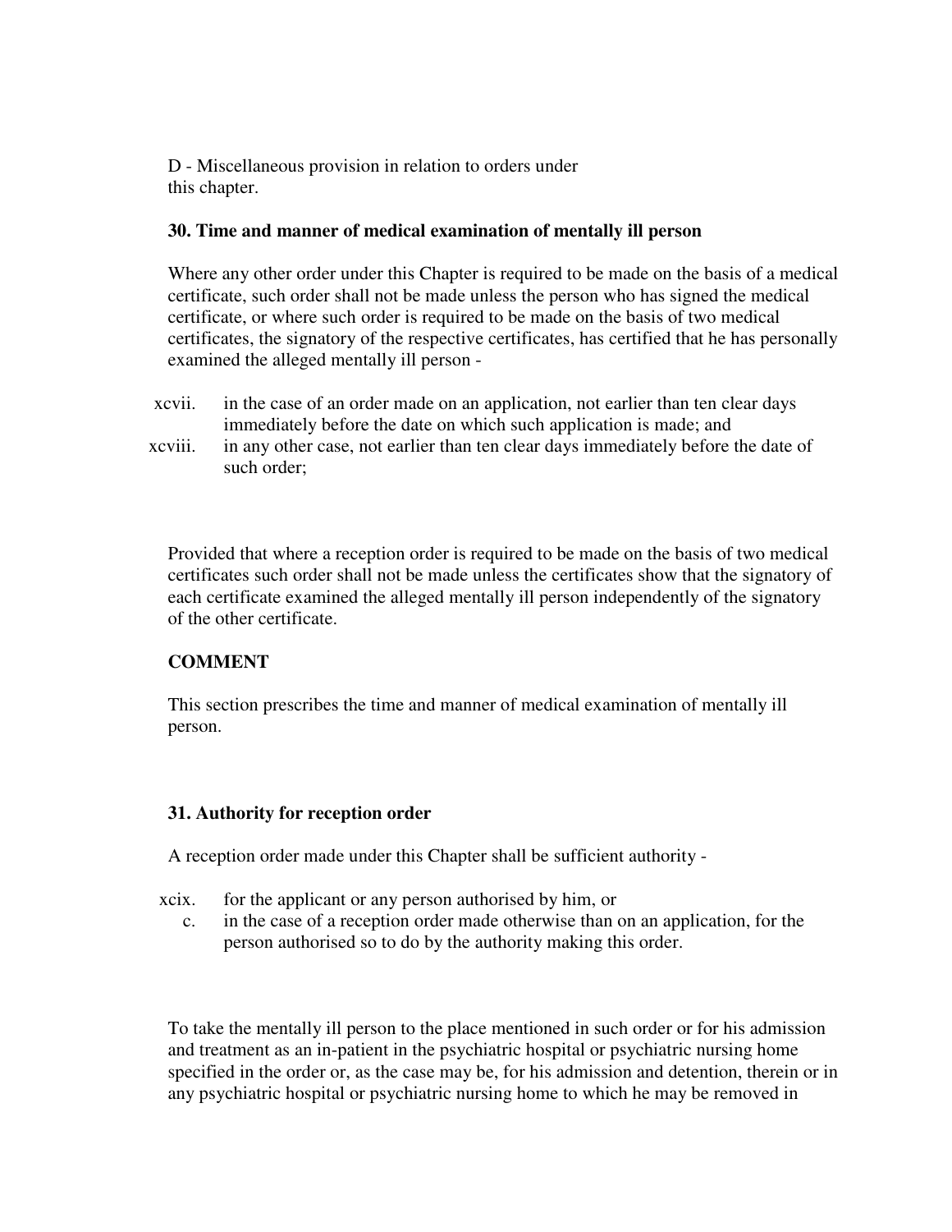D - Miscellaneous provision in relation to orders under this chapter.

### 30. Time and manner of medical examination of mentally ill person

Where any other order under this Chapter is required to be made on the basis of a medical certificate, such order shall not be made unless the person who has signed the medical certificate, or where such order is required to be made on the basis of two medical certificates, the signatory of the respective certificates, has certified that he has personally examined the alleged mentally ill person -

xcvii. in the case of an order made on an application, not earlier than ten clear days immediately before the date on which such application is made; and

xcviii. in any other case, not earlier than ten clear days immediately before the date of such order;

Provided that where a reception order is required to be made on the basis of two medical certificates such order shall not be made unless the certificates show that the signatory of each certificate examined the alleged mentally ill person independently of the signatory of the other certificate.

**COMMENT**

This section prescribes the time and manner of medical examination of mentally ill person.

### 31. Authority for reception order

A reception order made under this Chapter shall be sufficient authority -

xcix. for the applicant or any person authorised by him, or

c. in the case of a reception order made otherwise than on an application, for the person authorised so to do by the authority making this order.

To take the mentally ill person to the place mentioned in such order or for his admission and treatment as an in-patient in the psychiatric hospital or psychiatric nursing home specified in the order or, as the case may be, for his admission and detention, therein or in any psychiatric hospital or psychiatric nursing home to which he may be removed in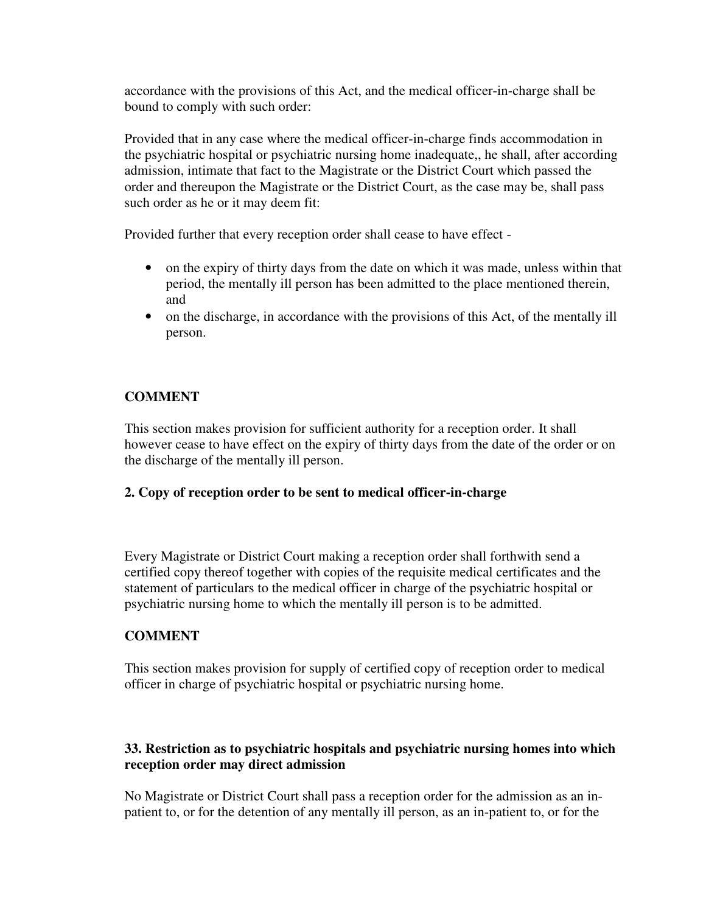accordance with the provisions of this Act, and the medical officer-in-charge shall be bound to comply with such order:

Provided that in any case where the medical officer-in-charge finds accommodation in the psychiatric hospital or psychiatric nursing home inadequate,, he shall, after according admission, intimate that fact to the Magistrate or the District Court which passed the order and thereupon the Magistrate or the District Court, as the case may be, shall pass such order as he or it may deem fit:

Provided further that every reception order shall cease to have effect -

- on the expiry of thirty days from the date on which it was made, unless within that period, the mentally ill person has been admitted to the place mentioned therein, and
- on the discharge, in accordance with the provisions of this Act, of the mentally ill person.

**COMMENT**

This section makes provision for sufficient authority for a reception order. It shall however cease to have effect on the expiry of thirty days from the date of the order or on the discharge of the mentally ill person.

**2. Copy of reception order to be sent to medical officer-in-charge**

Every Magistrate or District Court making a reception order shall forthwith send a certified copy thereof together with copies of the requisite medical certificates and the statement of particulars to the medical officer in charge of the psychiatric hospital or psychiatric nursing home to which the mentally ill person is to be admitted.

**COMMENT**

This section makes provision for supply of certified copy of reception order to medical officer in charge of psychiatric hospital or psychiatric nursing home.

**33. Restriction as to psychiatric hospitals and psychiatric nursing homes into which reception order may direct admission**

No Magistrate or District Court shall pass a reception order for the admission as an in-patient to, or for the detention of any mentally ill person, as an in-patient to, or for the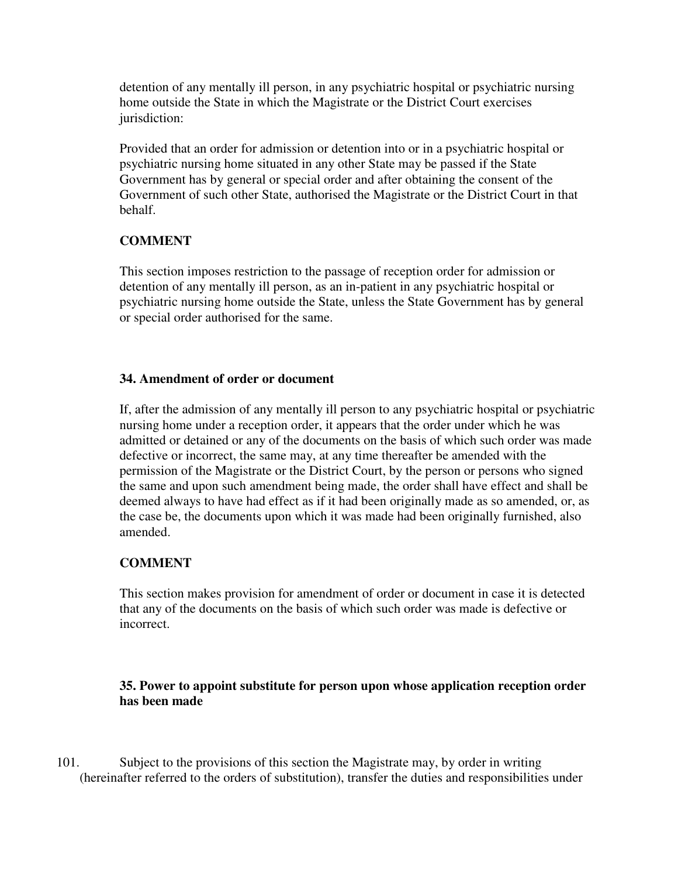detention of any mentally ill person, in any psychiatric hospital or psychiatric nursing home outside the State in which the Magistrate or the District Court exercises jurisdiction:

Provided that an order for admission or detention into or in a psychiatric hospital or psychiatric nursing home situated in any other State may be passed if the State Government has by general or special order and after obtaining the consent of the Government of such other State, authorised the Magistrate or the District Court in that behalf.

**COMMENT**

This section imposes restriction to the passage of reception order for admission or detention of any mentally ill person, as an in-patient in any psychiatric hospital or psychiatric nursing home outside the State, unless the State Government has by general or special order authorised for the same.

### 34. Amendment of order or document

If, after the admission of any mentally ill person to any psychiatric hospital or psychiatric nursing home under a reception order, it appears that the order under which he was admitted or detained or any of the documents on the basis of which such order was made defective or incorrect, the same may, at any time thereafter be amended with the permission of the Magistrate or the District Court, by the person or persons who signed the same and upon such amendment being made, the order shall have effect and shall be deemed always to have had effect as if it had been originally made as so amended, or, as the case be, the documents upon which it was made had been originally furnished, also amended.

**COMMENT**

This section makes provision for amendment of order or document in case it is detected that any of the documents on the basis of which such order was made is defective or incorrect.

### 35. Power to appoint substitute for person upon whose application reception order has been made

101. Subject to the provisions of this section the Magistrate may, by order in writing (hereinafter referred to the orders of substitution), transfer the duties and responsibilities under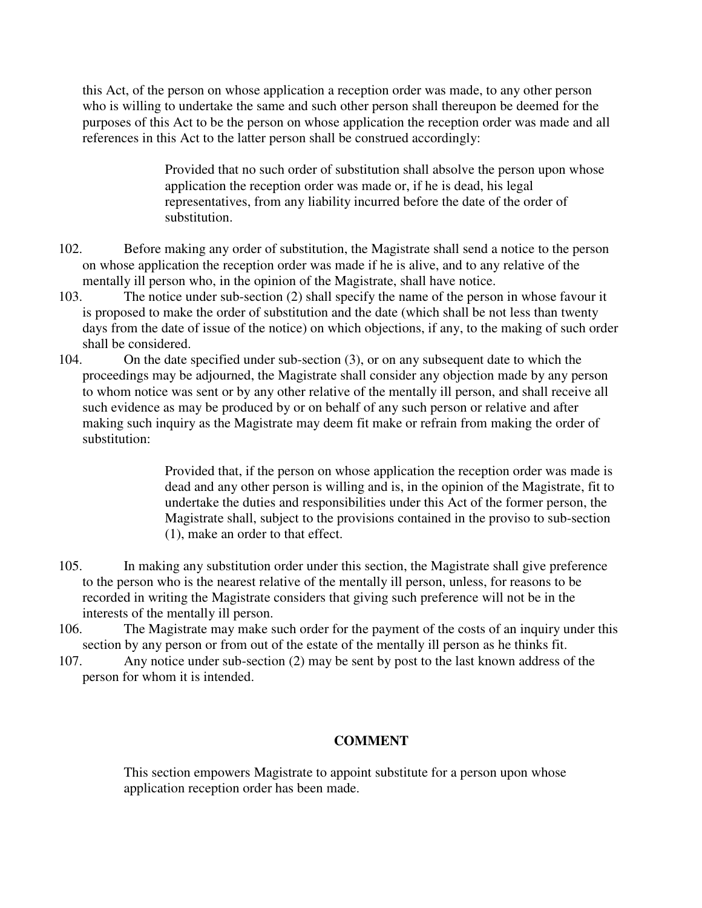this Act, of the person on whose application a reception order was made, to any other person who is willing to undertake the same and such other person shall thereupon be deemed for the purposes of this Act to be the person on whose application the reception order was made and all references in this Act to the latter person shall be construed accordingly:

> Provided that no such order of substitution shall absolve the person upon whose application the reception order was made or, if he is dead, his legal representatives, from any liability incurred before the date of the order of substitution.

102. Before making any order of substitution, the Magistrate shall send a notice to the person on whose application the reception order was made if he is alive, and to any relative of the mentally ill person who, in the opinion of the Magistrate, shall have notice.

103. The notice under sub-section (2) shall specify the name of the person in whose favour it is proposed to make the order of substitution and the date (which shall be not less than twenty days from the date of issue of the notice) on which objections, if any, to the making of such order shall be considered.

104. On the date specified under sub-section (3), or on any subsequent date to which the proceedings may be adjourned, the Magistrate shall consider any objection made by any person to whom notice was sent or by any other relative of the mentally ill person, and shall receive all such evidence as may be produced by or on behalf of any such person or relative and after making such inquiry as the Magistrate may deem fit make or refrain from making the order of substitution:

> Provided that, if the person on whose application the reception order was made is dead and any other person is willing and is, in the opinion of the Magistrate, fit to undertake the duties and responsibilities under this Act of the former person, the Magistrate shall, subject to the provisions contained in the proviso to sub-section (1), make an order to that effect.

105. In making any substitution order under this section, the Magistrate shall give preference to the person who is the nearest relative of the mentally ill person, unless, for reasons to be recorded in writing the Magistrate considers that giving such preference will not be in the interests of the mentally ill person.

106. The Magistrate may make such order for the payment of the costs of an inquiry under this section by any person or from out of the estate of the mentally ill person as he thinks fit.

107. Any notice under sub-section (2) may be sent by post to the last known address of the person for whom it is intended.

**COMMENT**

This section empowers Magistrate to appoint substitute for a person upon whose application reception order has been made.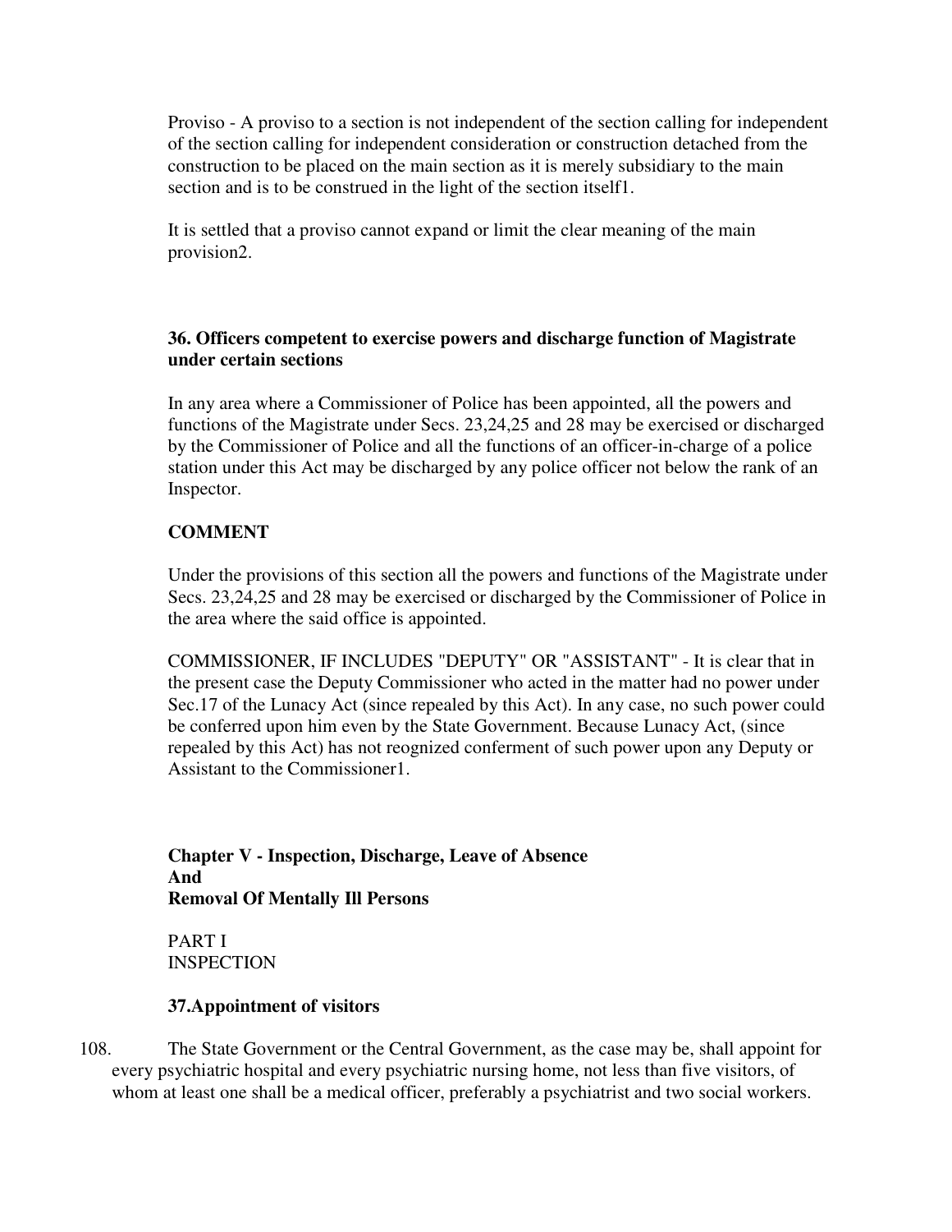Proviso - A proviso to a section is not independent of the section calling for independent of the section calling for independent consideration or construction detached from the construction to be placed on the main section as it is merely subsidiary to the main section and is to be construed in the light of the section itself1.

It is settled that a proviso cannot expand or limit the clear meaning of the main provision2.

### 36. Officers competent to exercise powers and discharge function of Magistrate under certain sections

In any area where a Commissioner of Police has been appointed, all the powers and functions of the Magistrate under Secs. 23,24,25 and 28 may be exercised or discharged by the Commissioner of Police and all the functions of an officer-in-charge of a police station under this Act may be discharged by any police officer not below the rank of an Inspector.

**COMMENT**

Under the provisions of this section all the powers and functions of the Magistrate under Secs. 23,24,25 and 28 may be exercised or discharged by the Commissioner of Police in the area where the said office is appointed.

COMMISSIONER, IF INCLUDES "DEPUTY" OR "ASSISTANT" - It is clear that in the present case the Deputy Commissioner who acted in the matter had no power under Sec.17 of the Lunacy Act (since repealed by this Act). In any case, no such power could be conferred upon him even by the State Government. Because Lunacy Act, (since repealed by this Act) has not reognized conferment of such power upon any Deputy or Assistant to the Commissioner1.

## Chapter V - Inspection, Discharge, Leave of Absence And Removal Of Mentally Ill Persons

PART I
INSPECTION

### 37.Appointment of visitors

108. The State Government or the Central Government, as the case may be, shall appoint for every psychiatric hospital and every psychiatric nursing home, not less than five visitors, of whom at least one shall be a medical officer, preferably a psychiatrist and two social workers.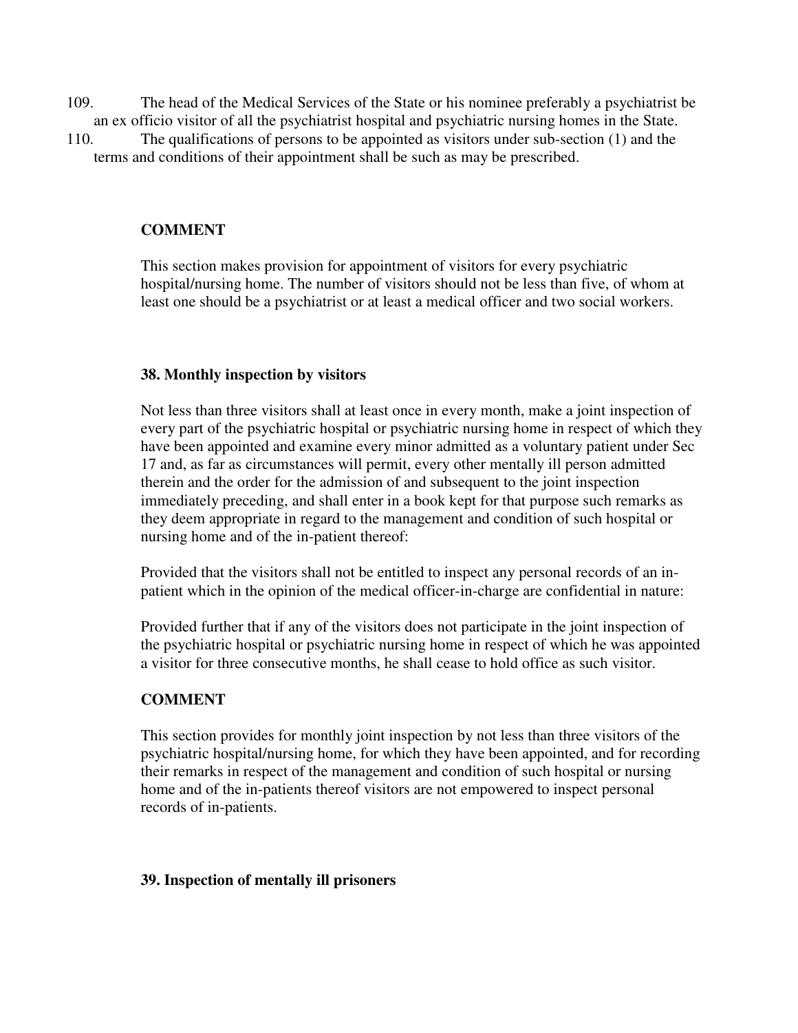109. The head of the Medical Services of the State or his nominee preferably a psychiatrist be an ex officio visitor of all the psychiatrist hospital and psychiatric nursing homes in the State.

110. The qualifications of persons to be appointed as visitors under sub-section (1) and the terms and conditions of their appointment shall be such as may be prescribed.

**COMMENT**

This section makes provision for appointment of visitors for every psychiatric hospital/nursing home. The number of visitors should not be less than five, of whom at least one should be a psychiatrist or at least a medical officer and two social workers.

**38. Monthly inspection by visitors**

Not less than three visitors shall at least once in every month, make a joint inspection of every part of the psychiatric hospital or psychiatric nursing home in respect of which they have been appointed and examine every minor admitted as a voluntary patient under Sec 17 and, as far as circumstances will permit, every other mentally ill person admitted therein and the order for the admission of and subsequent to the joint inspection immediately preceding, and shall enter in a book kept for that purpose such remarks as they deem appropriate in regard to the management and condition of such hospital or nursing home and of the in-patient thereof:

Provided that the visitors shall not be entitled to inspect any personal records of an in-patient which in the opinion of the medical officer-in-charge are confidential in nature:

Provided further that if any of the visitors does not participate in the joint inspection of the psychiatric hospital or psychiatric nursing home in respect of which he was appointed a visitor for three consecutive months, he shall cease to hold office as such visitor.

**COMMENT**

This section provides for monthly joint inspection by not less than three visitors of the psychiatric hospital/nursing home, for which they have been appointed, and for recording their remarks in respect of the management and condition of such hospital or nursing home and of the in-patients thereof visitors are not empowered to inspect personal records of in-patients.

**39. Inspection of mentally ill prisoners**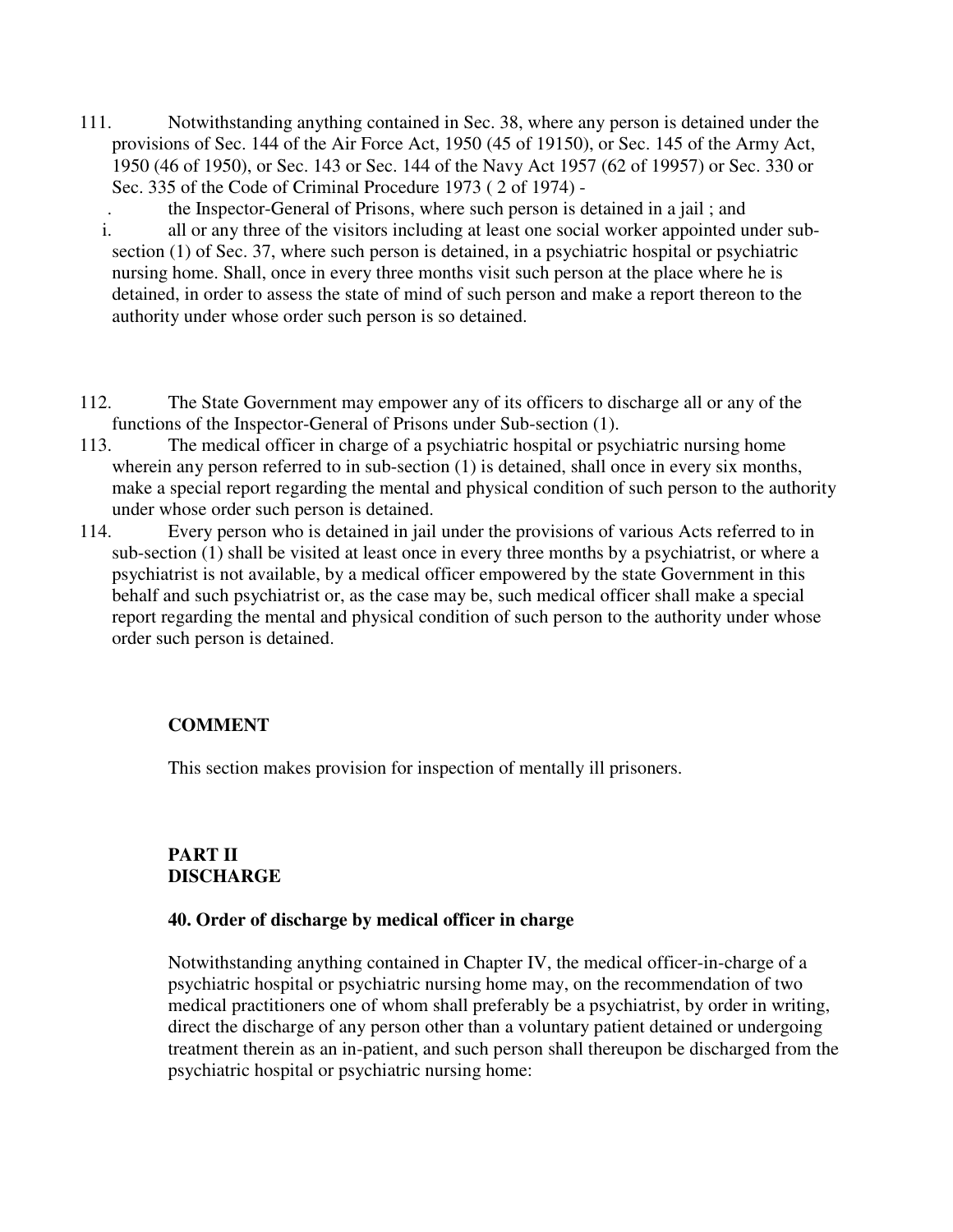111. Notwithstanding anything contained in Sec. 38, where any person is detained under the provisions of Sec. 144 of the Air Force Act, 1950 (45 of 19150), or Sec. 145 of the Army Act, 1950 (46 of 1950), or Sec. 143 or Sec. 144 of the Navy Act 1957 (62 of 19957) or Sec. 330 or Sec. 335 of the Code of Criminal Procedure 1973 ( 2 of 1974) -

   . the Inspector-General of Prisons, where such person is detained in a jail ; and

   i. all or any three of the visitors including at least one social worker appointed under sub-section (1) of Sec. 37, where such person is detained, in a psychiatric hospital or psychiatric nursing home. Shall, once in every three months visit such person at the place where he is detained, in order to assess the state of mind of such person and make a report thereon to the authority under whose order such person is so detained.

112. The State Government may empower any of its officers to discharge all or any of the functions of the Inspector-General of Prisons under Sub-section (1).

113. The medical officer in charge of a psychiatric hospital or psychiatric nursing home wherein any person referred to in sub-section (1) is detained, shall once in every six months, make a special report regarding the mental and physical condition of such person to the authority under whose order such person is detained.

114. Every person who is detained in jail under the provisions of various Acts referred to in sub-section (1) shall be visited at least once in every three months by a psychiatrist, or where a psychiatrist is not available, by a medical officer empowered by the state Government in this behalf and such psychiatrist or, as the case may be, such medical officer shall make a special report regarding the mental and physical condition of such person to the authority under whose order such person is detained.

**COMMENT**

This section makes provision for inspection of mentally ill prisoners.

**PART II**
**DISCHARGE**

**40. Order of discharge by medical officer in charge**

Notwithstanding anything contained in Chapter IV, the medical officer-in-charge of a psychiatric hospital or psychiatric nursing home may, on the recommendation of two medical practitioners one of whom shall preferably be a psychiatrist, by order in writing, direct the discharge of any person other than a voluntary patient detained or undergoing treatment therein as an in-patient, and such person shall thereupon be discharged from the psychiatric hospital or psychiatric nursing home: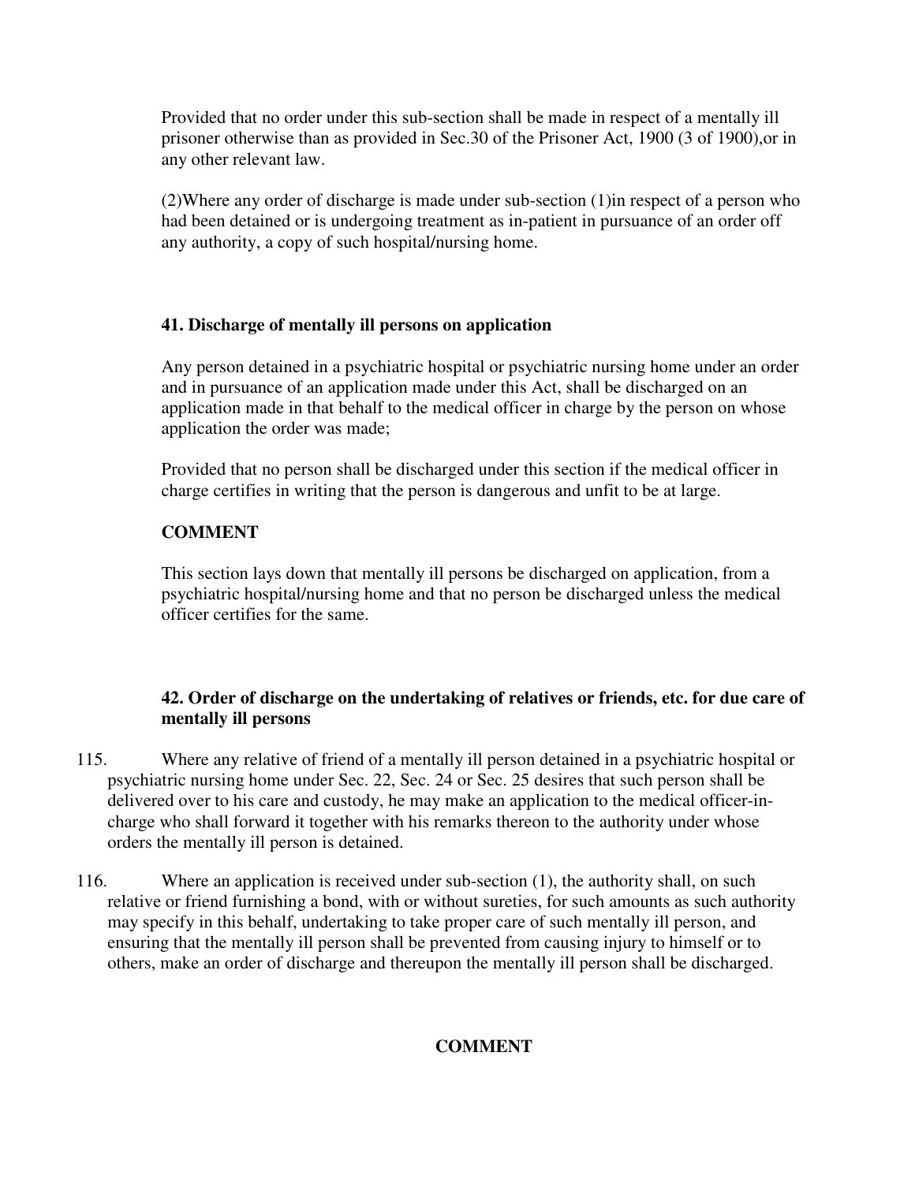Provided that no order under this sub-section shall be made in respect of a mentally ill prisoner otherwise than as provided in Sec.30 of the Prisoner Act, 1900 (3 of 1900),or in any other relevant law.

(2)Where any order of discharge is made under sub-section (1)in respect of a person who had been detained or is undergoing treatment as in-patient in pursuance of an order off any authority, a copy of such hospital/nursing home.

### 41. Discharge of mentally ill persons on application

Any person detained in a psychiatric hospital or psychiatric nursing home under an order and in pursuance of an application made under this Act, shall be discharged on an application made in that behalf to the medical officer in charge by the person on whose application the order was made;

Provided that no person shall be discharged under this section if the medical officer in charge certifies in writing that the person is dangerous and unfit to be at large.

**COMMENT**

This section lays down that mentally ill persons be discharged on application, from a psychiatric hospital/nursing home and that no person be discharged unless the medical officer certifies for the same.

### 42. Order of discharge on the undertaking of relatives or friends, etc. for due care of mentally ill persons

115. Where any relative of friend of a mentally ill person detained in a psychiatric hospital or psychiatric nursing home under Sec. 22, Sec. 24 or Sec. 25 desires that such person shall be delivered over to his care and custody, he may make an application to the medical officer-in-charge who shall forward it together with his remarks thereon to the authority under whose orders the mentally ill person is detained.

116. Where an application is received under sub-section (1), the authority shall, on such relative or friend furnishing a bond, with or without sureties, for such amounts as such authority may specify in this behalf, undertaking to take proper care of such mentally ill person, and ensuring that the mentally ill person shall be prevented from causing injury to himself or to others, make an order of discharge and thereupon the mentally ill person shall be discharged.

**COMMENT**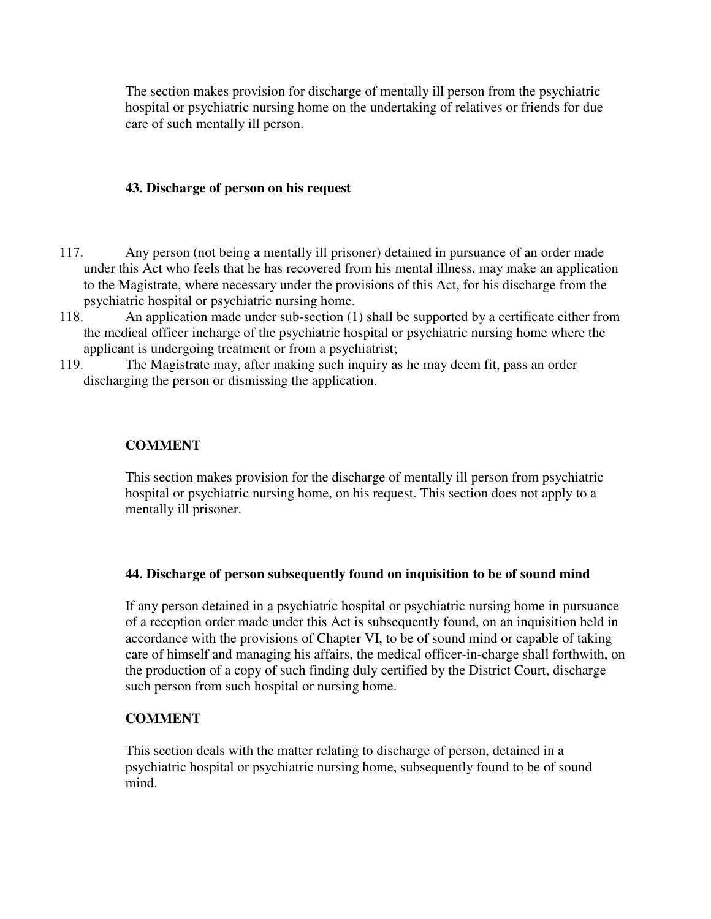The section makes provision for discharge of mentally ill person from the psychiatric hospital or psychiatric nursing home on the undertaking of relatives or friends for due care of such mentally ill person.

### 43. Discharge of person on his request

117. Any person (not being a mentally ill prisoner) detained in pursuance of an order made under this Act who feels that he has recovered from his mental illness, may make an application to the Magistrate, where necessary under the provisions of this Act, for his discharge from the psychiatric hospital or psychiatric nursing home.
118. An application made under sub-section (1) shall be supported by a certificate either from the medical officer incharge of the psychiatric hospital or psychiatric nursing home where the applicant is undergoing treatment or from a psychiatrist;
119. The Magistrate may, after making such inquiry as he may deem fit, pass an order discharging the person or dismissing the application.

### COMMENT

This section makes provision for the discharge of mentally ill person from psychiatric hospital or psychiatric nursing home, on his request. This section does not apply to a mentally ill prisoner.

### 44. Discharge of person subsequently found on inquisition to be of sound mind

If any person detained in a psychiatric hospital or psychiatric nursing home in pursuance of a reception order made under this Act is subsequently found, on an inquisition held in accordance with the provisions of Chapter VI, to be of sound mind or capable of taking care of himself and managing his affairs, the medical officer-in-charge shall forthwith, on the production of a copy of such finding duly certified by the District Court, discharge such person from such hospital or nursing home.

### COMMENT

This section deals with the matter relating to discharge of person, detained in a psychiatric hospital or psychiatric nursing home, subsequently found to be of sound mind.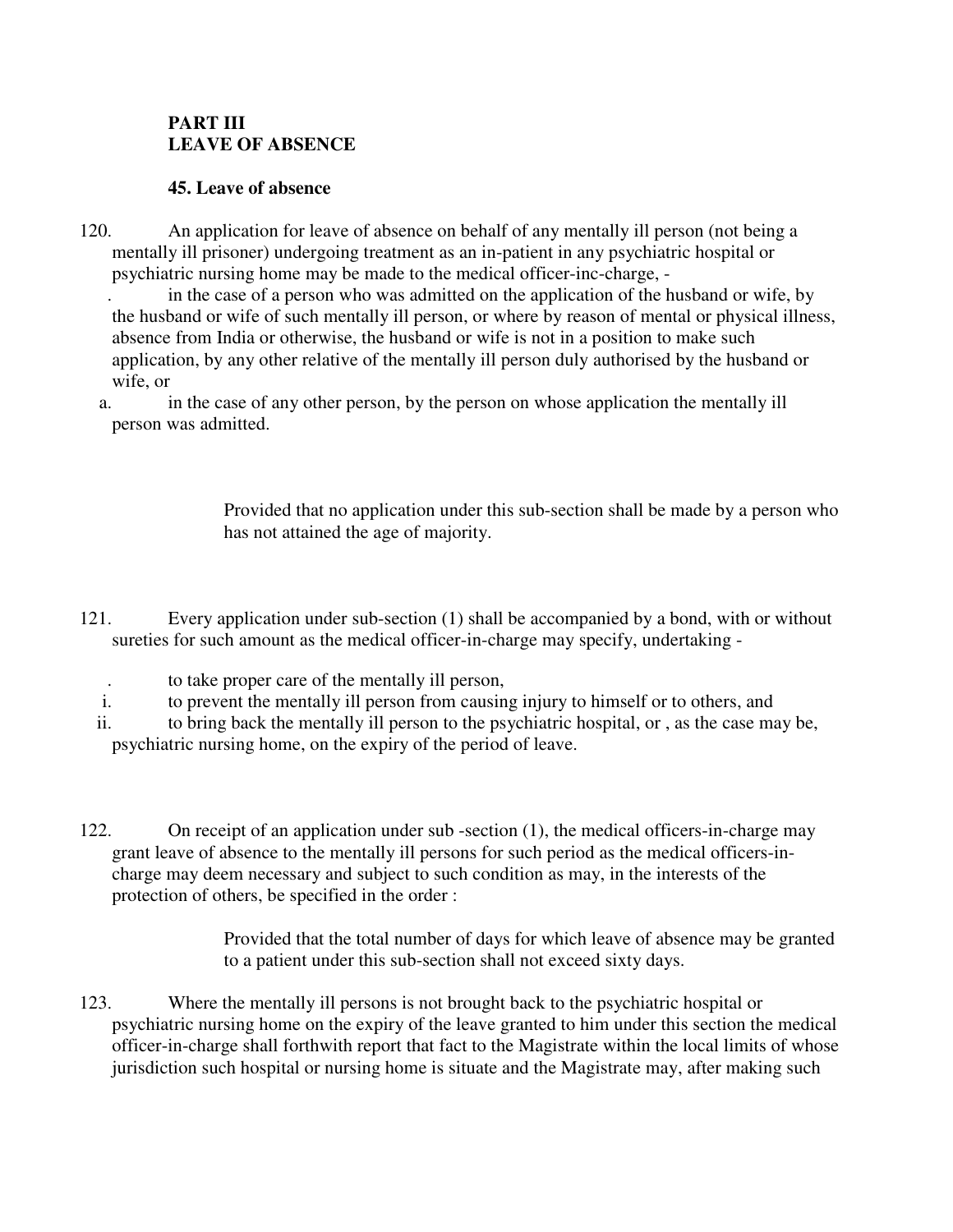**PART III**
**LEAVE OF ABSENCE**

**45. Leave of absence**

120. An application for leave of absence on behalf of any mentally ill person (not being a mentally ill prisoner) undergoing treatment as an in-patient in any psychiatric hospital or psychiatric nursing home may be made to the medical officer-inc-charge, -

. in the case of a person who was admitted on the application of the husband or wife, by the husband or wife of such mentally ill person, or where by reason of mental or physical illness, absence from India or otherwise, the husband or wife is not in a position to make such application, by any other relative of the mentally ill person duly authorised by the husband or wife, or

a. in the case of any other person, by the person on whose application the mentally ill person was admitted.

> Provided that no application under this sub-section shall be made by a person who has not attained the age of majority.

121. Every application under sub-section (1) shall be accompanied by a bond, with or without sureties for such amount as the medical officer-in-charge may specify, undertaking -

. to take proper care of the mentally ill person,

i. to prevent the mentally ill person from causing injury to himself or to others, and

ii. to bring back the mentally ill person to the psychiatric hospital, or , as the case may be, psychiatric nursing home, on the expiry of the period of leave.

122. On receipt of an application under sub -section (1), the medical officers-in-charge may grant leave of absence to the mentally ill persons for such period as the medical officers-in-charge may deem necessary and subject to such condition as may, in the interests of the protection of others, be specified in the order :

> Provided that the total number of days for which leave of absence may be granted to a patient under this sub-section shall not exceed sixty days.

123. Where the mentally ill persons is not brought back to the psychiatric hospital or psychiatric nursing home on the expiry of the leave granted to him under this section the medical officer-in-charge shall forthwith report that fact to the Magistrate within the local limits of whose jurisdiction such hospital or nursing home is situate and the Magistrate may, after making such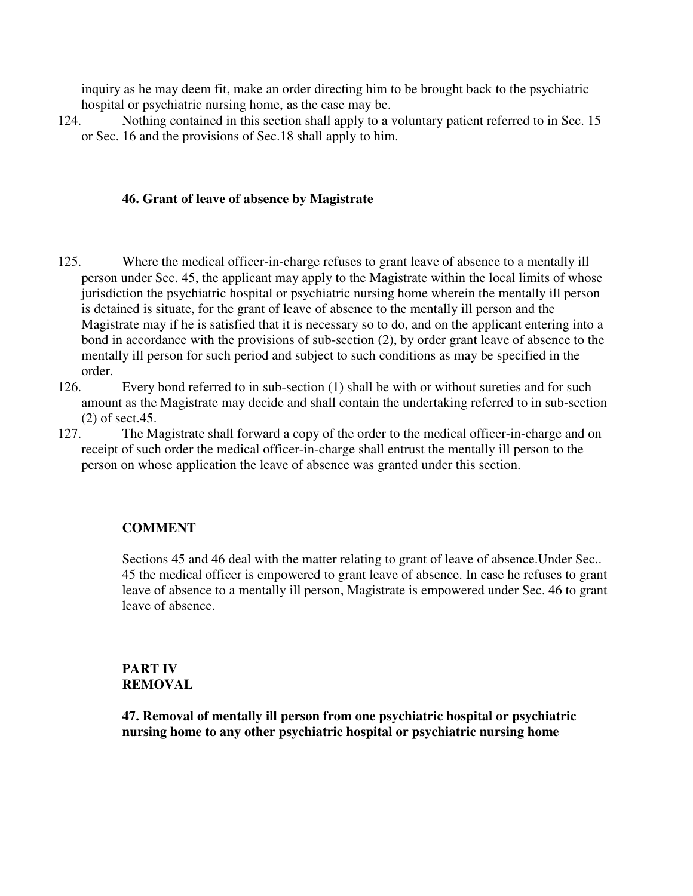inquiry as he may deem fit, make an order directing him to be brought back to the psychiatric hospital or psychiatric nursing home, as the case may be.

124. Nothing contained in this section shall apply to a voluntary patient referred to in Sec. 15 or Sec. 16 and the provisions of Sec.18 shall apply to him.

**46. Grant of leave of absence by Magistrate**

125. Where the medical officer-in-charge refuses to grant leave of absence to a mentally ill person under Sec. 45, the applicant may apply to the Magistrate within the local limits of whose jurisdiction the psychiatric hospital or psychiatric nursing home wherein the mentally ill person is detained is situate, for the grant of leave of absence to the mentally ill person and the Magistrate may if he is satisfied that it is necessary so to do, and on the applicant entering into a bond in accordance with the provisions of sub-section (2), by order grant leave of absence to the mentally ill person for such period and subject to such conditions as may be specified in the order.

126. Every bond referred to in sub-section (1) shall be with or without sureties and for such amount as the Magistrate may decide and shall contain the undertaking referred to in sub-section (2) of sect.45.

127. The Magistrate shall forward a copy of the order to the medical officer-in-charge and on receipt of such order the medical officer-in-charge shall entrust the mentally ill person to the person on whose application the leave of absence was granted under this section.

**COMMENT**

Sections 45 and 46 deal with the matter relating to grant of leave of absence.Under Sec.. 45 the medical officer is empowered to grant leave of absence. In case he refuses to grant leave of absence to a mentally ill person, Magistrate is empowered under Sec. 46 to grant leave of absence.

**PART IV**
**REMOVAL**

**47. Removal of mentally ill person from one psychiatric hospital or psychiatric nursing home to any other psychiatric hospital or psychiatric nursing home**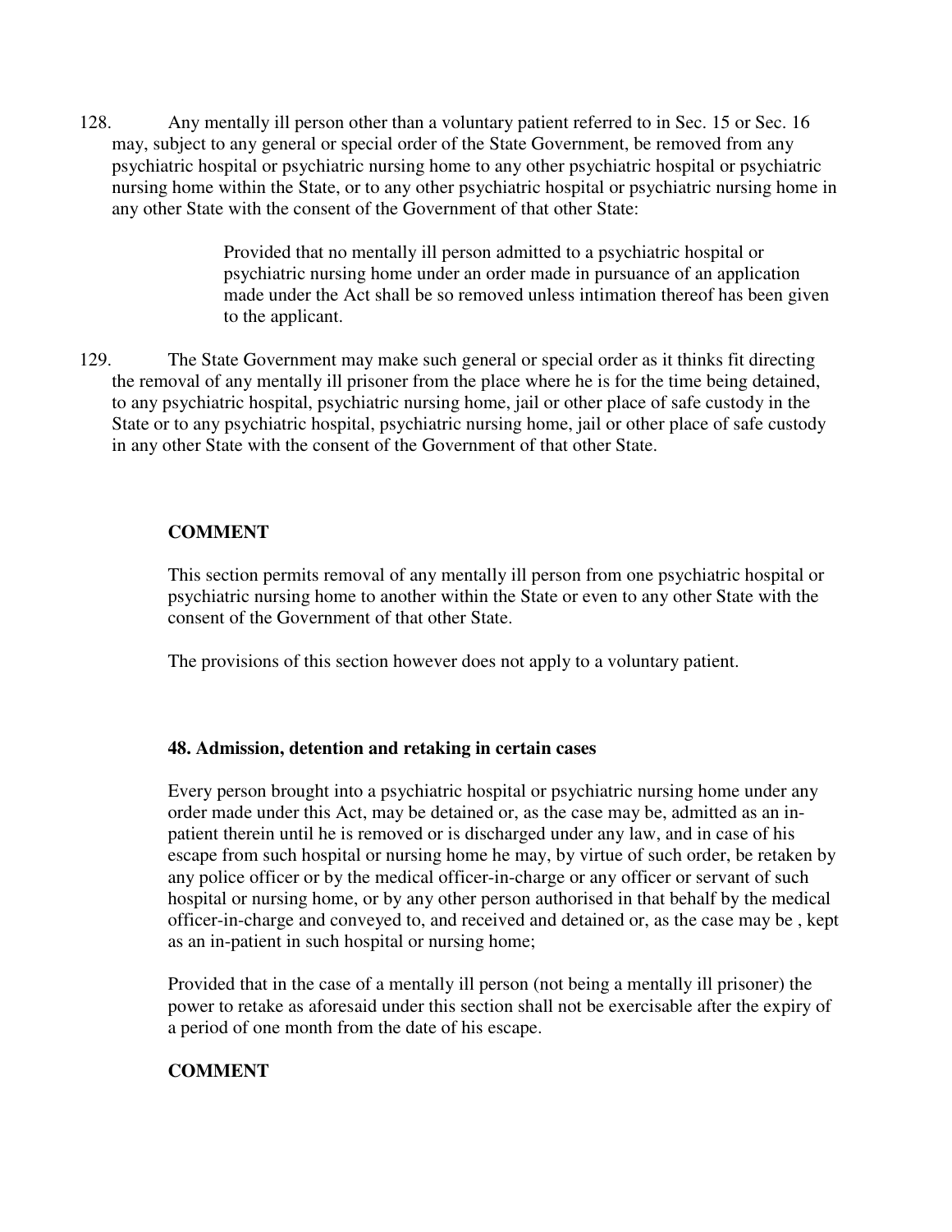128. Any mentally ill person other than a voluntary patient referred to in Sec. 15 or Sec. 16 may, subject to any general or special order of the State Government, be removed from any psychiatric hospital or psychiatric nursing home to any other psychiatric hospital or psychiatric nursing home within the State, or to any other psychiatric hospital or psychiatric nursing home in any other State with the consent of the Government of that other State:

> Provided that no mentally ill person admitted to a psychiatric hospital or psychiatric nursing home under an order made in pursuance of an application made under the Act shall be so removed unless intimation thereof has been given to the applicant.

129. The State Government may make such general or special order as it thinks fit directing the removal of any mentally ill prisoner from the place where he is for the time being detained, to any psychiatric hospital, psychiatric nursing home, jail or other place of safe custody in the State or to any psychiatric hospital, psychiatric nursing home, jail or other place of safe custody in any other State with the consent of the Government of that other State.

**COMMENT**

This section permits removal of any mentally ill person from one psychiatric hospital or psychiatric nursing home to another within the State or even to any other State with the consent of the Government of that other State.

The provisions of this section however does not apply to a voluntary patient.

**48. Admission, detention and retaking in certain cases**

Every person brought into a psychiatric hospital or psychiatric nursing home under any order made under this Act, may be detained or, as the case may be, admitted as an in-patient therein until he is removed or is discharged under any law, and in case of his escape from such hospital or nursing home he may, by virtue of such order, be retaken by any police officer or by the medical officer-in-charge or any officer or servant of such hospital or nursing home, or by any other person authorised in that behalf by the medical officer-in-charge and conveyed to, and received and detained or, as the case may be , kept as an in-patient in such hospital or nursing home;

Provided that in the case of a mentally ill person (not being a mentally ill prisoner) the power to retake as aforesaid under this section shall not be exercisable after the expiry of a period of one month from the date of his escape.

**COMMENT**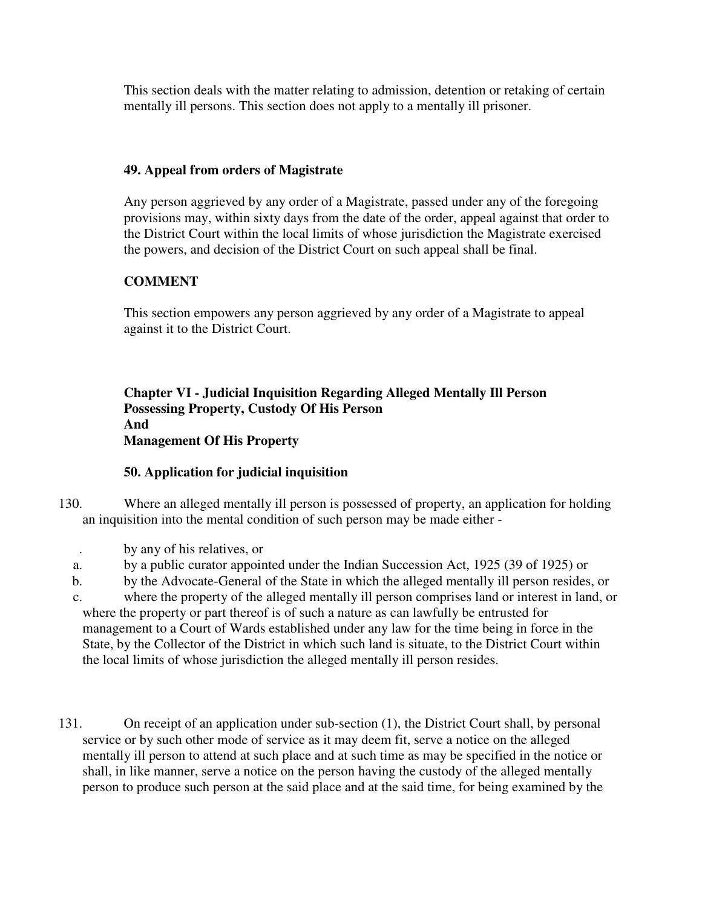This section deals with the matter relating to admission, detention or retaking of certain mentally ill persons. This section does not apply to a mentally ill prisoner.

### 49. Appeal from orders of Magistrate

Any person aggrieved by any order of a Magistrate, passed under any of the foregoing provisions may, within sixty days from the date of the order, appeal against that order to the District Court within the local limits of whose jurisdiction the Magistrate exercised the powers, and decision of the District Court on such appeal shall be final.

**COMMENT**

This section empowers any person aggrieved by any order of a Magistrate to appeal against it to the District Court.

## Chapter VI - Judicial Inquisition Regarding Alleged Mentally Ill Person Possessing Property, Custody Of His Person And Management Of His Property

### 50. Application for judicial inquisition

130. Where an alleged mentally ill person is possessed of property, an application for holding an inquisition into the mental condition of such person may be made either -

. by any of his relatives, or

a. by a public curator appointed under the Indian Succession Act, 1925 (39 of 1925) or

b. by the Advocate-General of the State in which the alleged mentally ill person resides, or

c. where the property of the alleged mentally ill person comprises land or interest in land, or where the property or part thereof is of such a nature as can lawfully be entrusted for management to a Court of Wards established under any law for the time being in force in the State, by the Collector of the District in which such land is situate, to the District Court within the local limits of whose jurisdiction the alleged mentally ill person resides.

131. On receipt of an application under sub-section (1), the District Court shall, by personal service or by such other mode of service as it may deem fit, serve a notice on the alleged mentally ill person to attend at such place and at such time as may be specified in the notice or shall, in like manner, serve a notice on the person having the custody of the alleged mentally person to produce such person at the said place and at the said time, for being examined by the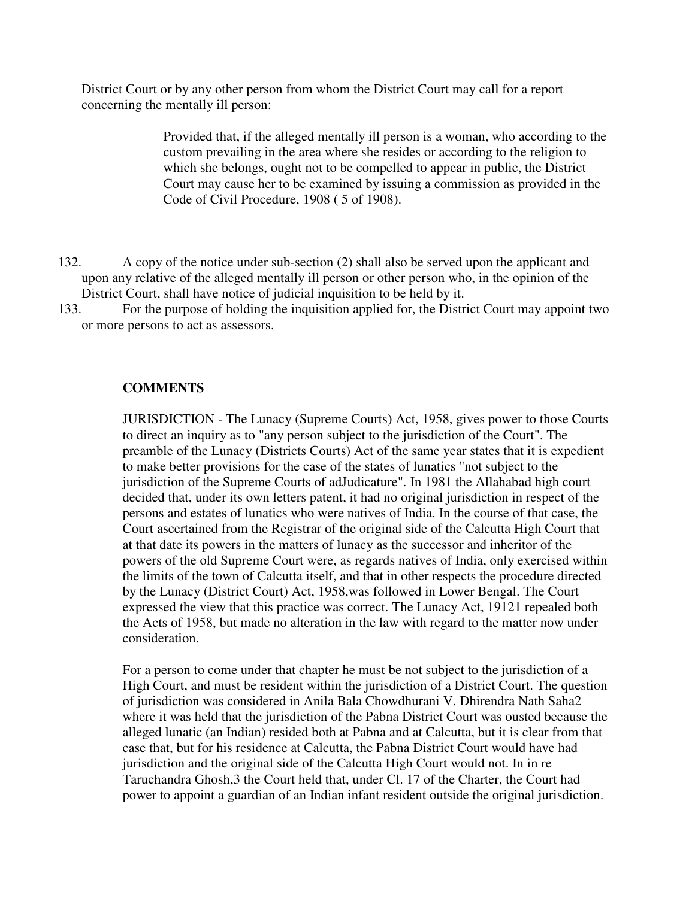District Court or by any other person from whom the District Court may call for a report concerning the mentally ill person:

> Provided that, if the alleged mentally ill person is a woman, who according to the custom prevailing in the area where she resides or according to the religion to which she belongs, ought not to be compelled to appear in public, the District Court may cause her to be examined by issuing a commission as provided in the Code of Civil Procedure, 1908 ( 5 of 1908).

132. A copy of the notice under sub-section (2) shall also be served upon the applicant and upon any relative of the alleged mentally ill person or other person who, in the opinion of the District Court, shall have notice of judicial inquisition to be held by it.

133. For the purpose of holding the inquisition applied for, the District Court may appoint two or more persons to act as assessors.

**COMMENTS**

JURISDICTION - The Lunacy (Supreme Courts) Act, 1958, gives power to those Courts to direct an inquiry as to "any person subject to the jurisdiction of the Court". The preamble of the Lunacy (Districts Courts) Act of the same year states that it is expedient to make better provisions for the case of the states of lunatics "not subject to the jurisdiction of the Supreme Courts of adJudicature". In 1981 the Allahabad high court decided that, under its own letters patent, it had no original jurisdiction in respect of the persons and estates of lunatics who were natives of India. In the course of that case, the Court ascertained from the Registrar of the original side of the Calcutta High Court that at that date its powers in the matters of lunacy as the successor and inheritor of the powers of the old Supreme Court were, as regards natives of India, only exercised within the limits of the town of Calcutta itself, and that in other respects the procedure directed by the Lunacy (District Court) Act, 1958,was followed in Lower Bengal. The Court expressed the view that this practice was correct. The Lunacy Act, 19121 repealed both the Acts of 1958, but made no alteration in the law with regard to the matter now under consideration.

For a person to come under that chapter he must be not subject to the jurisdiction of a High Court, and must be resident within the jurisdiction of a District Court. The question of jurisdiction was considered in Anila Bala Chowdhurani V. Dhirendra Nath Saha2 where it was held that the jurisdiction of the Pabna District Court was ousted because the alleged lunatic (an Indian) resided both at Pabna and at Calcutta, but it is clear from that case that, but for his residence at Calcutta, the Pabna District Court would have had jurisdiction and the original side of the Calcutta High Court would not. In in re Taruchandra Ghosh,3 the Court held that, under Cl. 17 of the Charter, the Court had power to appoint a guardian of an Indian infant resident outside the original jurisdiction.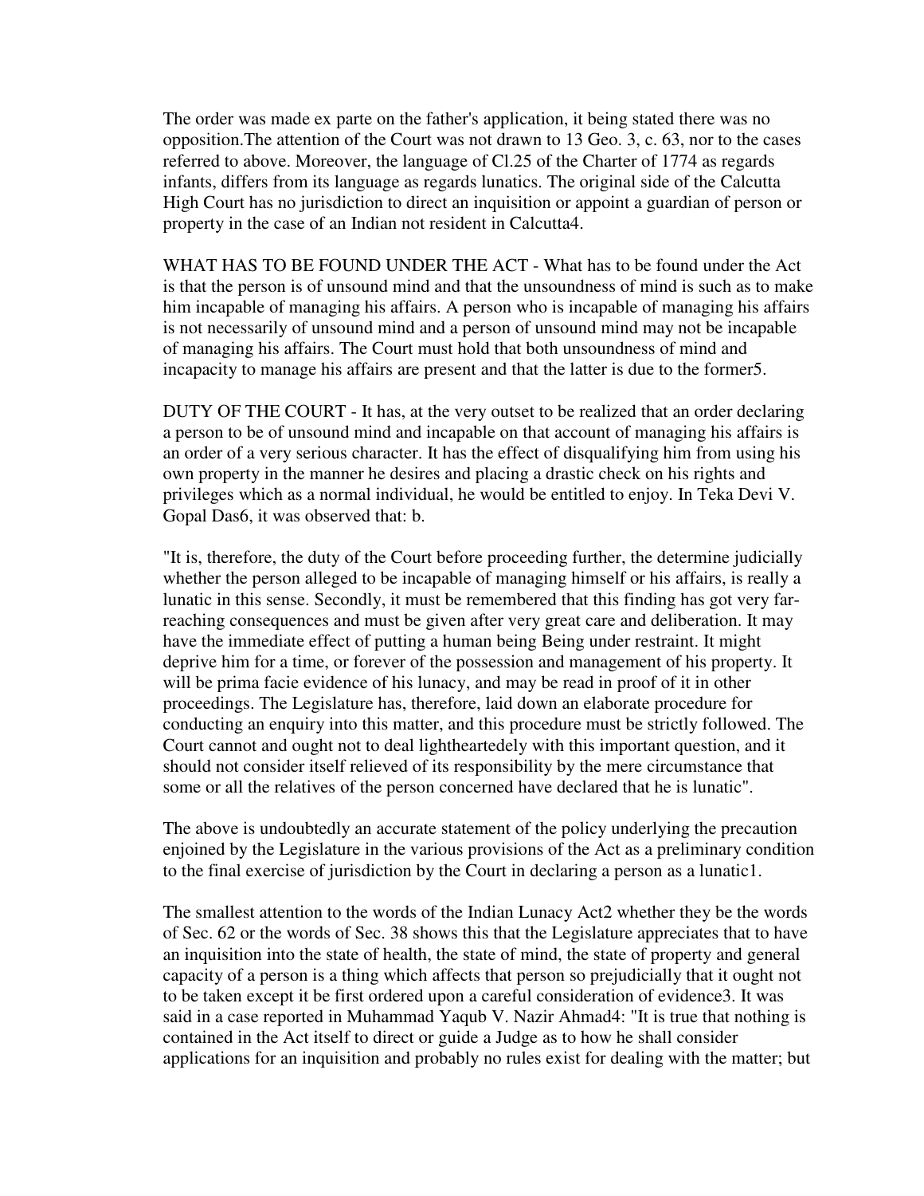The order was made ex parte on the father's application, it being stated there was no opposition.The attention of the Court was not drawn to 13 Geo. 3, c. 63, nor to the cases referred to above. Moreover, the language of Cl.25 of the Charter of 1774 as regards infants, differs from its language as regards lunatics. The original side of the Calcutta High Court has no jurisdiction to direct an inquisition or appoint a guardian of person or property in the case of an Indian not resident in Calcutta[4].

WHAT HAS TO BE FOUND UNDER THE ACT - What has to be found under the Act is that the person is of unsound mind and that the unsoundness of mind is such as to make him incapable of managing his affairs. A person who is incapable of managing his affairs is not necessarily of unsound mind and a person of unsound mind may not be incapable of managing his affairs. The Court must hold that both unsoundness of mind and incapacity to manage his affairs are present and that the latter is due to the former[5].

DUTY OF THE COURT - It has, at the very outset to be realized that an order declaring a person to be of unsound mind and incapable on that account of managing his affairs is an order of a very serious character. It has the effect of disqualifying him from using his own property in the manner he desires and placing a drastic check on his rights and privileges which as a normal individual, he would be entitled to enjoy. In Teka Devi V. Gopal Das[6], it was observed that: b.

"It is, therefore, the duty of the Court before proceeding further, the determine judicially whether the person alleged to be incapable of managing himself or his affairs, is really a lunatic in this sense. Secondly, it must be remembered that this finding has got very far-reaching consequences and must be given after very great care and deliberation. It may have the immediate effect of putting a human being Being under restraint. It might deprive him for a time, or forever of the possession and management of his property. It will be prima facie evidence of his lunacy, and may be read in proof of it in other proceedings. The Legislature has, therefore, laid down an elaborate procedure for conducting an enquiry into this matter, and this procedure must be strictly followed. The Court cannot and ought not to deal lightheartedely with this important question, and it should not consider itself relieved of its responsibility by the mere circumstance that some or all the relatives of the person concerned have declared that he is lunatic".

The above is undoubtedly an accurate statement of the policy underlying the precaution enjoined by the Legislature in the various provisions of the Act as a preliminary condition to the final exercise of jurisdiction by the Court in declaring a person as a lunatic[1].

The smallest attention to the words of the Indian Lunacy Act[2] whether they be the words of Sec. 62 or the words of Sec. 38 shows this that the Legislature appreciates that to have an inquisition into the state of health, the state of mind, the state of property and general capacity of a person is a thing which affects that person so prejudicially that it ought not to be taken except it be first ordered upon a careful consideration of evidence[3]. It was said in a case reported in Muhammad Yaqub V. Nazir Ahmad[4]: "It is true that nothing is contained in the Act itself to direct or guide a Judge as to how he shall consider applications for an inquisition and probably no rules exist for dealing with the matter; but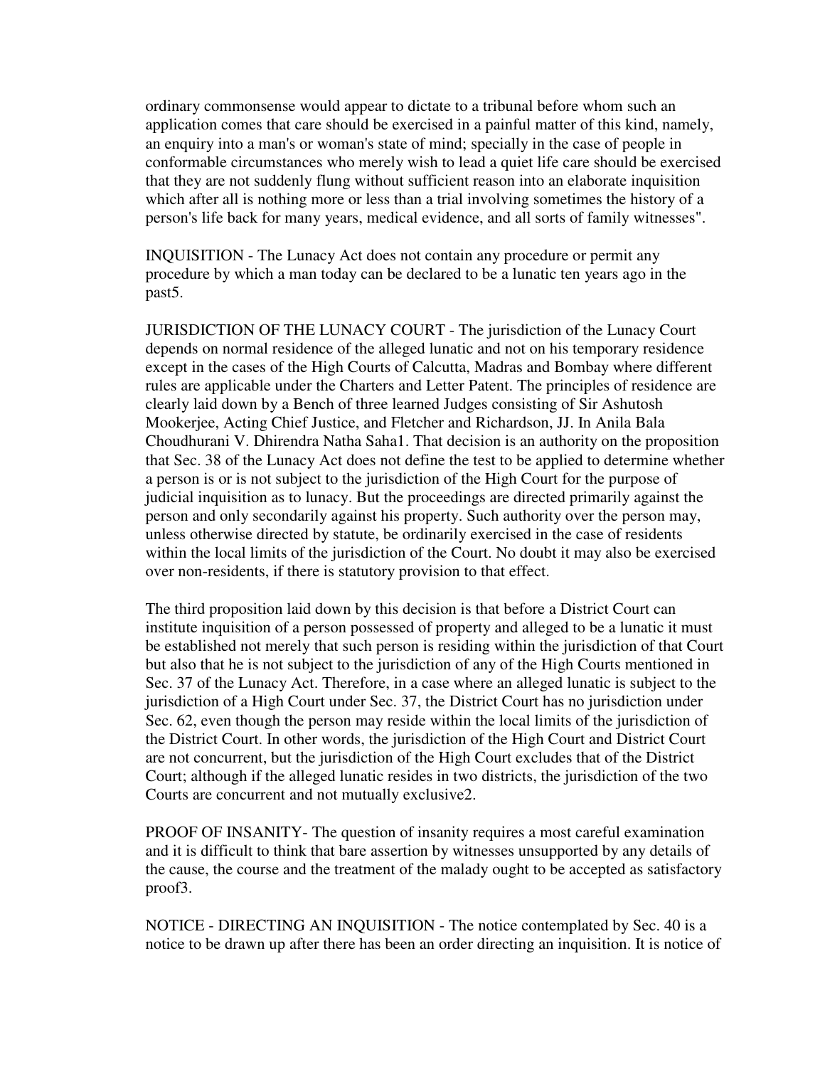ordinary commonsense would appear to dictate to a tribunal before whom such an application comes that care should be exercised in a painful matter of this kind, namely, an enquiry into a man's or woman's state of mind; specially in the case of people in conformable circumstances who merely wish to lead a quiet life care should be exercised that they are not suddenly flung without sufficient reason into an elaborate inquisition which after all is nothing more or less than a trial involving sometimes the history of a person's life back for many years, medical evidence, and all sorts of family witnesses".

INQUISITION - The Lunacy Act does not contain any procedure or permit any procedure by which a man today can be declared to be a lunatic ten years ago in the past[5].

JURISDICTION OF THE LUNACY COURT - The jurisdiction of the Lunacy Court depends on normal residence of the alleged lunatic and not on his temporary residence except in the cases of the High Courts of Calcutta, Madras and Bombay where different rules are applicable under the Charters and Letter Patent. The principles of residence are clearly laid down by a Bench of three learned Judges consisting of Sir Ashutosh Mookerjee, Acting Chief Justice, and Fletcher and Richardson, JJ. In Anila Bala Choudhurani V. Dhirendra Natha Saha[1]. That decision is an authority on the proposition that Sec. 38 of the Lunacy Act does not define the test to be applied to determine whether a person is or is not subject to the jurisdiction of the High Court for the purpose of judicial inquisition as to lunacy. But the proceedings are directed primarily against the person and only secondarily against his property. Such authority over the person may, unless otherwise directed by statute, be ordinarily exercised in the case of residents within the local limits of the jurisdiction of the Court. No doubt it may also be exercised over non-residents, if there is statutory provision to that effect.

The third proposition laid down by this decision is that before a District Court can institute inquisition of a person possessed of property and alleged to be a lunatic it must be established not merely that such person is residing within the jurisdiction of that Court but also that he is not subject to the jurisdiction of any of the High Courts mentioned in Sec. 37 of the Lunacy Act. Therefore, in a case where an alleged lunatic is subject to the jurisdiction of a High Court under Sec. 37, the District Court has no jurisdiction under Sec. 62, even though the person may reside within the local limits of the jurisdiction of the District Court. In other words, the jurisdiction of the High Court and District Court are not concurrent, but the jurisdiction of the High Court excludes that of the District Court; although if the alleged lunatic resides in two districts, the jurisdiction of the two Courts are concurrent and not mutually exclusive[2].

PROOF OF INSANITY- The question of insanity requires a most careful examination and it is difficult to think that bare assertion by witnesses unsupported by any details of the cause, the course and the treatment of the malady ought to be accepted as satisfactory proof[3].

NOTICE - DIRECTING AN INQUISITION - The notice contemplated by Sec. 40 is a notice to be drawn up after there has been an order directing an inquisition. It is notice of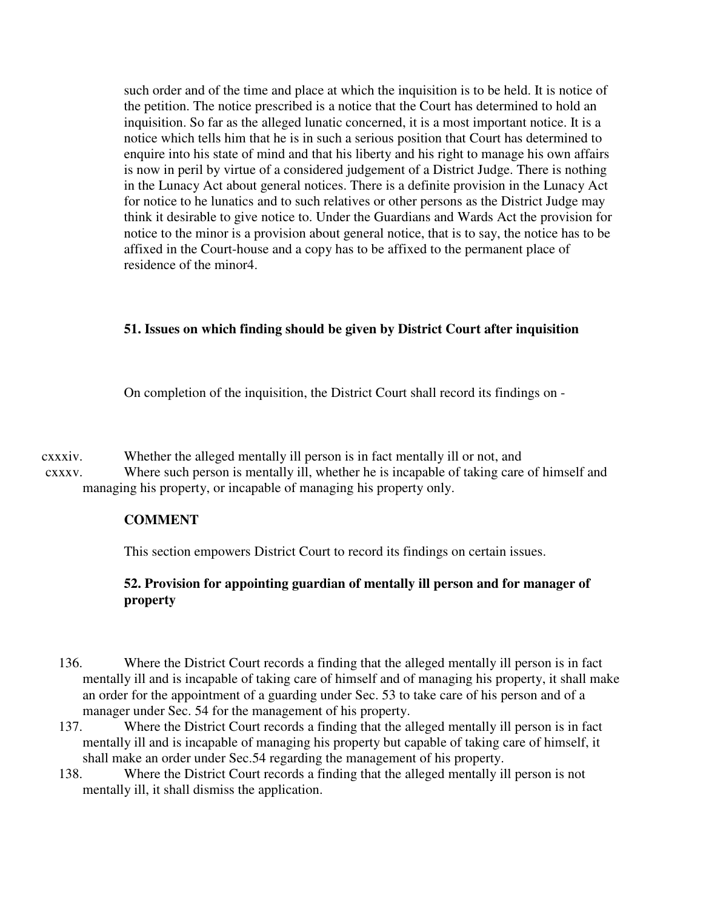such order and of the time and place at which the inquisition is to be held. It is notice of the petition. The notice prescribed is a notice that the Court has determined to hold an inquisition. So far as the alleged lunatic concerned, it is a most important notice. It is a notice which tells him that he is in such a serious position that Court has determined to enquire into his state of mind and that his liberty and his right to manage his own affairs is now in peril by virtue of a considered judgement of a District Judge. There is nothing in the Lunacy Act about general notices. There is a definite provision in the Lunacy Act for notice to he lunatics and to such relatives or other persons as the District Judge may think it desirable to give notice to. Under the Guardians and Wards Act the provision for notice to the minor is a provision about general notice, that is to say, the notice has to be affixed in the Court-house and a copy has to be affixed to the permanent place of residence of the minor4.

**51. Issues on which finding should be given by District Court after inquisition**

On completion of the inquisition, the District Court shall record its findings on -

cxxxiv. Whether the alleged mentally ill person is in fact mentally ill or not, and

cxxxv. Where such person is mentally ill, whether he is incapable of taking care of himself and managing his property, or incapable of managing his property only.

**COMMENT**

This section empowers District Court to record its findings on certain issues.

**52. Provision for appointing guardian of mentally ill person and for manager of property**

136. Where the District Court records a finding that the alleged mentally ill person is in fact mentally ill and is incapable of taking care of himself and of managing his property, it shall make an order for the appointment of a guarding under Sec. 53 to take care of his person and of a manager under Sec. 54 for the management of his property.
137. Where the District Court records a finding that the alleged mentally ill person is in fact mentally ill and is incapable of managing his property but capable of taking care of himself, it shall make an order under Sec.54 regarding the management of his property.
138. Where the District Court records a finding that the alleged mentally ill person is not mentally ill, it shall dismiss the application.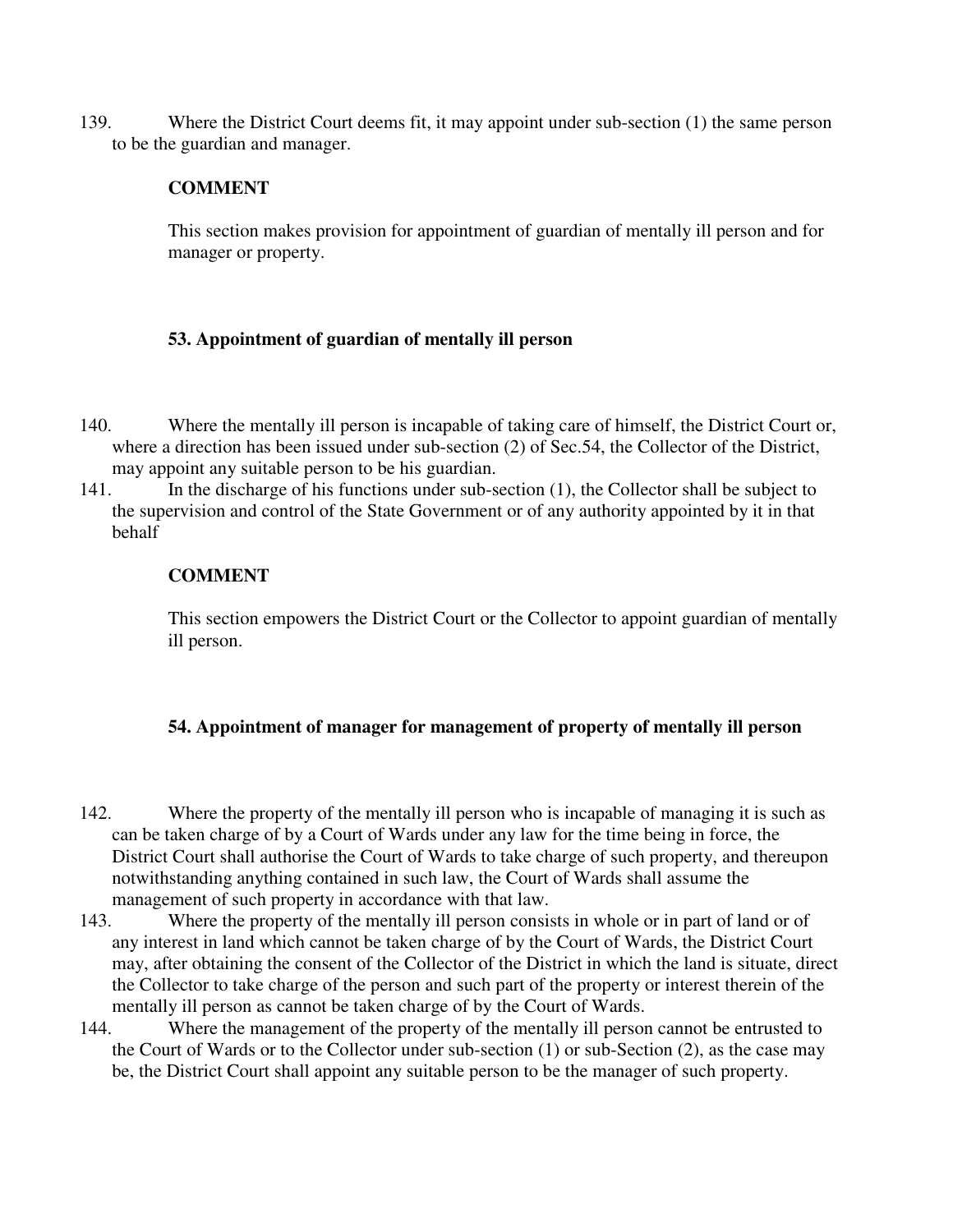139. Where the District Court deems fit, it may appoint under sub-section (1) the same person to be the guardian and manager.

**COMMENT**

This section makes provision for appointment of guardian of mentally ill person and for manager or property.

**53. Appointment of guardian of mentally ill person**

140. Where the mentally ill person is incapable of taking care of himself, the District Court or, where a direction has been issued under sub-section (2) of Sec.54, the Collector of the District, may appoint any suitable person to be his guardian.

141. In the discharge of his functions under sub-section (1), the Collector shall be subject to the supervision and control of the State Government or of any authority appointed by it in that behalf

**COMMENT**

This section empowers the District Court or the Collector to appoint guardian of mentally ill person.

**54. Appointment of manager for management of property of mentally ill person**

142. Where the property of the mentally ill person who is incapable of managing it is such as can be taken charge of by a Court of Wards under any law for the time being in force, the District Court shall authorise the Court of Wards to take charge of such property, and thereupon notwithstanding anything contained in such law, the Court of Wards shall assume the management of such property in accordance with that law.

143. Where the property of the mentally ill person consists in whole or in part of land or of any interest in land which cannot be taken charge of by the Court of Wards, the District Court may, after obtaining the consent of the Collector of the District in which the land is situate, direct the Collector to take charge of the person and such part of the property or interest therein of the mentally ill person as cannot be taken charge of by the Court of Wards.

144. Where the management of the property of the mentally ill person cannot be entrusted to the Court of Wards or to the Collector under sub-section (1) or sub-Section (2), as the case may be, the District Court shall appoint any suitable person to be the manager of such property.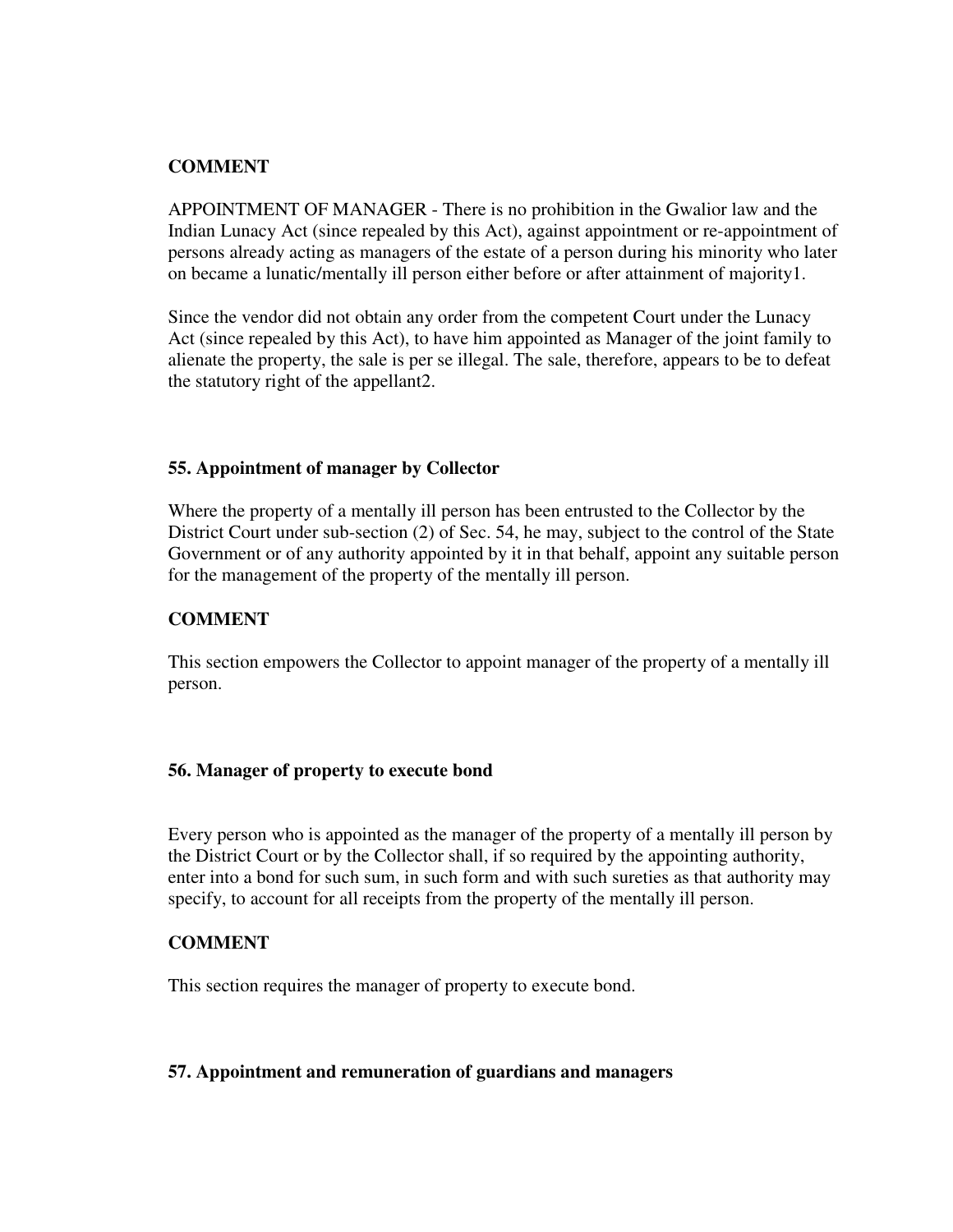**COMMENT**

APPOINTMENT OF MANAGER - There is no prohibition in the Gwalior law and the Indian Lunacy Act (since repealed by this Act), against appointment or re-appointment of persons already acting as managers of the estate of a person during his minority who later on became a lunatic/mentally ill person either before or after attainment of majority[1].

Since the vendor did not obtain any order from the competent Court under the Lunacy Act (since repealed by this Act), to have him appointed as Manager of the joint family to alienate the property, the sale is per se illegal. The sale, therefore, appears to be to defeat the statutory right of the appellant[2].

### 55. Appointment of manager by Collector

Where the property of a mentally ill person has been entrusted to the Collector by the District Court under sub-section (2) of Sec. 54, he may, subject to the control of the State Government or of any authority appointed by it in that behalf, appoint any suitable person for the management of the property of the mentally ill person.

**COMMENT**

This section empowers the Collector to appoint manager of the property of a mentally ill person.

### 56. Manager of property to execute bond

Every person who is appointed as the manager of the property of a mentally ill person by the District Court or by the Collector shall, if so required by the appointing authority, enter into a bond for such sum, in such form and with such sureties as that authority may specify, to account for all receipts from the property of the mentally ill person.

**COMMENT**

This section requires the manager of property to execute bond.

### 57. Appointment and remuneration of guardians and managers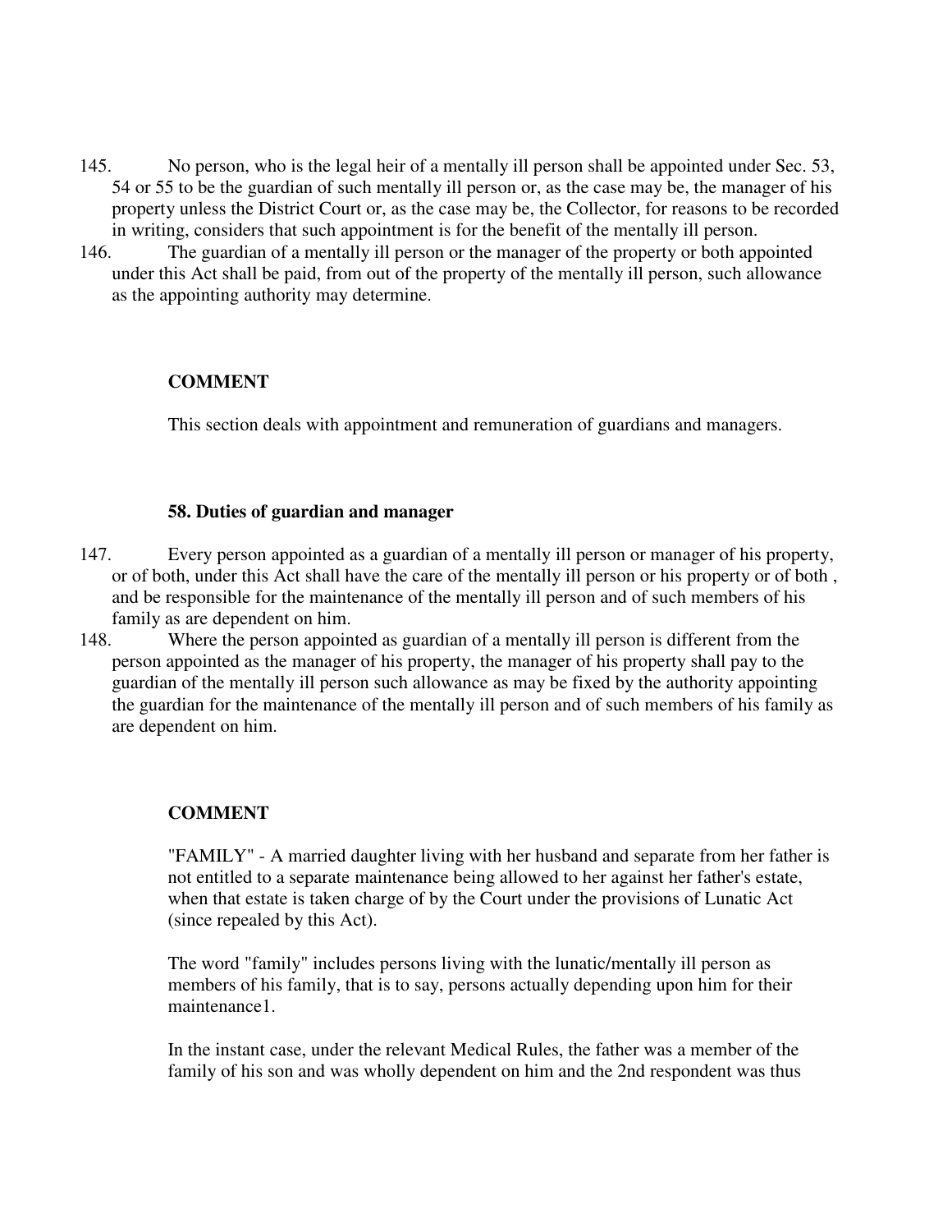145. No person, who is the legal heir of a mentally ill person shall be appointed under Sec. 53, 54 or 55 to be the guardian of such mentally ill person or, as the case may be, the manager of his property unless the District Court or, as the case may be, the Collector, for reasons to be recorded in writing, considers that such appointment is for the benefit of the mentally ill person.

146. The guardian of a mentally ill person or the manager of the property or both appointed under this Act shall be paid, from out of the property of the mentally ill person, such allowance as the appointing authority may determine.

**COMMENT**

This section deals with appointment and remuneration of guardians and managers.

**58. Duties of guardian and manager**

147. Every person appointed as a guardian of a mentally ill person or manager of his property, or of both, under this Act shall have the care of the mentally ill person or his property or of both , and be responsible for the maintenance of the mentally ill person and of such members of his family as are dependent on him.

148. Where the person appointed as guardian of a mentally ill person is different from the person appointed as the manager of his property, the manager of his property shall pay to the guardian of the mentally ill person such allowance as may be fixed by the authority appointing the guardian for the maintenance of the mentally ill person and of such members of his family as are dependent on him.

**COMMENT**

"FAMILY" - A married daughter living with her husband and separate from her father is not entitled to a separate maintenance being allowed to her against her father's estate, when that estate is taken charge of by the Court under the provisions of Lunatic Act (since repealed by this Act).

The word "family" includes persons living with the lunatic/mentally ill person as members of his family, that is to say, persons actually depending upon him for their maintenance[1].

In the instant case, under the relevant Medical Rules, the father was a member of the family of his son and was wholly dependent on him and the 2nd respondent was thus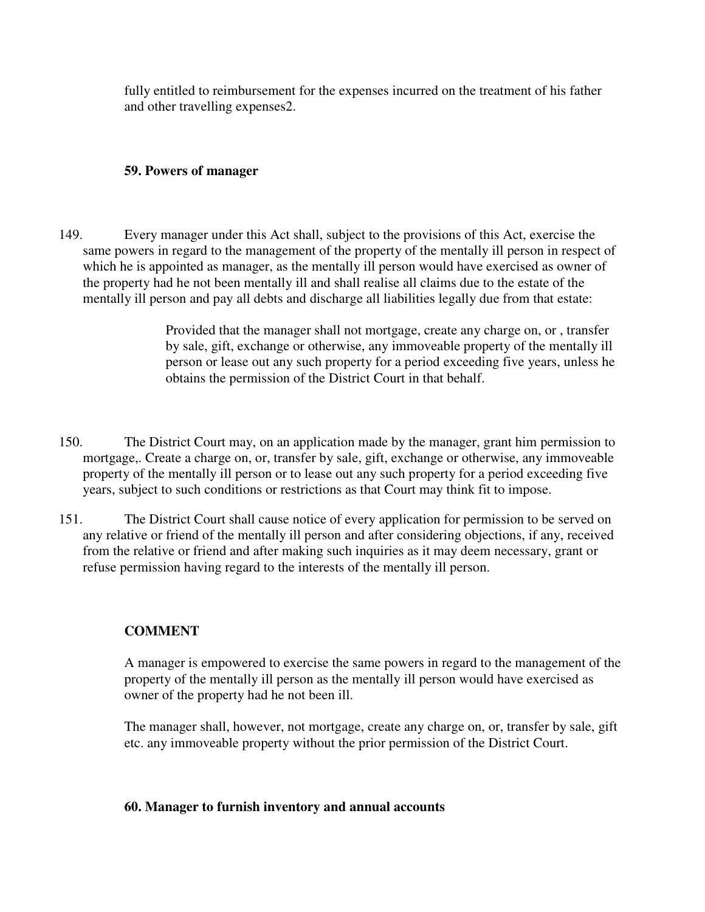fully entitled to reimbursement for the expenses incurred on the treatment of his father and other travelling expenses2.

### 59. Powers of manager

149. Every manager under this Act shall, subject to the provisions of this Act, exercise the same powers in regard to the management of the property of the mentally ill person in respect of which he is appointed as manager, as the mentally ill person would have exercised as owner of the property had he not been mentally ill and shall realise all claims due to the estate of the mentally ill person and pay all debts and discharge all liabilities legally due from that estate:

> Provided that the manager shall not mortgage, create any charge on, or , transfer by sale, gift, exchange or otherwise, any immoveable property of the mentally ill person or lease out any such property for a period exceeding five years, unless he obtains the permission of the District Court in that behalf.

150. The District Court may, on an application made by the manager, grant him permission to mortgage,. Create a charge on, or, transfer by sale, gift, exchange or otherwise, any immoveable property of the mentally ill person or to lease out any such property for a period exceeding five years, subject to such conditions or restrictions as that Court may think fit to impose.

151. The District Court shall cause notice of every application for permission to be served on any relative or friend of the mentally ill person and after considering objections, if any, received from the relative or friend and after making such inquiries as it may deem necessary, grant or refuse permission having regard to the interests of the mentally ill person.

**COMMENT**

A manager is empowered to exercise the same powers in regard to the management of the property of the mentally ill person as the mentally ill person would have exercised as owner of the property had he not been ill.

The manager shall, however, not mortgage, create any charge on, or, transfer by sale, gift etc. any immoveable property without the prior permission of the District Court.

### 60. Manager to furnish inventory and annual accounts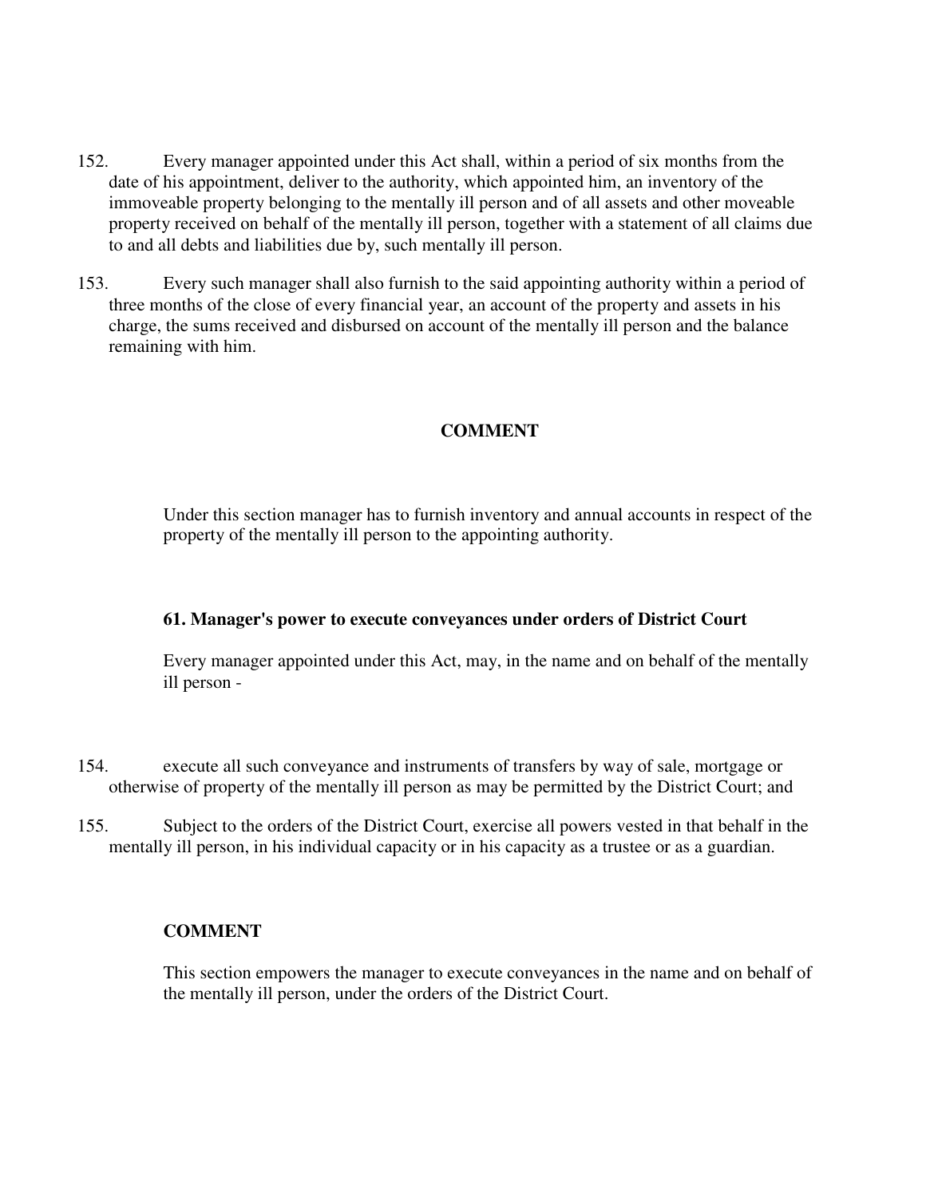152. Every manager appointed under this Act shall, within a period of six months from the date of his appointment, deliver to the authority, which appointed him, an inventory of the immoveable property belonging to the mentally ill person and of all assets and other moveable property received on behalf of the mentally ill person, together with a statement of all claims due to and all debts and liabilities due by, such mentally ill person.

153. Every such manager shall also furnish to the said appointing authority within a period of three months of the close of every financial year, an account of the property and assets in his charge, the sums received and disbursed on account of the mentally ill person and the balance remaining with him.

**COMMENT**

Under this section manager has to furnish inventory and annual accounts in respect of the property of the mentally ill person to the appointing authority.

**61. Manager's power to execute conveyances under orders of District Court**

Every manager appointed under this Act, may, in the name and on behalf of the mentally ill person -

154. execute all such conveyance and instruments of transfers by way of sale, mortgage or otherwise of property of the mentally ill person as may be permitted by the District Court; and

155. Subject to the orders of the District Court, exercise all powers vested in that behalf in the mentally ill person, in his individual capacity or in his capacity as a trustee or as a guardian.

**COMMENT**

This section empowers the manager to execute conveyances in the name and on behalf of the mentally ill person, under the orders of the District Court.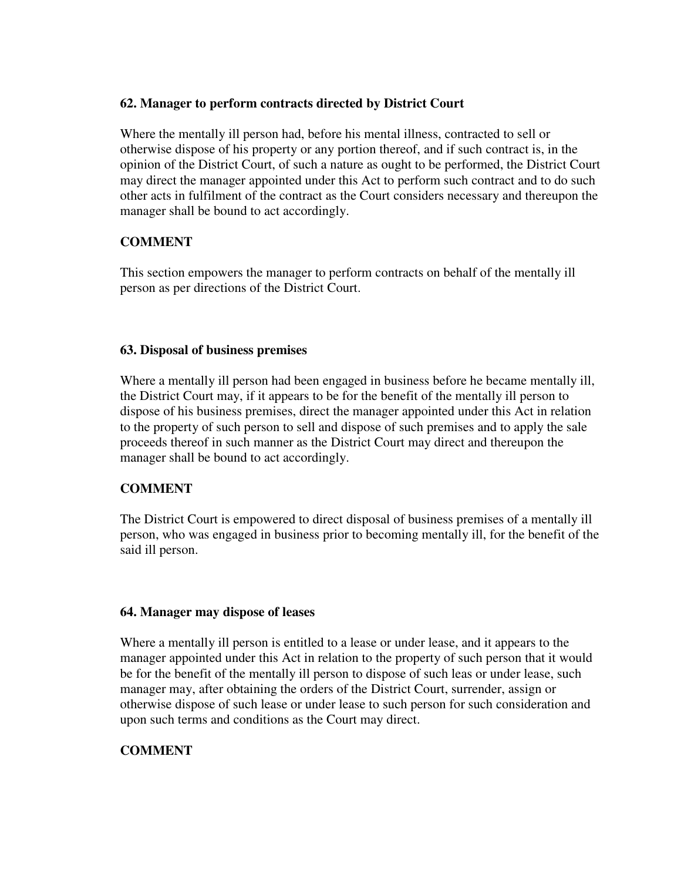### 62. Manager to perform contracts directed by District Court

Where the mentally ill person had, before his mental illness, contracted to sell or otherwise dispose of his property or any portion thereof, and if such contract is, in the opinion of the District Court, of such a nature as ought to be performed, the District Court may direct the manager appointed under this Act to perform such contract and to do such other acts in fulfilment of the contract as the Court considers necessary and thereupon the manager shall be bound to act accordingly.

#### COMMENT

This section empowers the manager to perform contracts on behalf of the mentally ill person as per directions of the District Court.

### 63. Disposal of business premises

Where a mentally ill person had been engaged in business before he became mentally ill, the District Court may, if it appears to be for the benefit of the mentally ill person to dispose of his business premises, direct the manager appointed under this Act in relation to the property of such person to sell and dispose of such premises and to apply the sale proceeds thereof in such manner as the District Court may direct and thereupon the manager shall be bound to act accordingly.

#### COMMENT

The District Court is empowered to direct disposal of business premises of a mentally ill person, who was engaged in business prior to becoming mentally ill, for the benefit of the said ill person.

### 64. Manager may dispose of leases

Where a mentally ill person is entitled to a lease or under lease, and it appears to the manager appointed under this Act in relation to the property of such person that it would be for the benefit of the mentally ill person to dispose of such leas or under lease, such manager may, after obtaining the orders of the District Court, surrender, assign or otherwise dispose of such lease or under lease to such person for such consideration and upon such terms and conditions as the Court may direct.

#### COMMENT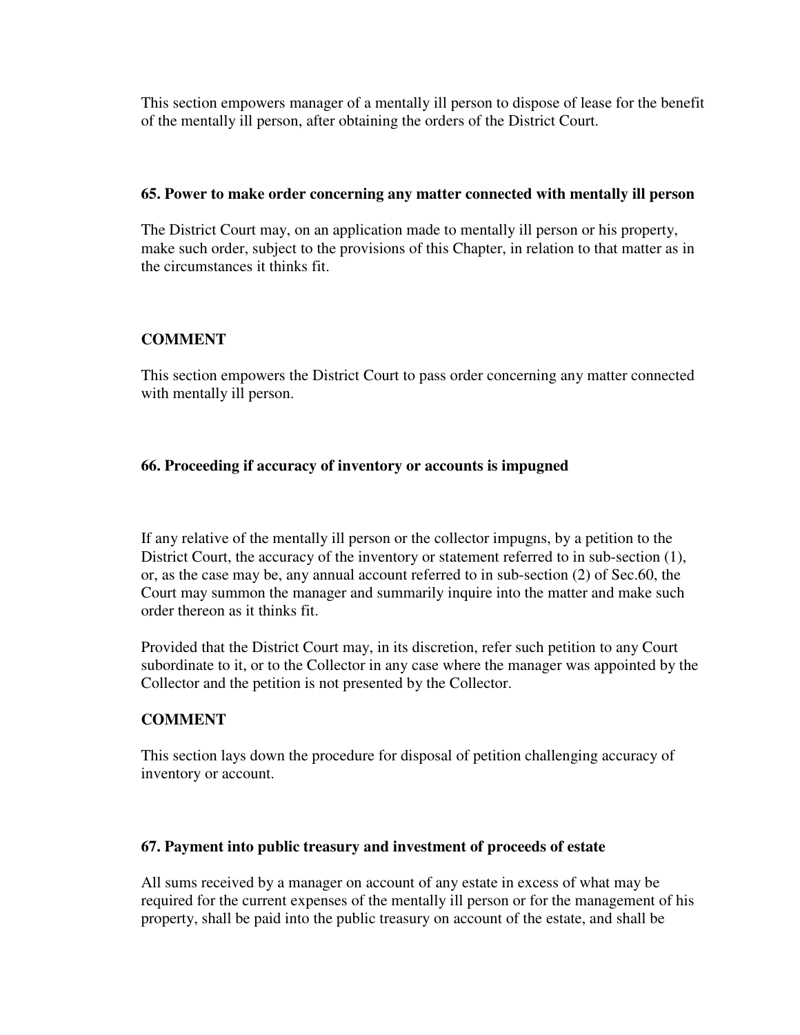This section empowers manager of a mentally ill person to dispose of lease for the benefit of the mentally ill person, after obtaining the orders of the District Court.

### 65. Power to make order concerning any matter connected with mentally ill person

The District Court may, on an application made to mentally ill person or his property, make such order, subject to the provisions of this Chapter, in relation to that matter as in the circumstances it thinks fit.

### COMMENT

This section empowers the District Court to pass order concerning any matter connected with mentally ill person.

### 66. Proceeding if accuracy of inventory or accounts is impugned

If any relative of the mentally ill person or the collector impugns, by a petition to the District Court, the accuracy of the inventory or statement referred to in sub-section (1), or, as the case may be, any annual account referred to in sub-section (2) of Sec.60, the Court may summon the manager and summarily inquire into the matter and make such order thereon as it thinks fit.

Provided that the District Court may, in its discretion, refer such petition to any Court subordinate to it, or to the Collector in any case where the manager was appointed by the Collector and the petition is not presented by the Collector.

### COMMENT

This section lays down the procedure for disposal of petition challenging accuracy of inventory or account.

### 67. Payment into public treasury and investment of proceeds of estate

All sums received by a manager on account of any estate in excess of what may be required for the current expenses of the mentally ill person or for the management of his property, shall be paid into the public treasury on account of the estate, and shall be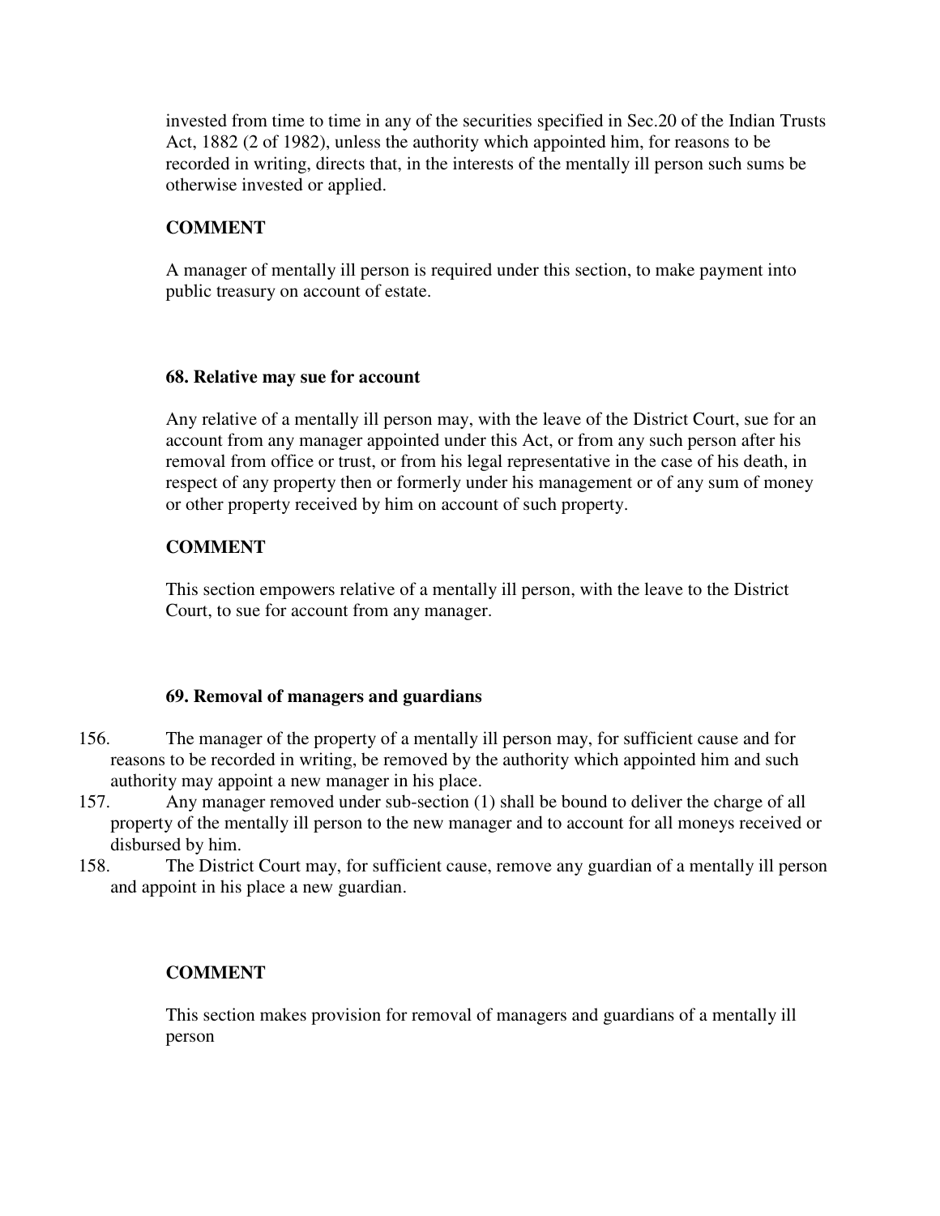invested from time to time in any of the securities specified in Sec.20 of the Indian Trusts Act, 1882 (2 of 1982), unless the authority which appointed him, for reasons to be recorded in writing, directs that, in the interests of the mentally ill person such sums be otherwise invested or applied.

**COMMENT**

A manager of mentally ill person is required under this section, to make payment into public treasury on account of estate.

### 68. Relative may sue for account

Any relative of a mentally ill person may, with the leave of the District Court, sue for an account from any manager appointed under this Act, or from any such person after his removal from office or trust, or from his legal representative in the case of his death, in respect of any property then or formerly under his management or of any sum of money or other property received by him on account of such property.

**COMMENT**

This section empowers relative of a mentally ill person, with the leave to the District Court, to sue for account from any manager.

### 69. Removal of managers and guardians

156. The manager of the property of a mentally ill person may, for sufficient cause and for reasons to be recorded in writing, be removed by the authority which appointed him and such authority may appoint a new manager in his place.
157. Any manager removed under sub-section (1) shall be bound to deliver the charge of all property of the mentally ill person to the new manager and to account for all moneys received or disbursed by him.
158. The District Court may, for sufficient cause, remove any guardian of a mentally ill person and appoint in his place a new guardian.

**COMMENT**

This section makes provision for removal of managers and guardians of a mentally ill person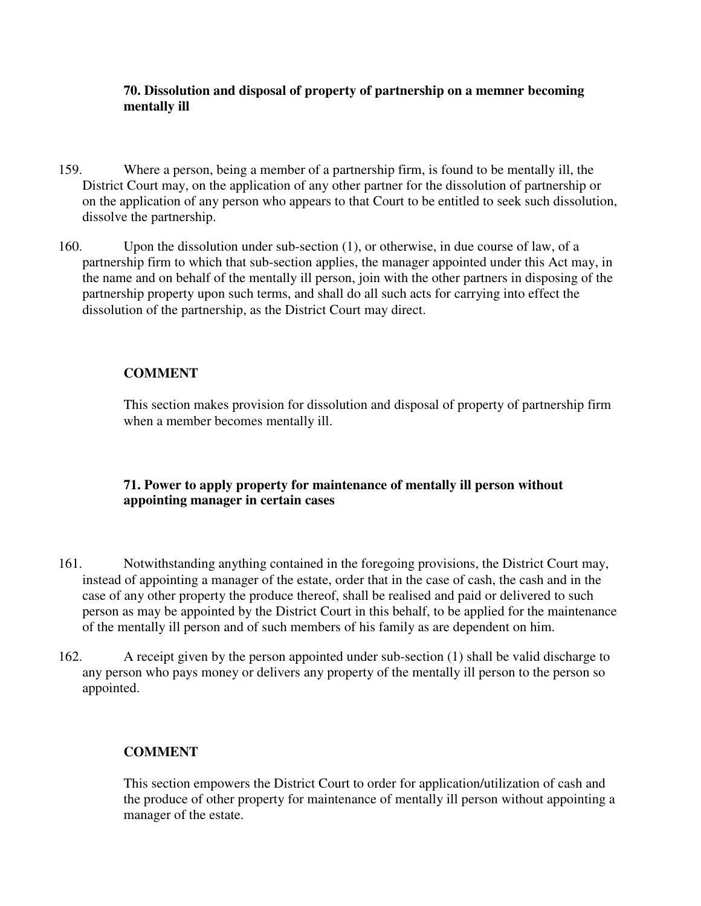**70. Dissolution and disposal of property of partnership on a memner becoming mentally ill**

159. Where a person, being a member of a partnership firm, is found to be mentally ill, the District Court may, on the application of any other partner for the dissolution of partnership or on the application of any person who appears to that Court to be entitled to seek such dissolution, dissolve the partnership.

160. Upon the dissolution under sub-section (1), or otherwise, in due course of law, of a partnership firm to which that sub-section applies, the manager appointed under this Act may, in the name and on behalf of the mentally ill person, join with the other partners in disposing of the partnership property upon such terms, and shall do all such acts for carrying into effect the dissolution of the partnership, as the District Court may direct.

**COMMENT**

This section makes provision for dissolution and disposal of property of partnership firm when a member becomes mentally ill.

**71. Power to apply property for maintenance of mentally ill person without appointing manager in certain cases**

161. Notwithstanding anything contained in the foregoing provisions, the District Court may, instead of appointing a manager of the estate, order that in the case of cash, the cash and in the case of any other property the produce thereof, shall be realised and paid or delivered to such person as may be appointed by the District Court in this behalf, to be applied for the maintenance of the mentally ill person and of such members of his family as are dependent on him.

162. A receipt given by the person appointed under sub-section (1) shall be valid discharge to any person who pays money or delivers any property of the mentally ill person to the person so appointed.

**COMMENT**

This section empowers the District Court to order for application/utilization of cash and the produce of other property for maintenance of mentally ill person without appointing a manager of the estate.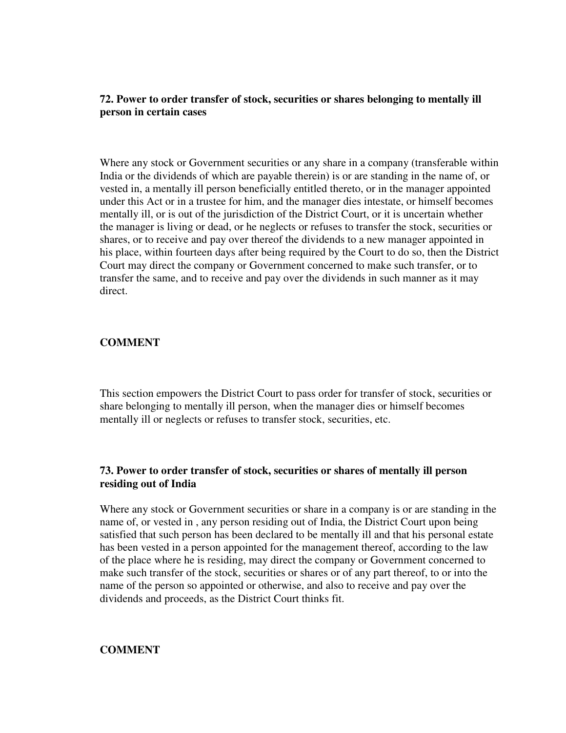### 72. Power to order transfer of stock, securities or shares belonging to mentally ill person in certain cases

Where any stock or Government securities or any share in a company (transferable within India or the dividends of which are payable therein) is or are standing in the name of, or vested in, a mentally ill person beneficially entitled thereto, or in the manager appointed under this Act or in a trustee for him, and the manager dies intestate, or himself becomes mentally ill, or is out of the jurisdiction of the District Court, or it is uncertain whether the manager is living or dead, or he neglects or refuses to transfer the stock, securities or shares, or to receive and pay over thereof the dividends to a new manager appointed in his place, within fourteen days after being required by the Court to do so, then the District Court may direct the company or Government concerned to make such transfer, or to transfer the same, and to receive and pay over the dividends in such manner as it may direct.

**COMMENT**

This section empowers the District Court to pass order for transfer of stock, securities or share belonging to mentally ill person, when the manager dies or himself becomes mentally ill or neglects or refuses to transfer stock, securities, etc.

### 73. Power to order transfer of stock, securities or shares of mentally ill person residing out of India

Where any stock or Government securities or share in a company is or are standing in the name of, or vested in , any person residing out of India, the District Court upon being satisfied that such person has been declared to be mentally ill and that his personal estate has been vested in a person appointed for the management thereof, according to the law of the place where he is residing, may direct the company or Government concerned to make such transfer of the stock, securities or shares or of any part thereof, to or into the name of the person so appointed or otherwise, and also to receive and pay over the dividends and proceeds, as the District Court thinks fit.

**COMMENT**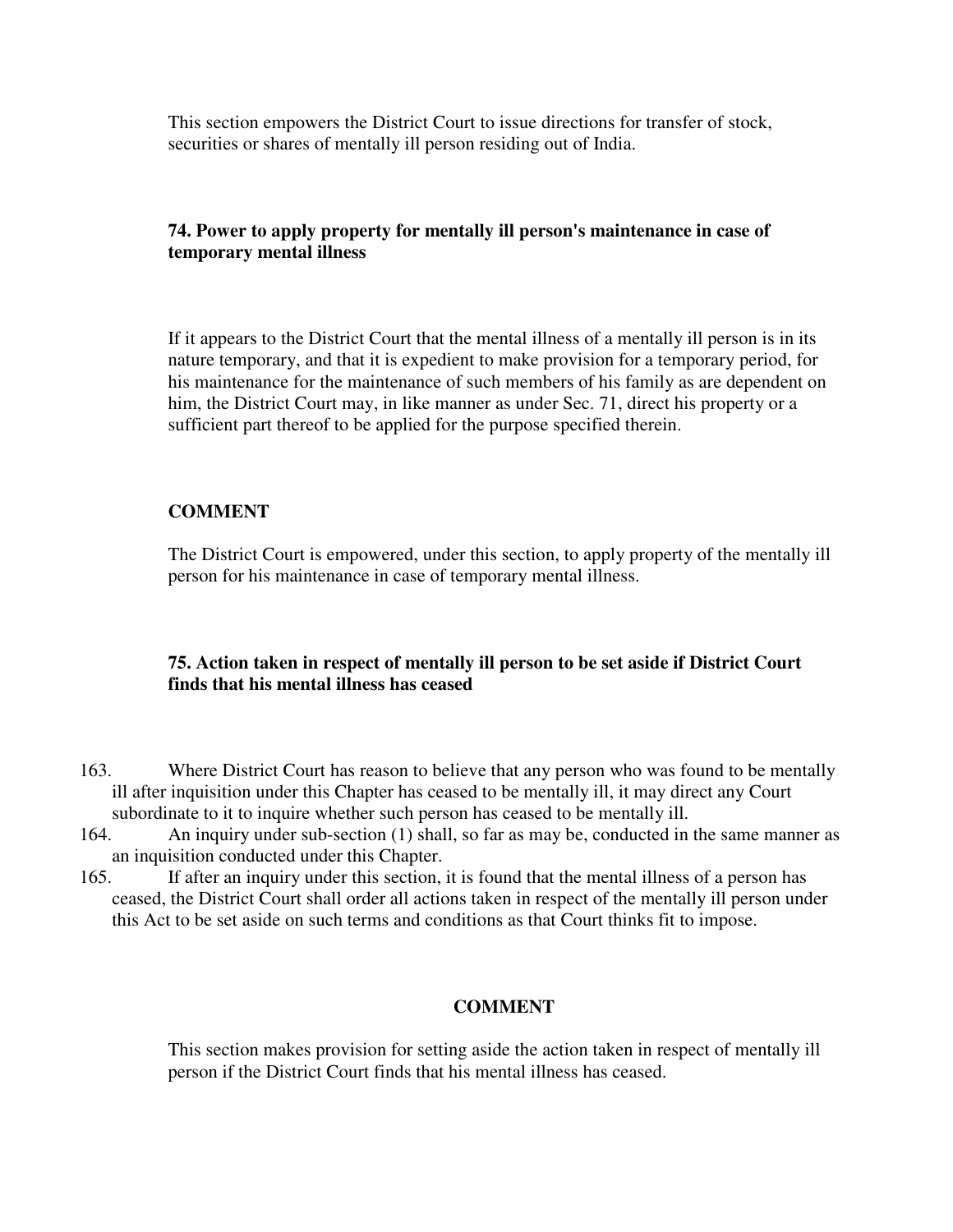This section empowers the District Court to issue directions for transfer of stock, securities or shares of mentally ill person residing out of India.

### 74. Power to apply property for mentally ill person's maintenance in case of temporary mental illness

If it appears to the District Court that the mental illness of a mentally ill person is in its nature temporary, and that it is expedient to make provision for a temporary period, for his maintenance for the maintenance of such members of his family as are dependent on him, the District Court may, in like manner as under Sec. 71, direct his property or a sufficient part thereof to be applied for the purpose specified therein.

**COMMENT**

The District Court is empowered, under this section, to apply property of the mentally ill person for his maintenance in case of temporary mental illness.

### 75. Action taken in respect of mentally ill person to be set aside if District Court finds that his mental illness has ceased

163. Where District Court has reason to believe that any person who was found to be mentally ill after inquisition under this Chapter has ceased to be mentally ill, it may direct any Court subordinate to it to inquire whether such person has ceased to be mentally ill.
164. An inquiry under sub-section (1) shall, so far as may be, conducted in the same manner as an inquisition conducted under this Chapter.
165. If after an inquiry under this section, it is found that the mental illness of a person has ceased, the District Court shall order all actions taken in respect of the mentally ill person under this Act to be set aside on such terms and conditions as that Court thinks fit to impose.

**COMMENT**

This section makes provision for setting aside the action taken in respect of mentally ill person if the District Court finds that his mental illness has ceased.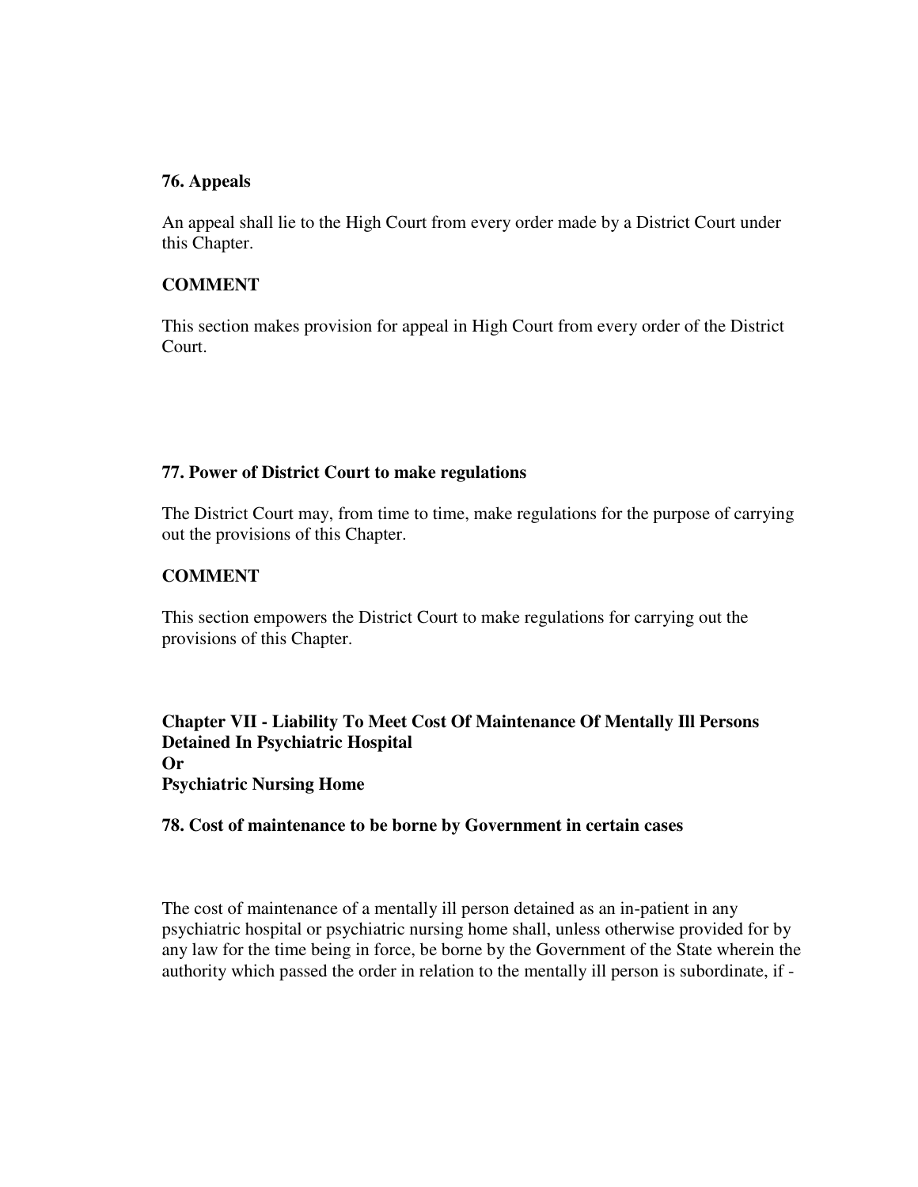### 76. Appeals

An appeal shall lie to the High Court from every order made by a District Court under this Chapter.

#### COMMENT

This section makes provision for appeal in High Court from every order of the District Court.

### 77. Power of District Court to make regulations

The District Court may, from time to time, make regulations for the purpose of carrying out the provisions of this Chapter.

#### COMMENT

This section empowers the District Court to make regulations for carrying out the provisions of this Chapter.

## Chapter VII - Liability To Meet Cost Of Maintenance Of Mentally Ill Persons Detained In Psychiatric Hospital Or Psychiatric Nursing Home

### 78. Cost of maintenance to be borne by Government in certain cases

The cost of maintenance of a mentally ill person detained as an in-patient in any psychiatric hospital or psychiatric nursing home shall, unless otherwise provided for by any law for the time being in force, be borne by the Government of the State wherein the authority which passed the order in relation to the mentally ill person is subordinate, if -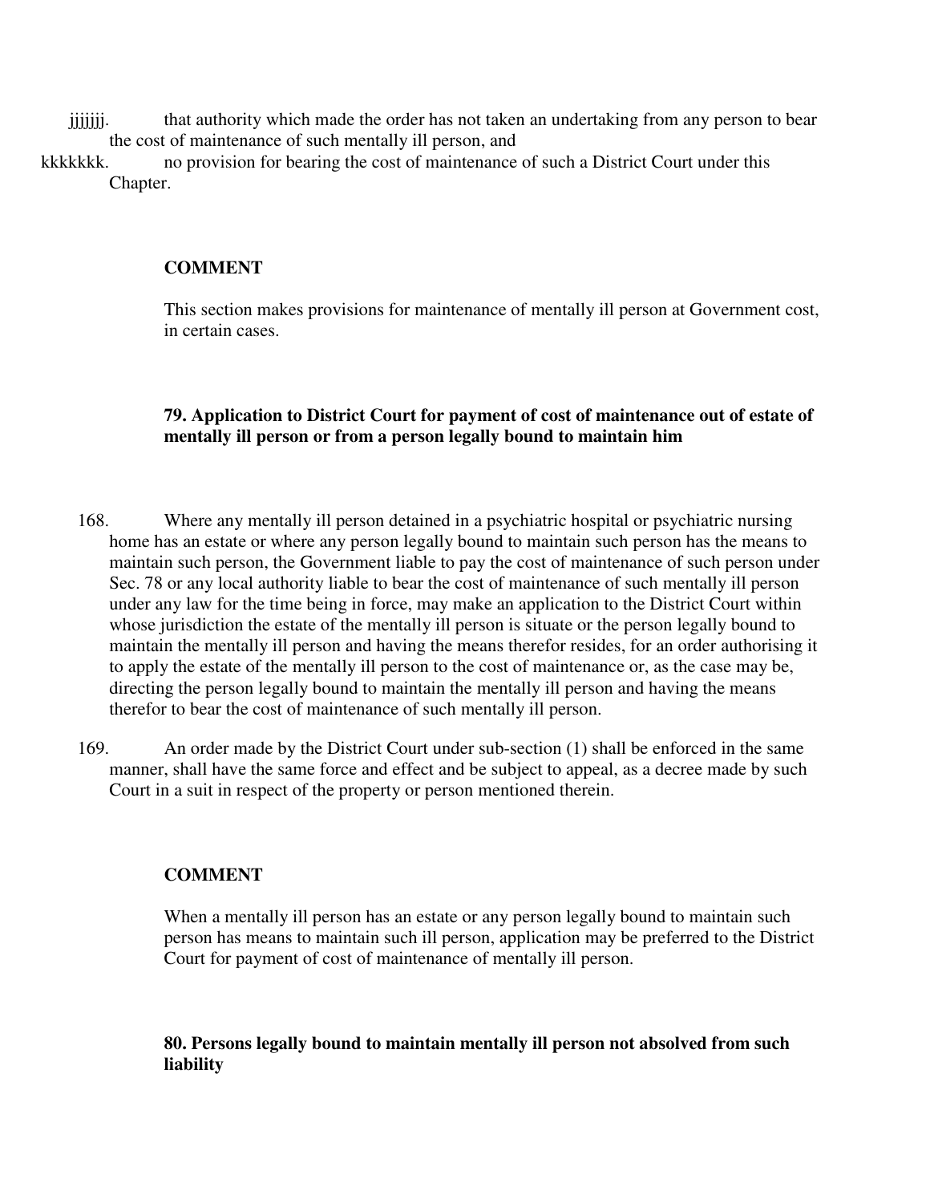jjjjjjj. that authority which made the order has not taken an undertaking from any person to bear the cost of maintenance of such mentally ill person, and

kkkkkkk. no provision for bearing the cost of maintenance of such a District Court under this Chapter.

**COMMENT**

This section makes provisions for maintenance of mentally ill person at Government cost, in certain cases.

**79. Application to District Court for payment of cost of maintenance out of estate of mentally ill person or from a person legally bound to maintain him**

168. Where any mentally ill person detained in a psychiatric hospital or psychiatric nursing home has an estate or where any person legally bound to maintain such person has the means to maintain such person, the Government liable to pay the cost of maintenance of such person under Sec. 78 or any local authority liable to bear the cost of maintenance of such mentally ill person under any law for the time being in force, may make an application to the District Court within whose jurisdiction the estate of the mentally ill person is situate or the person legally bound to maintain the mentally ill person and having the means therefor resides, for an order authorising it to apply the estate of the mentally ill person to the cost of maintenance or, as the case may be, directing the person legally bound to maintain the mentally ill person and having the means therefor to bear the cost of maintenance of such mentally ill person.

169. An order made by the District Court under sub-section (1) shall be enforced in the same manner, shall have the same force and effect and be subject to appeal, as a decree made by such Court in a suit in respect of the property or person mentioned therein.

**COMMENT**

When a mentally ill person has an estate or any person legally bound to maintain such person has means to maintain such ill person, application may be preferred to the District Court for payment of cost of maintenance of mentally ill person.

**80. Persons legally bound to maintain mentally ill person not absolved from such liability**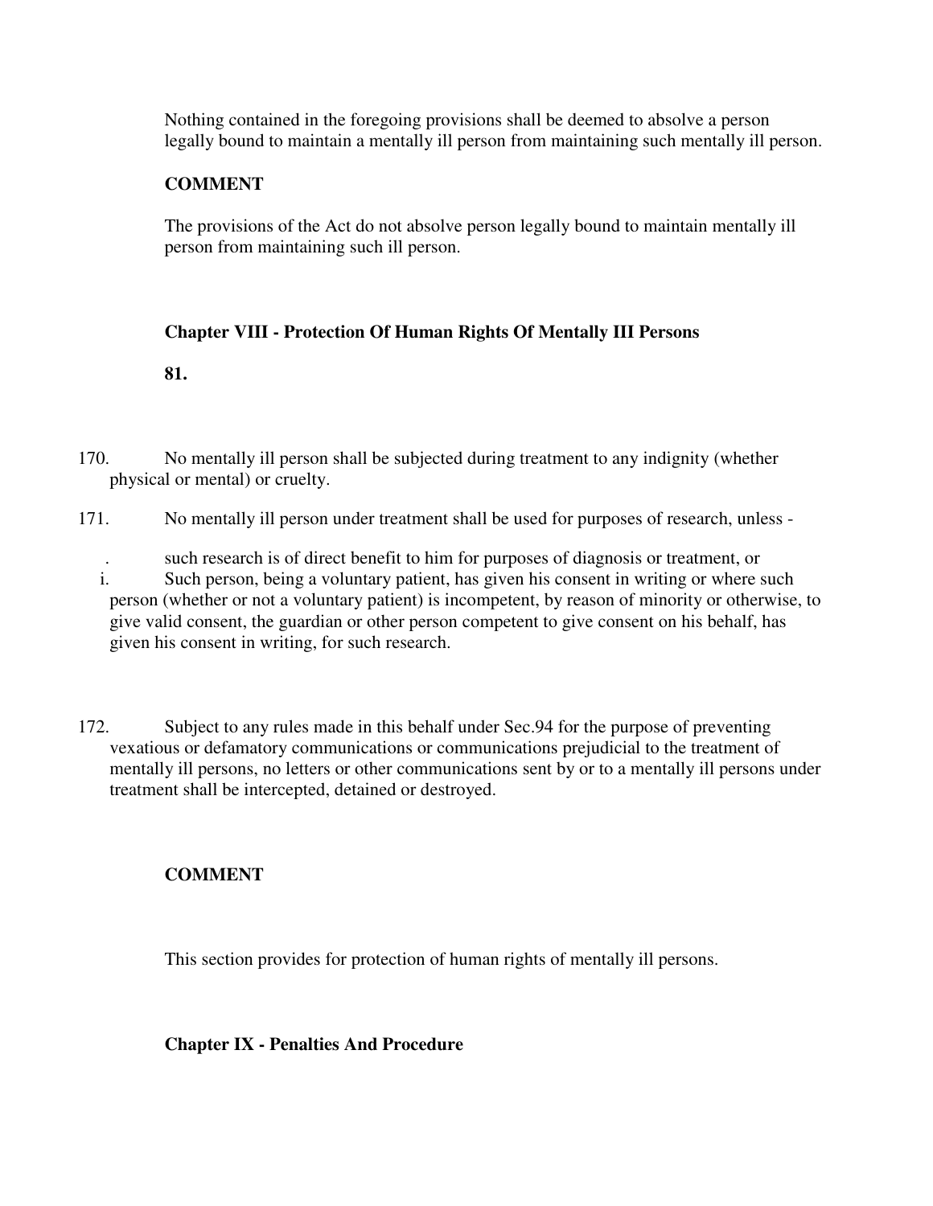Nothing contained in the foregoing provisions shall be deemed to absolve a person legally bound to maintain a mentally ill person from maintaining such mentally ill person.

**COMMENT**

The provisions of the Act do not absolve person legally bound to maintain mentally ill person from maintaining such ill person.

**Chapter VIII - Protection Of Human Rights Of Mentally Ill Persons**

**81.**

170. No mentally ill person shall be subjected during treatment to any indignity (whether physical or mental) or cruelty.

171. No mentally ill person under treatment shall be used for purposes of research, unless -

. such research is of direct benefit to him for purposes of diagnosis or treatment, or

i. Such person, being a voluntary patient, has given his consent in writing or where such person (whether or not a voluntary patient) is incompetent, by reason of minority or otherwise, to give valid consent, the guardian or other person competent to give consent on his behalf, has given his consent in writing, for such research.

172. Subject to any rules made in this behalf under Sec.94 for the purpose of preventing vexatious or defamatory communications or communications prejudicial to the treatment of mentally ill persons, no letters or other communications sent by or to a mentally ill persons under treatment shall be intercepted, detained or destroyed.

**COMMENT**

This section provides for protection of human rights of mentally ill persons.

**Chapter IX - Penalties And Procedure**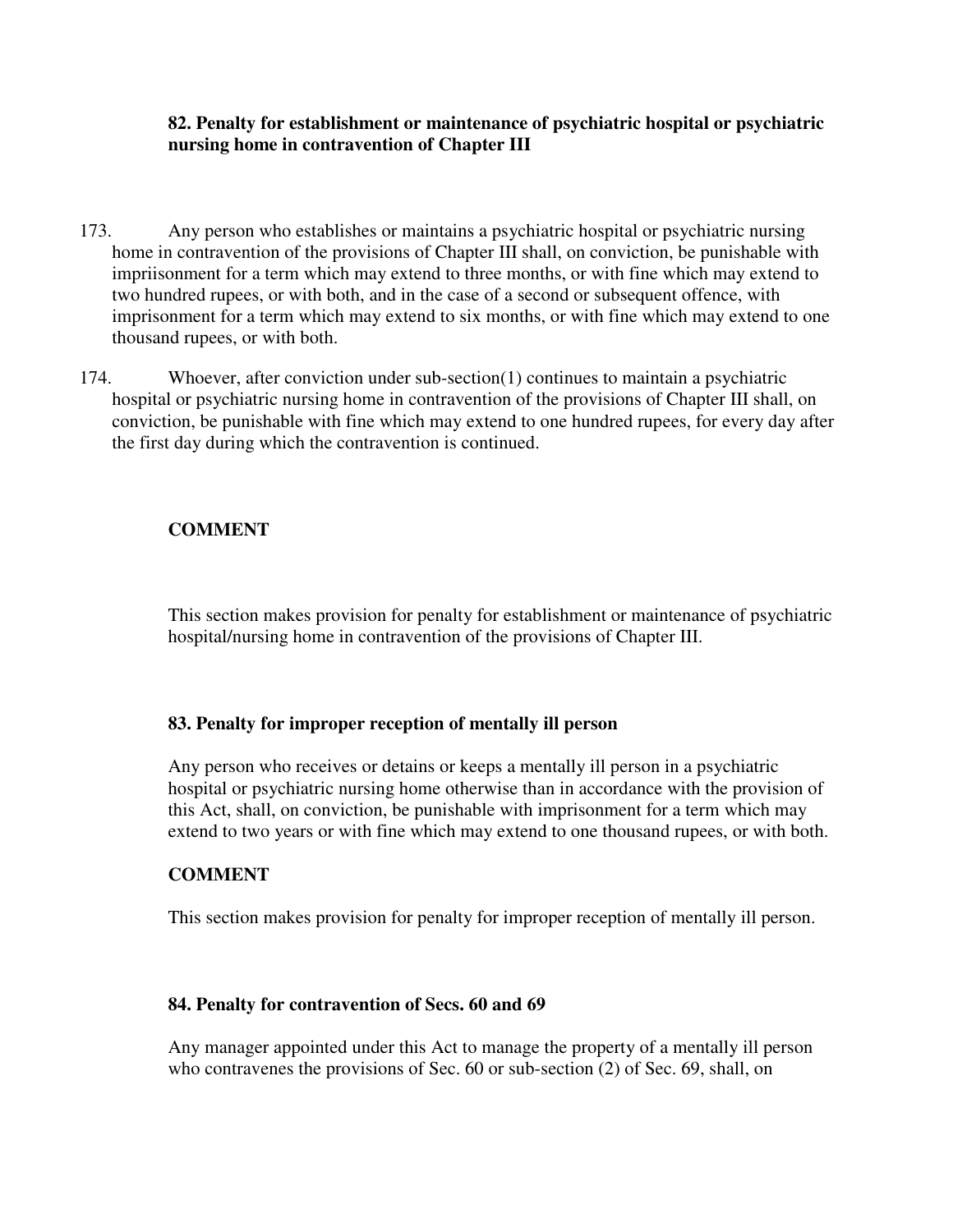**82. Penalty for establishment or maintenance of psychiatric hospital or psychiatric nursing home in contravention of Chapter III**

173. Any person who establishes or maintains a psychiatric hospital or psychiatric nursing home in contravention of the provisions of Chapter III shall, on conviction, be punishable with impriisonment for a term which may extend to three months, or with fine which may extend to two hundred rupees, or with both, and in the case of a second or subsequent offence, with imprisonment for a term which may extend to six months, or with fine which may extend to one thousand rupees, or with both.

174. Whoever, after conviction under sub-section(1) continues to maintain a psychiatric hospital or psychiatric nursing home in contravention of the provisions of Chapter III shall, on conviction, be punishable with fine which may extend to one hundred rupees, for every day after the first day during which the contravention is continued.

**COMMENT**

This section makes provision for penalty for establishment or maintenance of psychiatric hospital/nursing home in contravention of the provisions of Chapter III.

**83. Penalty for improper reception of mentally ill person**

Any person who receives or detains or keeps a mentally ill person in a psychiatric hospital or psychiatric nursing home otherwise than in accordance with the provision of this Act, shall, on conviction, be punishable with imprisonment for a term which may extend to two years or with fine which may extend to one thousand rupees, or with both.

**COMMENT**

This section makes provision for penalty for improper reception of mentally ill person.

**84. Penalty for contravention of Secs. 60 and 69**

Any manager appointed under this Act to manage the property of a mentally ill person who contravenes the provisions of Sec. 60 or sub-section (2) of Sec. 69, shall, on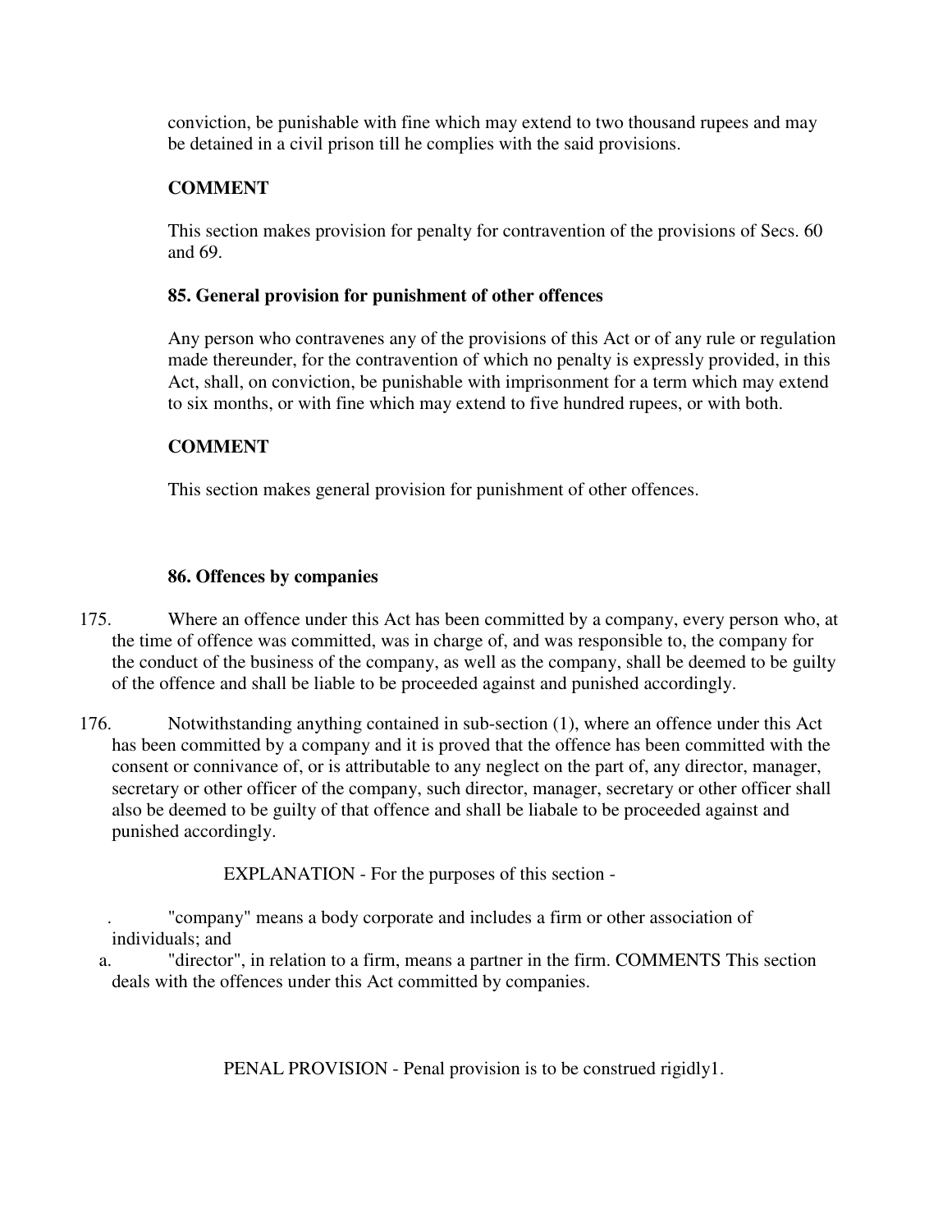conviction, be punishable with fine which may extend to two thousand rupees and may be detained in a civil prison till he complies with the said provisions.

**COMMENT**

This section makes provision for penalty for contravention of the provisions of Secs. 60 and 69.

**85. General provision for punishment of other offences**

Any person who contravenes any of the provisions of this Act or of any rule or regulation made thereunder, for the contravention of which no penalty is expressly provided, in this Act, shall, on conviction, be punishable with imprisonment for a term which may extend to six months, or with fine which may extend to five hundred rupees, or with both.

**COMMENT**

This section makes general provision for punishment of other offences.

**86. Offences by companies**

175. Where an offence under this Act has been committed by a company, every person who, at the time of offence was committed, was in charge of, and was responsible to, the company for the conduct of the business of the company, as well as the company, shall be deemed to be guilty of the offence and shall be liable to be proceeded against and punished accordingly.

176. Notwithstanding anything contained in sub-section (1), where an offence under this Act has been committed by a company and it is proved that the offence has been committed with the consent or connivance of, or is attributable to any neglect on the part of, any director, manager, secretary or other officer of the company, such director, manager, secretary or other officer shall also be deemed to be guilty of that offence and shall be liabale to be proceeded against and punished accordingly.

EXPLANATION - For the purposes of this section -

. "company" means a body corporate and includes a firm or other association of individuals; and

a. "director", in relation to a firm, means a partner in the firm. COMMENTS This section deals with the offences under this Act committed by companies.

PENAL PROVISION - Penal provision is to be construed rigidly1.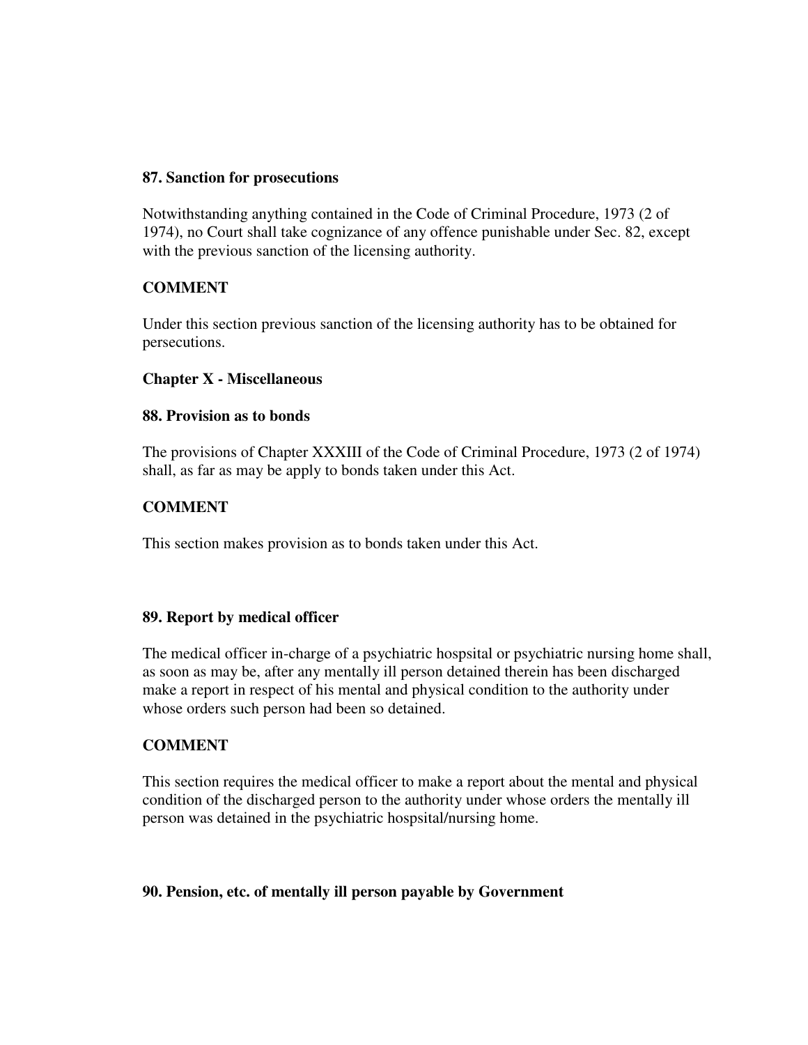**87. Sanction for prosecutions**

Notwithstanding anything contained in the Code of Criminal Procedure, 1973 (2 of 1974), no Court shall take cognizance of any offence punishable under Sec. 82, except with the previous sanction of the licensing authority.

**COMMENT**

Under this section previous sanction of the licensing authority has to be obtained for persecutions.

## Chapter X - Miscellaneous

**88. Provision as to bonds**

The provisions of Chapter XXXIII of the Code of Criminal Procedure, 1973 (2 of 1974) shall, as far as may be apply to bonds taken under this Act.

**COMMENT**

This section makes provision as to bonds taken under this Act.

**89. Report by medical officer**

The medical officer in-charge of a psychiatric hospsital or psychiatric nursing home shall, as soon as may be, after any mentally ill person detained therein has been discharged make a report in respect of his mental and physical condition to the authority under whose orders such person had been so detained.

**COMMENT**

This section requires the medical officer to make a report about the mental and physical condition of the discharged person to the authority under whose orders the mentally ill person was detained in the psychiatric hospsital/nursing home.

**90. Pension, etc. of mentally ill person payable by Government**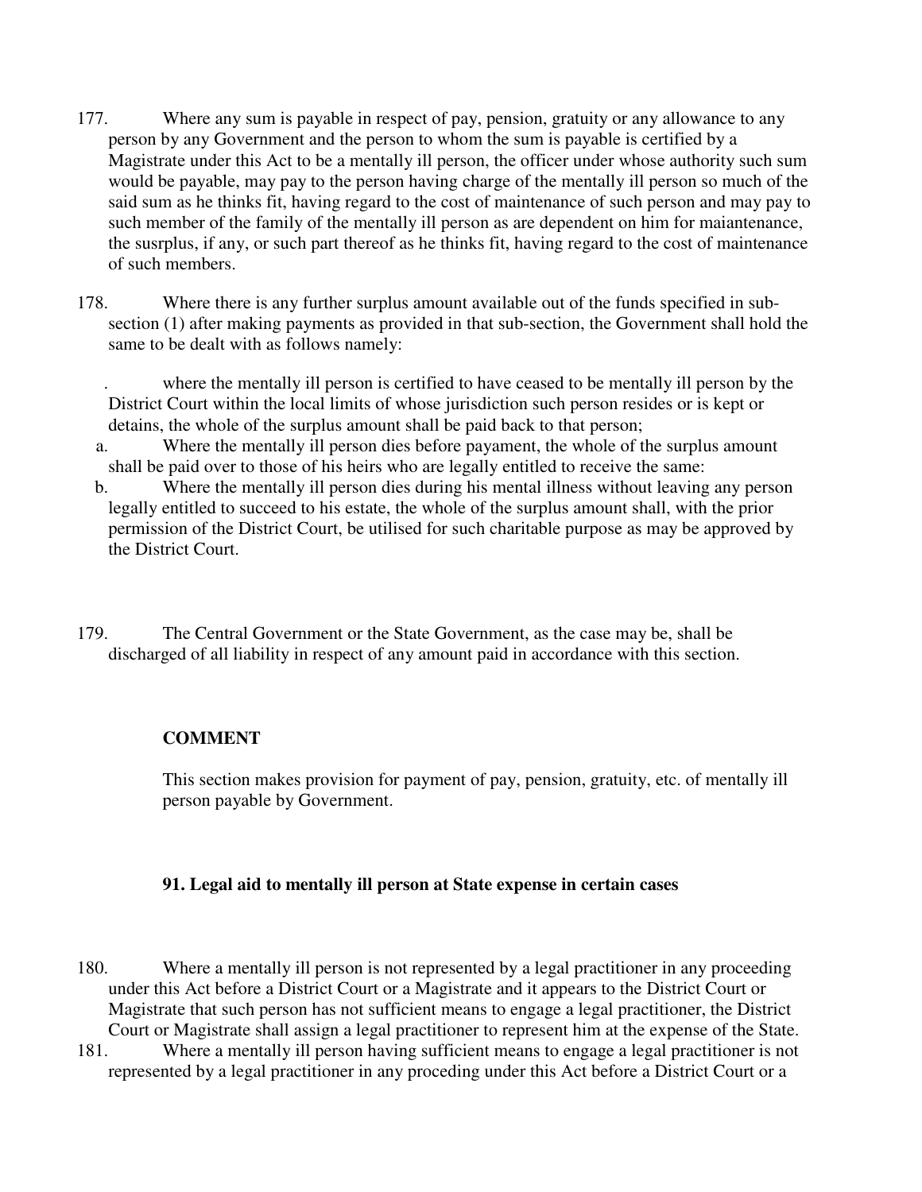177. Where any sum is payable in respect of pay, pension, gratuity or any allowance to any person by any Government and the person to whom the sum is payable is certified by a Magistrate under this Act to be a mentally ill person, the officer under whose authority such sum would be payable, may pay to the person having charge of the mentally ill person so much of the said sum as he thinks fit, having regard to the cost of maintenance of such person and may pay to such member of the family of the mentally ill person as are dependent on him for maiantenance, the susrplus, if any, or such part thereof as he thinks fit, having regard to the cost of maintenance of such members.

178. Where there is any further surplus amount available out of the funds specified in sub-section (1) after making payments as provided in that sub-section, the Government shall hold the same to be dealt with as follows namely:

. where the mentally ill person is certified to have ceased to be mentally ill person by the District Court within the local limits of whose jurisdiction such person resides or is kept or detains, the whole of the surplus amount shall be paid back to that person;

a. Where the mentally ill person dies before payament, the whole of the surplus amount shall be paid over to those of his heirs who are legally entitled to receive the same:

b. Where the mentally ill person dies during his mental illness without leaving any person legally entitled to succeed to his estate, the whole of the surplus amount shall, with the prior permission of the District Court, be utilised for such charitable purpose as may be approved by the District Court.

179. The Central Government or the State Government, as the case may be, shall be discharged of all liability in respect of any amount paid in accordance with this section.

**COMMENT**

This section makes provision for payment of pay, pension, gratuity, etc. of mentally ill person payable by Government.

### 91. Legal aid to mentally ill person at State expense in certain cases

180. Where a mentally ill person is not represented by a legal practitioner in any proceeding under this Act before a District Court or a Magistrate and it appears to the District Court or Magistrate that such person has not sufficient means to engage a legal practitioner, the District Court or Magistrate shall assign a legal practitioner to represent him at the expense of the State.

181. Where a mentally ill person having sufficient means to engage a legal practitioner is not represented by a legal practitioner in any proceding under this Act before a District Court or a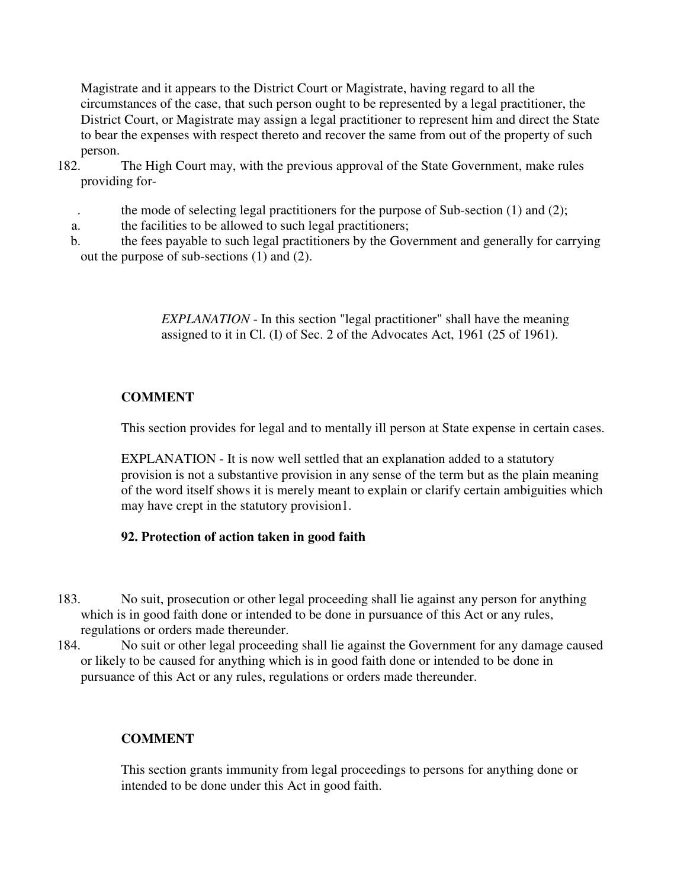Magistrate and it appears to the District Court or Magistrate, having regard to all the circumstances of the case, that such person ought to be represented by a legal practitioner, the District Court, or Magistrate may assign a legal practitioner to represent him and direct the State to bear the expenses with respect thereto and recover the same from out of the property of such person.

182. The High Court may, with the previous approval of the State Government, make rules providing for-

. the mode of selecting legal practitioners for the purpose of Sub-section (1) and (2);

a. the facilities to be allowed to such legal practitioners;

b. the fees payable to such legal practitioners by the Government and generally for carrying out the purpose of sub-sections (1) and (2).

> *EXPLANATION* - In this section "legal practitioner" shall have the meaning assigned to it in Cl. (I) of Sec. 2 of the Advocates Act, 1961 (25 of 1961).

**COMMENT**

This section provides for legal and to mentally ill person at State expense in certain cases.

EXPLANATION - It is now well settled that an explanation added to a statutory provision is not a substantive provision in any sense of the term but as the plain meaning of the word itself shows it is merely meant to explain or clarify certain ambiguities which may have crept in the statutory provision1.

**92. Protection of action taken in good faith**

183. No suit, prosecution or other legal proceeding shall lie against any person for anything which is in good faith done or intended to be done in pursuance of this Act or any rules, regulations or orders made thereunder.

184. No suit or other legal proceeding shall lie against the Government for any damage caused or likely to be caused for anything which is in good faith done or intended to be done in pursuance of this Act or any rules, regulations or orders made thereunder.

**COMMENT**

This section grants immunity from legal proceedings to persons for anything done or intended to be done under this Act in good faith.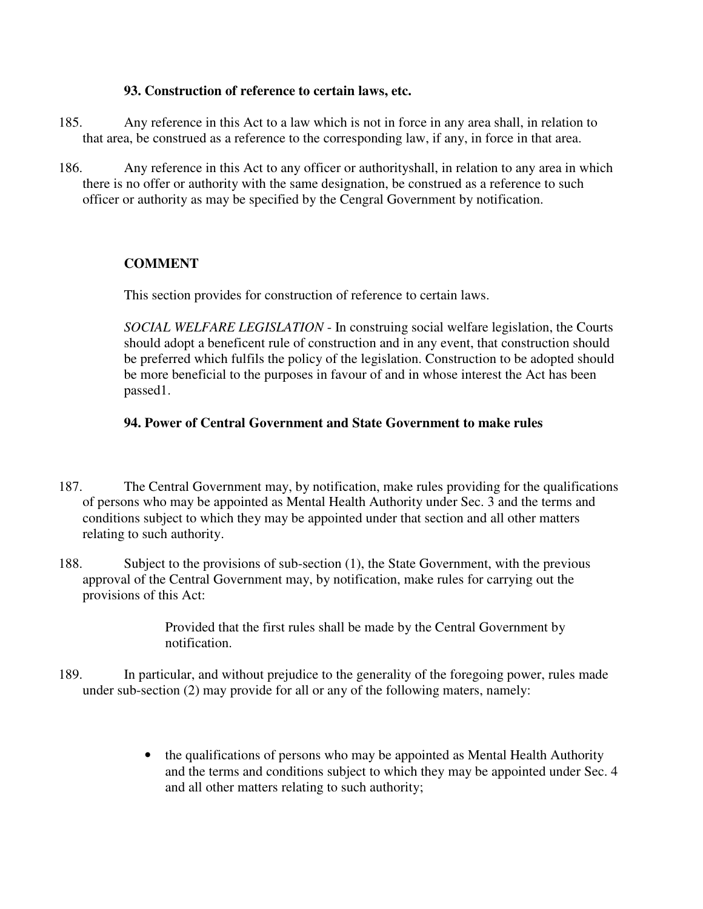### 93. Construction of reference to certain laws, etc.

185. Any reference in this Act to a law which is not in force in any area shall, in relation to that area, be construed as a reference to the corresponding law, if any, in force in that area.

186. Any reference in this Act to any officer or authorityshall, in relation to any area in which there is no offer or authority with the same designation, be construed as a reference to such officer or authority as may be specified by the Cengral Government by notification.

### COMMENT

This section provides for construction of reference to certain laws.

*SOCIAL WELFARE LEGISLATION* - In construing social welfare legislation, the Courts should adopt a beneficent rule of construction and in any event, that construction should be preferred which fulfils the policy of the legislation. Construction to be adopted should be more beneficial to the purposes in favour of and in whose interest the Act has been passed1.

### 94. Power of Central Government and State Government to make rules

187. The Central Government may, by notification, make rules providing for the qualifications of persons who may be appointed as Mental Health Authority under Sec. 3 and the terms and conditions subject to which they may be appointed under that section and all other matters relating to such authority.

188. Subject to the provisions of sub-section (1), the State Government, with the previous approval of the Central Government may, by notification, make rules for carrying out the provisions of this Act:

> Provided that the first rules shall be made by the Central Government by notification.

189. In particular, and without prejudice to the generality of the foregoing power, rules made under sub-section (2) may provide for all or any of the following maters, namely:

- the qualifications of persons who may be appointed as Mental Health Authority and the terms and conditions subject to which they may be appointed under Sec. 4 and all other matters relating to such authority;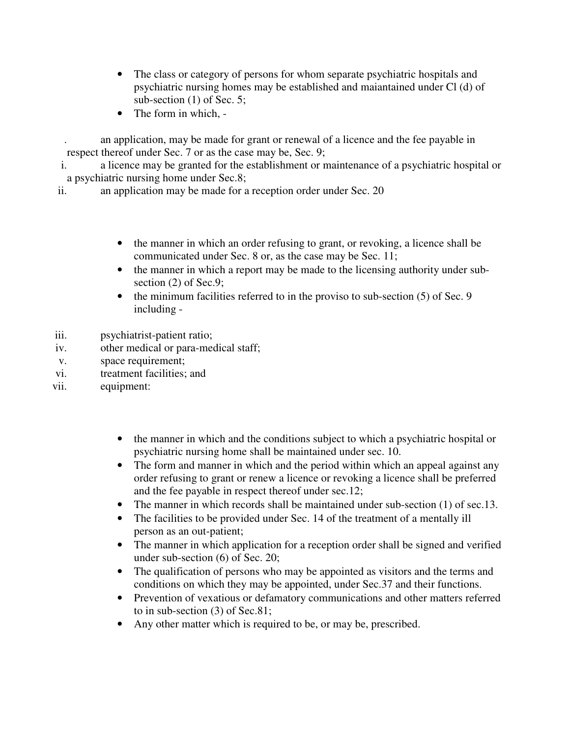- The class or category of persons for whom separate psychiatric hospitals and psychiatric nursing homes may be established and maiantained under Cl (d) of sub-section (1) of Sec. 5;
- The form in which, -

. an application, may be made for grant or renewal of a licence and the fee payable in respect thereof under Sec. 7 or as the case may be, Sec. 9;

i. a licence may be granted for the establishment or maintenance of a psychiatric hospital or a psychiatric nursing home under Sec.8;

ii. an application may be made for a reception order under Sec. 20

- the manner in which an order refusing to grant, or revoking, a licence shall be communicated under Sec. 8 or, as the case may be Sec. 11;
- the manner in which a report may be made to the licensing authority under sub-section (2) of Sec.9;
- the minimum facilities referred to in the proviso to sub-section (5) of Sec. 9 including -

iii. psychiatrist-patient ratio;

iv. other medical or para-medical staff;

v. space requirement;

vi. treatment facilities; and

vii. equipment:

- the manner in which and the conditions subject to which a psychiatric hospital or psychiatric nursing home shall be maintained under sec. 10.
- The form and manner in which and the period within which an appeal against any order refusing to grant or renew a licence or revoking a licence shall be preferred and the fee payable in respect thereof under sec.12;
- The manner in which records shall be maintained under sub-section (1) of sec.13.
- The facilities to be provided under Sec. 14 of the treatment of a mentally ill person as an out-patient;
- The manner in which application for a reception order shall be signed and verified under sub-section (6) of Sec. 20;
- The qualification of persons who may be appointed as visitors and the terms and conditions on which they may be appointed, under Sec.37 and their functions.
- Prevention of vexatious or defamatory communications and other matters referred to in sub-section (3) of Sec.81;
- Any other matter which is required to be, or may be, prescribed.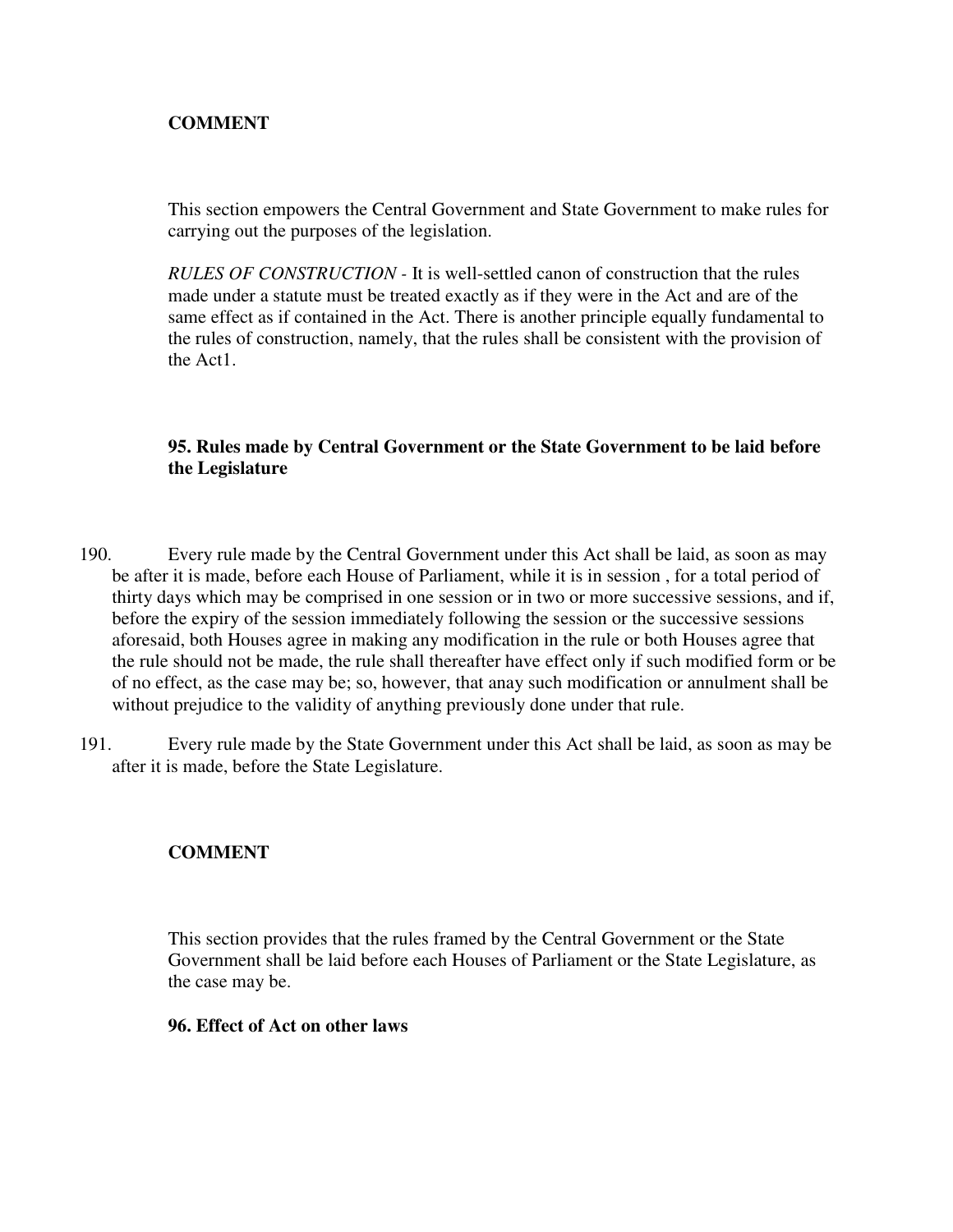**COMMENT**

This section empowers the Central Government and State Government to make rules for carrying out the purposes of the legislation.

*RULES OF CONSTRUCTION* - It is well-settled canon of construction that the rules made under a statute must be treated exactly as if they were in the Act and are of the same effect as if contained in the Act. There is another principle equally fundamental to the rules of construction, namely, that the rules shall be consistent with the provision of the Act1.

**95. Rules made by Central Government or the State Government to be laid before the Legislature**

190. Every rule made by the Central Government under this Act shall be laid, as soon as may be after it is made, before each House of Parliament, while it is in session , for a total period of thirty days which may be comprised in one session or in two or more successive sessions, and if, before the expiry of the session immediately following the session or the successive sessions aforesaid, both Houses agree in making any modification in the rule or both Houses agree that the rule should not be made, the rule shall thereafter have effect only if such modified form or be of no effect, as the case may be; so, however, that anay such modification or annulment shall be without prejudice to the validity of anything previously done under that rule.

191. Every rule made by the State Government under this Act shall be laid, as soon as may be after it is made, before the State Legislature.

**COMMENT**

This section provides that the rules framed by the Central Government or the State Government shall be laid before each Houses of Parliament or the State Legislature, as the case may be.

**96. Effect of Act on other laws**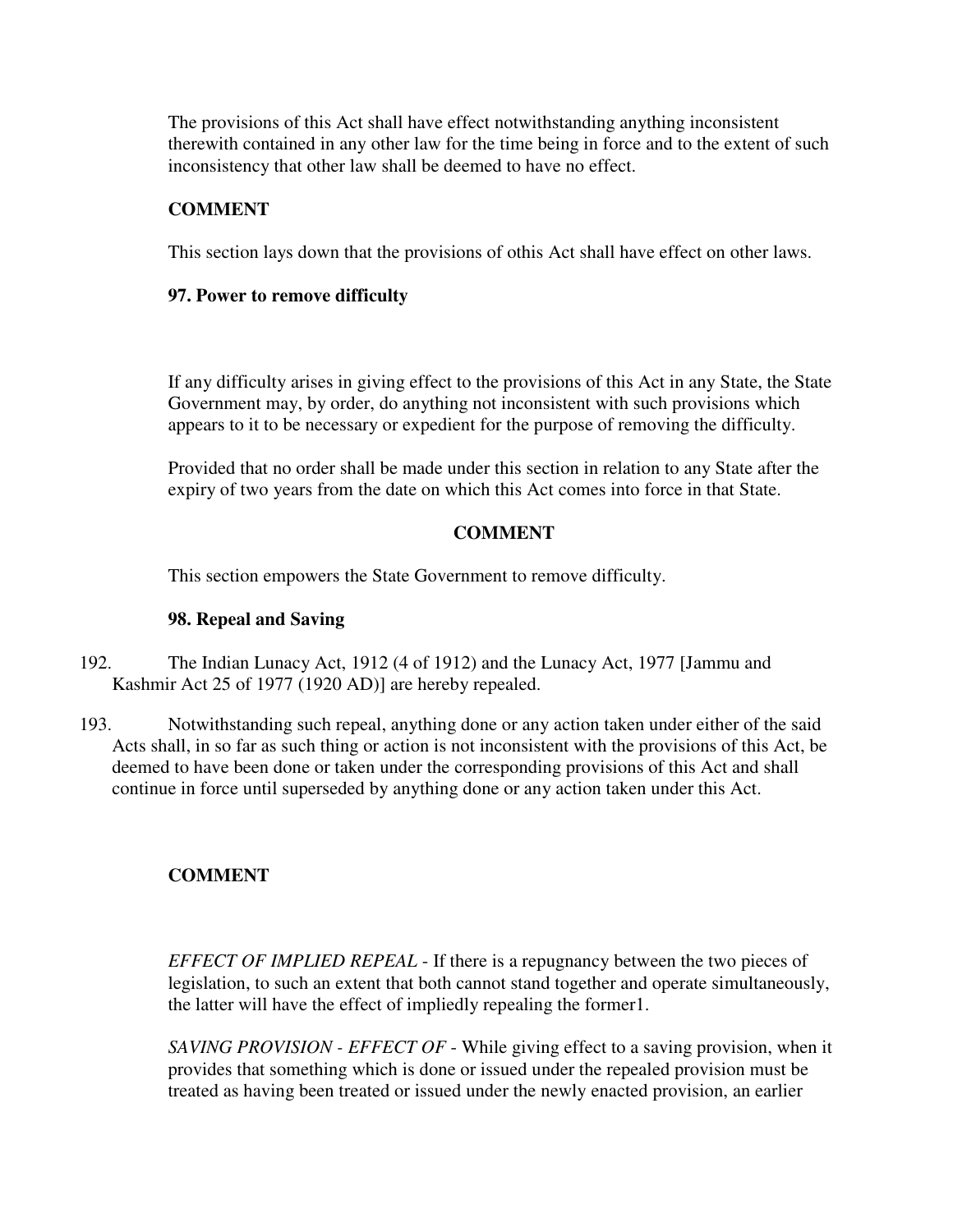The provisions of this Act shall have effect notwithstanding anything inconsistent therewith contained in any other law for the time being in force and to the extent of such inconsistency that other law shall be deemed to have no effect.

**COMMENT**

This section lays down that the provisions of othis Act shall have effect on other laws.

**97. Power to remove difficulty**

If any difficulty arises in giving effect to the provisions of this Act in any State, the State Government may, by order, do anything not inconsistent with such provisions which appears to it to be necessary or expedient for the purpose of removing the difficulty.

Provided that no order shall be made under this section in relation to any State after the expiry of two years from the date on which this Act comes into force in that State.

**COMMENT**

This section empowers the State Government to remove difficulty.

**98. Repeal and Saving**

192. The Indian Lunacy Act, 1912 (4 of 1912) and the Lunacy Act, 1977 [Jammu and Kashmir Act 25 of 1977 (1920 AD)] are hereby repealed.

193. Notwithstanding such repeal, anything done or any action taken under either of the said Acts shall, in so far as such thing or action is not inconsistent with the provisions of this Act, be deemed to have been done or taken under the corresponding provisions of this Act and shall continue in force until superseded by anything done or any action taken under this Act.

**COMMENT**

*EFFECT OF IMPLIED REPEAL* - If there is a repugnancy between the two pieces of legislation, to such an extent that both cannot stand together and operate simultaneously, the latter will have the effect of impliedly repealing the former1.

*SAVING PROVISION - EFFECT OF* - While giving effect to a saving provision, when it provides that something which is done or issued under the repealed provision must be treated as having been treated or issued under the newly enacted provision, an earlier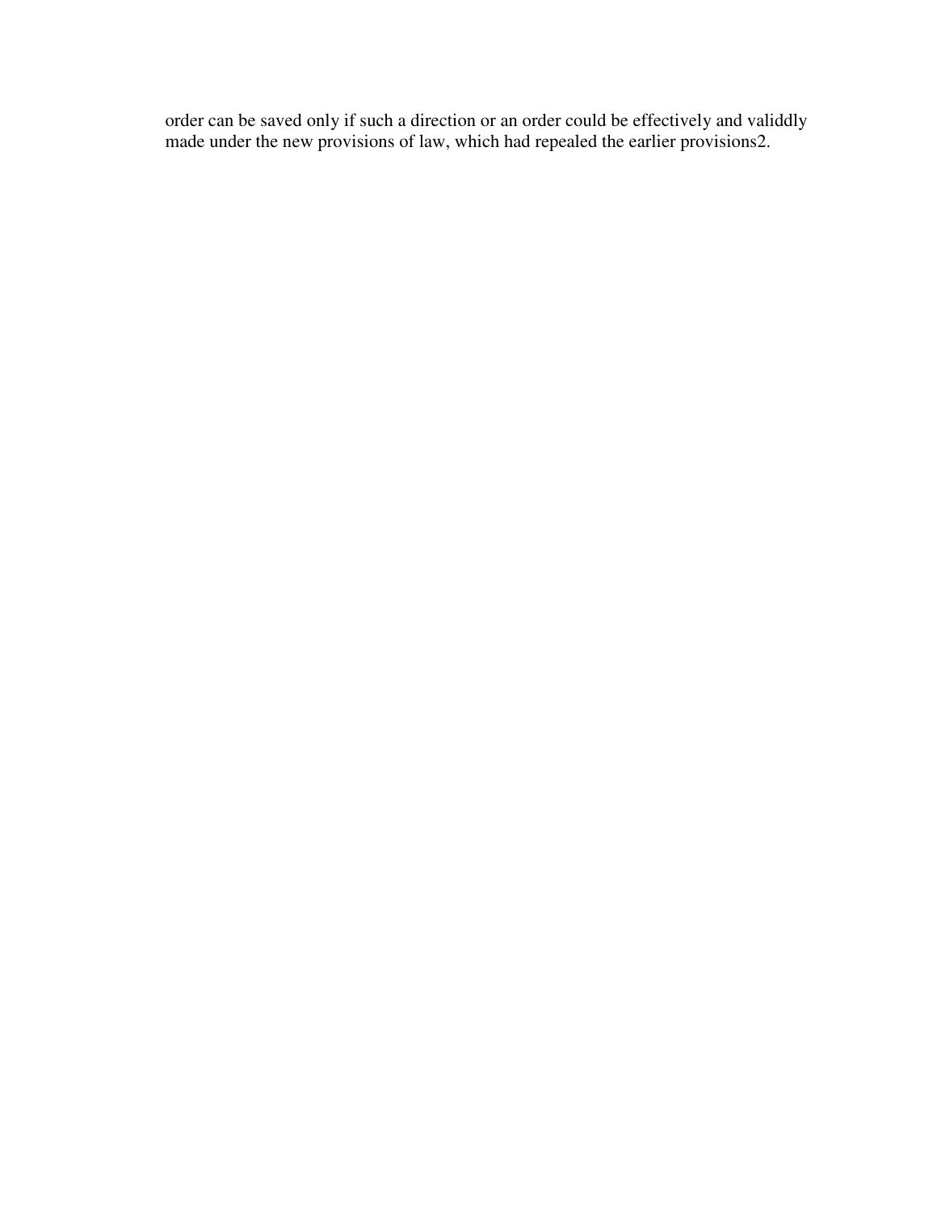order can be saved only if such a direction or an order could be effectively and validdly made under the new provisions of law, which had repealed the earlier provisions2.